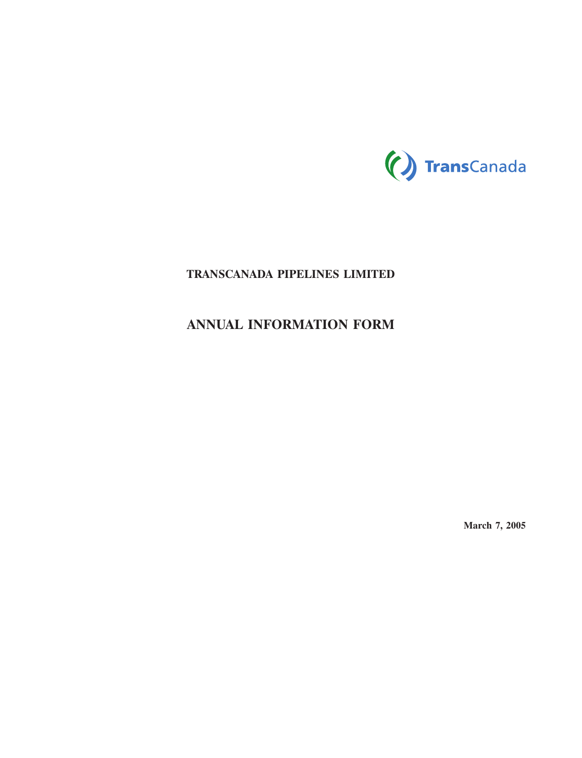TransCanada

**TRANSCANADA PIPELINES LIMITED**

# ANNUAL INFORMATION FORM

**March 7, 2005**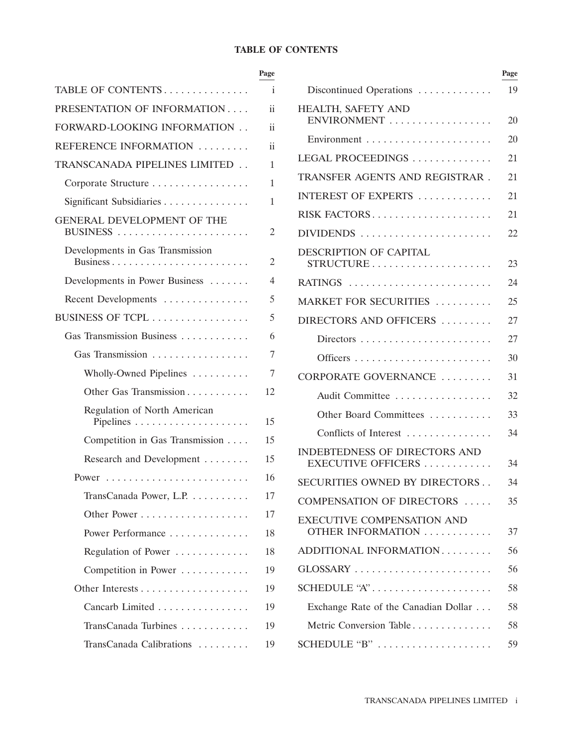# TABLE OF CONTENTS

| | Page |
|---|---|
| TABLE OF CONTENTS | i |
| PRESENTATION OF INFORMATION | ii |
| FORWARD-LOOKING INFORMATION | ii |
| REFERENCE INFORMATION | ii |
| TRANSCANADA PIPELINES LIMITED | 1 |
| Corporate Structure | 1 |
| Significant Subsidiaries | 1 |
| GENERAL DEVELOPMENT OF THE BUSINESS | 2 |
| Developments in Gas Transmission Business | 2 |
| Developments in Power Business | 4 |
| Recent Developments | 5 |
| BUSINESS OF TCPL | 5 |
| Gas Transmission Business | 6 |
| Gas Transmission | 7 |
| Wholly-Owned Pipelines | 7 |
| Other Gas Transmission | 12 |
| Regulation of North American Pipelines | 15 |
| Competition in Gas Transmission | 15 |
| Research and Development | 15 |
| Power | 16 |
| TransCanada Power, L.P. | 17 |
| Other Power | 17 |
| Power Performance | 18 |
| Regulation of Power | 18 |
| Competition in Power | 19 |
| Other Interests | 19 |
| Cancarb Limited | 19 |
| TransCanada Turbines | 19 |
| TransCanada Calibrations | 19 |
| Discontinued Operations | 19 |
| HEALTH, SAFETY AND ENVIRONMENT | 20 |
| Environment | 20 |
| LEGAL PROCEEDINGS | 21 |
| TRANSFER AGENTS AND REGISTRAR | 21 |
| INTEREST OF EXPERTS | 21 |
| RISK FACTORS | 21 |
| DIVIDENDS | 22 |
| DESCRIPTION OF CAPITAL STRUCTURE | 23 |
| RATINGS | 24 |
| MARKET FOR SECURITIES | 25 |
| DIRECTORS AND OFFICERS | 27 |
| Directors | 27 |
| Officers | 30 |
| CORPORATE GOVERNANCE | 31 |
| Audit Committee | 32 |
| Other Board Committees | 33 |
| Conflicts of Interest | 34 |
| INDEBTEDNESS OF DIRECTORS AND EXECUTIVE OFFICERS | 34 |
| SECURITIES OWNED BY DIRECTORS | 34 |
| COMPENSATION OF DIRECTORS | 35 |
| EXECUTIVE COMPENSATION AND OTHER INFORMATION | 37 |
| ADDITIONAL INFORMATION | 56 |
| GLOSSARY | 56 |
| SCHEDULE "A" | 58 |
| Exchange Rate of the Canadian Dollar | 58 |
| Metric Conversion Table | 58 |
| SCHEDULE "B" | 59 |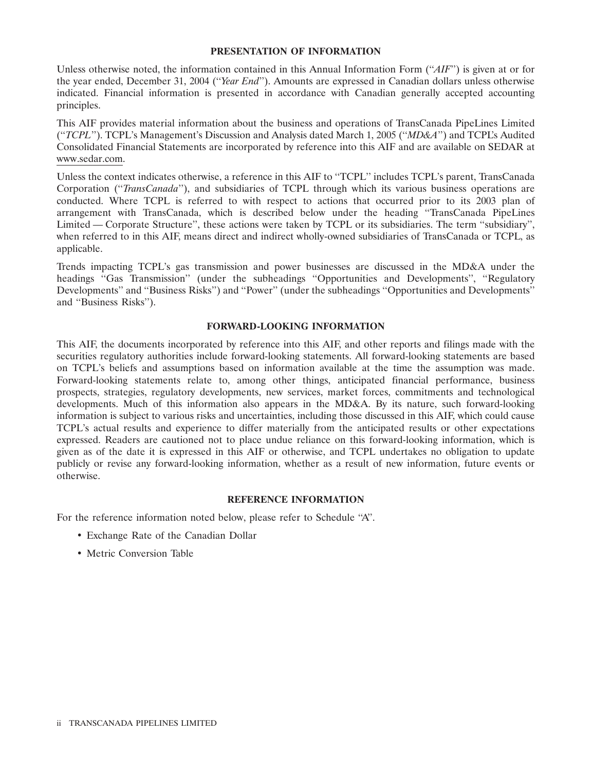## PRESENTATION OF INFORMATION

Unless otherwise noted, the information contained in this Annual Information Form (''*AIF*'') is given at or for the year ended, December 31, 2004 (''*Year End*''). Amounts are expressed in Canadian dollars unless otherwise indicated. Financial information is presented in accordance with Canadian generally accepted accounting principles.

This AIF provides material information about the business and operations of TransCanada PipeLines Limited (''*TCPL*''). TCPL's Management's Discussion and Analysis dated March 1, 2005 (''*MD&A*'') and TCPL's Audited Consolidated Financial Statements are incorporated by reference into this AIF and are available on SEDAR at www.sedar.com.

Unless the context indicates otherwise, a reference in this AIF to ''TCPL'' includes TCPL's parent, TransCanada Corporation (''*TransCanada*''), and subsidiaries of TCPL through which its various business operations are conducted. Where TCPL is referred to with respect to actions that occurred prior to its 2003 plan of arrangement with TransCanada, which is described below under the heading ''TransCanada PipeLines Limited — Corporate Structure'', these actions were taken by TCPL or its subsidiaries. The term ''subsidiary'', when referred to in this AIF, means direct and indirect wholly-owned subsidiaries of TransCanada or TCPL, as applicable.

Trends impacting TCPL's gas transmission and power businesses are discussed in the MD&A under the headings ''Gas Transmission'' (under the subheadings ''Opportunities and Developments'', ''Regulatory Developments'' and ''Business Risks'') and ''Power'' (under the subheadings ''Opportunities and Developments'' and ''Business Risks'').

## FORWARD-LOOKING INFORMATION

This AIF, the documents incorporated by reference into this AIF, and other reports and filings made with the securities regulatory authorities include forward-looking statements. All forward-looking statements are based on TCPL's beliefs and assumptions based on information available at the time the assumption was made. Forward-looking statements relate to, among other things, anticipated financial performance, business prospects, strategies, regulatory developments, new services, market forces, commitments and technological developments. Much of this information also appears in the MD&A. By its nature, such forward-looking information is subject to various risks and uncertainties, including those discussed in this AIF, which could cause TCPL's actual results and experience to differ materially from the anticipated results or other expectations expressed. Readers are cautioned not to place undue reliance on this forward-looking information, which is given as of the date it is expressed in this AIF or otherwise, and TCPL undertakes no obligation to update publicly or revise any forward-looking information, whether as a result of new information, future events or otherwise.

## REFERENCE INFORMATION

For the reference information noted below, please refer to Schedule ''A''.

- Exchange Rate of the Canadian Dollar
- Metric Conversion Table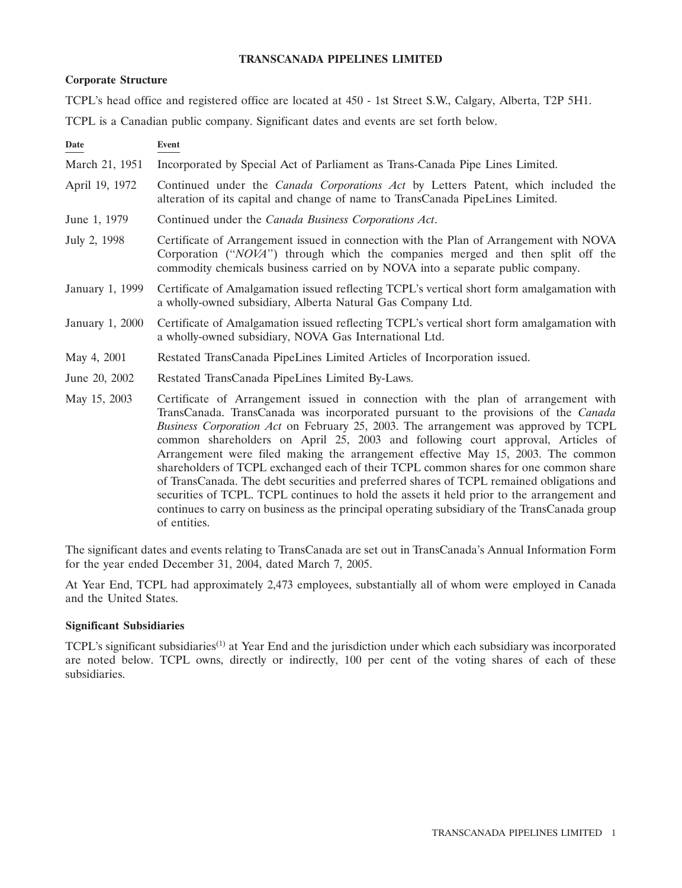# TRANSCANADA PIPELINES LIMITED

## Corporate Structure

TCPL's head office and registered office are located at 450 - 1st Street S.W., Calgary, Alberta, T2P 5H1.

TCPL is a Canadian public company. Significant dates and events are set forth below.

| Date | Event |
| --- | --- |
| March 21, 1951 | Incorporated by Special Act of Parliament as Trans-Canada Pipe Lines Limited. |
| April 19, 1972 | Continued under the *Canada Corporations Act* by Letters Patent, which included the alteration of its capital and change of name to TransCanada PipeLines Limited. |
| June 1, 1979 | Continued under the *Canada Business Corporations Act*. |
| July 2, 1998 | Certificate of Arrangement issued in connection with the Plan of Arrangement with NOVA Corporation ("*NOVA*") through which the companies merged and then split off the commodity chemicals business carried on by NOVA into a separate public company. |
| January 1, 1999 | Certificate of Amalgamation issued reflecting TCPL's vertical short form amalgamation with a wholly-owned subsidiary, Alberta Natural Gas Company Ltd. |
| January 1, 2000 | Certificate of Amalgamation issued reflecting TCPL's vertical short form amalgamation with a wholly-owned subsidiary, NOVA Gas International Ltd. |
| May 4, 2001 | Restated TransCanada PipeLines Limited Articles of Incorporation issued. |
| June 20, 2002 | Restated TransCanada PipeLines Limited By-Laws. |
| May 15, 2003 | Certificate of Arrangement issued in connection with the plan of arrangement with TransCanada. TransCanada was incorporated pursuant to the provisions of the *Canada Business Corporation Act* on February 25, 2003. The arrangement was approved by TCPL common shareholders on April 25, 2003 and following court approval, Articles of Arrangement were filed making the arrangement effective May 15, 2003. The common shareholders of TCPL exchanged each of their TCPL common shares for one common share of TransCanada. The debt securities and preferred shares of TCPL remained obligations and securities of TCPL. TCPL continues to hold the assets it held prior to the arrangement and continues to carry on business as the principal operating subsidiary of the TransCanada group of entities. |

The significant dates and events relating to TransCanada are set out in TransCanada's Annual Information Form for the year ended December 31, 2004, dated March 7, 2005.

At Year End, TCPL had approximately 2,473 employees, substantially all of whom were employed in Canada and the United States.

## Significant Subsidiaries

TCPL's significant subsidiaries[(1)] at Year End and the jurisdiction under which each subsidiary was incorporated are noted below. TCPL owns, directly or indirectly, 100 per cent of the voting shares of each of these subsidiaries.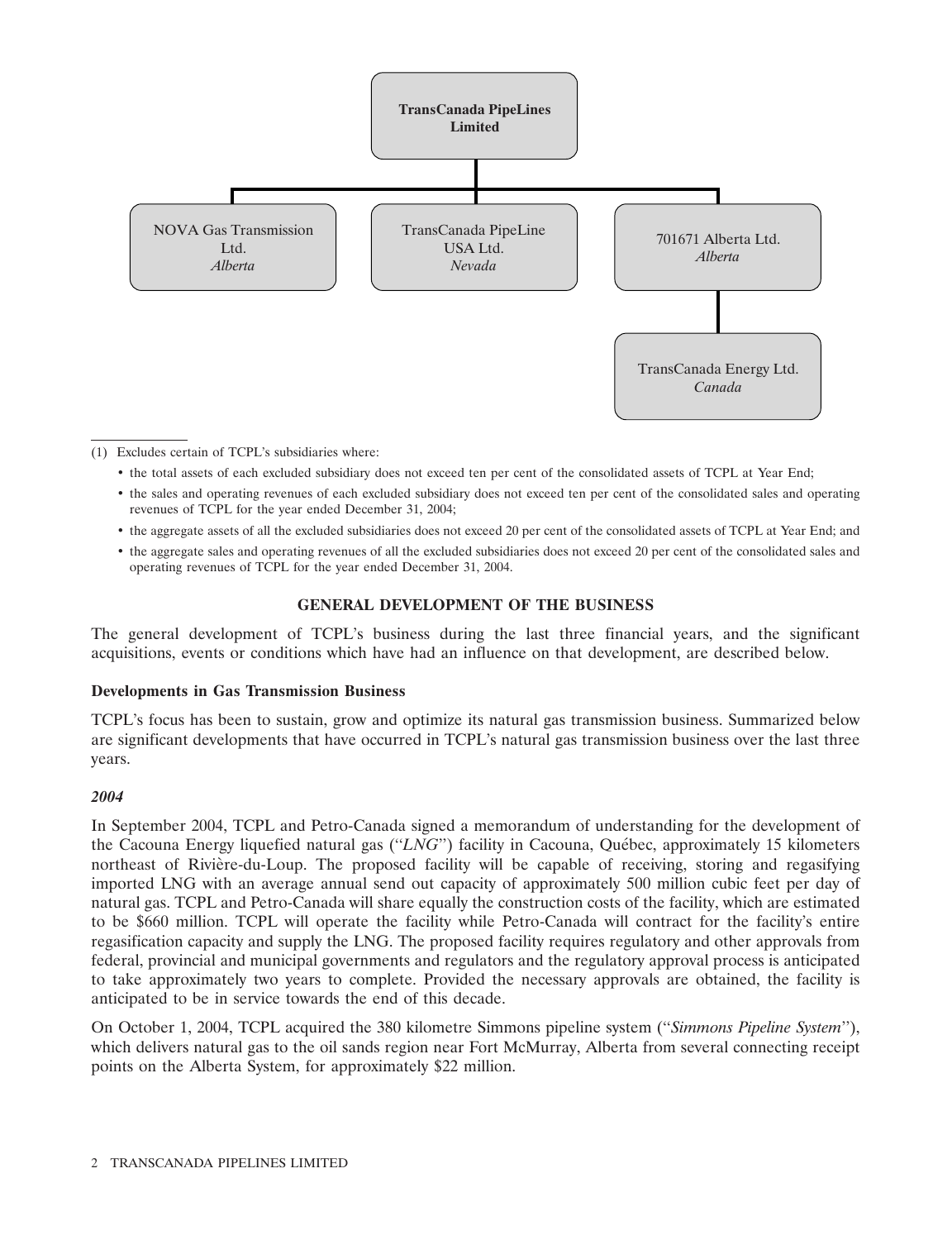TransCanada PipeLines Limited

- NOVA Gas Transmission Ltd. *Alberta*
- TransCanada PipeLine USA Ltd. *Nevada*
- 701671 Alberta Ltd. *Alberta*
  - TransCanada Energy Ltd. *Canada*

(1) Excludes certain of TCPL's subsidiaries where:

- the total assets of each excluded subsidiary does not exceed ten per cent of the consolidated assets of TCPL at Year End;
- the sales and operating revenues of each excluded subsidiary does not exceed ten per cent of the consolidated sales and operating revenues of TCPL for the year ended December 31, 2004;
- the aggregate assets of all the excluded subsidiaries does not exceed 20 per cent of the consolidated assets of TCPL at Year End; and
- the aggregate sales and operating revenues of all the excluded subsidiaries does not exceed 20 per cent of the consolidated sales and operating revenues of TCPL for the year ended December 31, 2004.

## GENERAL DEVELOPMENT OF THE BUSINESS

The general development of TCPL's business during the last three financial years, and the significant acquisitions, events or conditions which have had an influence on that development, are described below.

### Developments in Gas Transmission Business

TCPL's focus has been to sustain, grow and optimize its natural gas transmission business. Summarized below are significant developments that have occurred in TCPL's natural gas transmission business over the last three years.

#### *2004*

In September 2004, TCPL and Petro-Canada signed a memorandum of understanding for the development of the Cacouna Energy liquefied natural gas ("*LNG*") facility in Cacouna, Québec, approximately 15 kilometers northeast of Rivière-du-Loup. The proposed facility will be capable of receiving, storing and regasifying imported LNG with an average annual send out capacity of approximately 500 million cubic feet per day of natural gas. TCPL and Petro-Canada will share equally the construction costs of the facility, which are estimated to be $660 million. TCPL will operate the facility while Petro-Canada will contract for the facility's entire regasification capacity and supply the LNG. The proposed facility requires regulatory and other approvals from federal, provincial and municipal governments and regulators and the regulatory approval process is anticipated to take approximately two years to complete. Provided the necessary approvals are obtained, the facility is anticipated to be in service towards the end of this decade.

On October 1, 2004, TCPL acquired the 380 kilometre Simmons pipeline system ("*Simmons Pipeline System*"), which delivers natural gas to the oil sands region near Fort McMurray, Alberta from several connecting receipt points on the Alberta System, for approximately $22 million.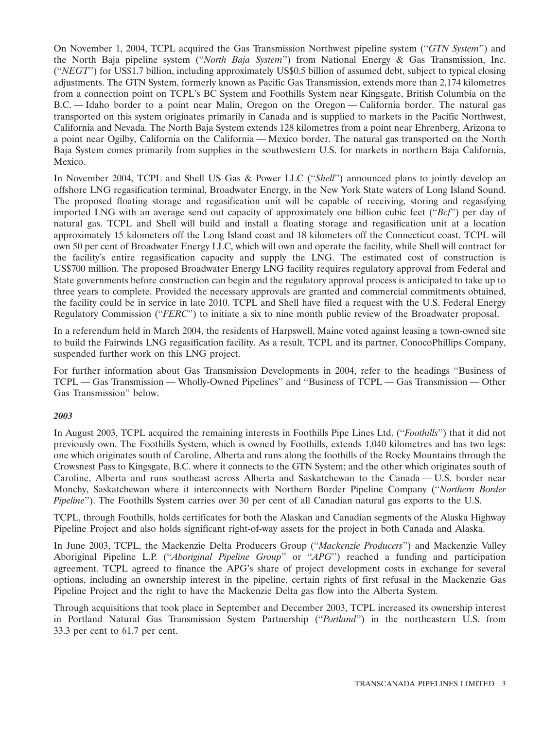On November 1, 2004, TCPL acquired the Gas Transmission Northwest pipeline system (''*GTN System*'') and the North Baja pipeline system (''*North Baja System*'') from National Energy & Gas Transmission, Inc. (''*NEGT*'') for US$1.7 billion, including approximately US$0.5 billion of assumed debt, subject to typical closing adjustments. The GTN System, formerly known as Pacific Gas Transmission, extends more than 2,174 kilometres from a connection point on TCPL's BC System and Foothills System near Kingsgate, British Columbia on the B.C. — Idaho border to a point near Malin, Oregon on the Oregon — California border. The natural gas transported on this system originates primarily in Canada and is supplied to markets in the Pacific Northwest, California and Nevada. The North Baja System extends 128 kilometres from a point near Ehrenberg, Arizona to a point near Ogilby, California on the California — Mexico border. The natural gas transported on the North Baja System comes primarily from supplies in the southwestern U.S. for markets in northern Baja California, Mexico.

In November 2004, TCPL and Shell US Gas & Power LLC (''*Shell*'') announced plans to jointly develop an offshore LNG regasification terminal, Broadwater Energy, in the New York State waters of Long Island Sound. The proposed floating storage and regasification unit will be capable of receiving, storing and regasifying imported LNG with an average send out capacity of approximately one billion cubic feet (''*Bcf*'') per day of natural gas. TCPL and Shell will build and install a floating storage and regasification unit at a location approximately 15 kilometers off the Long Island coast and 18 kilometers off the Connecticut coast. TCPL will own 50 per cent of Broadwater Energy LLC, which will own and operate the facility, while Shell will contract for the facility's entire regasification capacity and supply the LNG. The estimated cost of construction is US$700 million. The proposed Broadwater Energy LNG facility requires regulatory approval from Federal and State governments before construction can begin and the regulatory approval process is anticipated to take up to three years to complete. Provided the necessary approvals are granted and commercial commitments obtained, the facility could be in service in late 2010. TCPL and Shell have filed a request with the U.S. Federal Energy Regulatory Commission (''*FERC*'') to initiate a six to nine month public review of the Broadwater proposal.

In a referendum held in March 2004, the residents of Harpswell, Maine voted against leasing a town-owned site to build the Fairwinds LNG regasification facility. As a result, TCPL and its partner, ConocoPhillips Company, suspended further work on this LNG project.

For further information about Gas Transmission Developments in 2004, refer to the headings ''Business of TCPL — Gas Transmission — Wholly-Owned Pipelines'' and ''Business of TCPL — Gas Transmission — Other Gas Transmission'' below.

***2003***

In August 2003, TCPL acquired the remaining interests in Foothills Pipe Lines Ltd. (''*Foothills*'') that it did not previously own. The Foothills System, which is owned by Foothills, extends 1,040 kilometres and has two legs: one which originates south of Caroline, Alberta and runs along the foothills of the Rocky Mountains through the Crowsnest Pass to Kingsgate, B.C. where it connects to the GTN System; and the other which originates south of Caroline, Alberta and runs southeast across Alberta and Saskatchewan to the Canada — U.S. border near Monchy, Saskatchewan where it interconnects with Northern Border Pipeline Company (''*Northern Border Pipeline*''). The Foothills System carries over 30 per cent of all Canadian natural gas exports to the U.S.

TCPL, through Foothills, holds certificates for both the Alaskan and Canadian segments of the Alaska Highway Pipeline Project and also holds significant right-of-way assets for the project in both Canada and Alaska.

In June 2003, TCPL, the Mackenzie Delta Producers Group (''*Mackenzie Producers*'') and Mackenzie Valley Aboriginal Pipeline L.P. (''*Aboriginal Pipeline Group*'' or ''*APG*'') reached a funding and participation agreement. TCPL agreed to finance the APG's share of project development costs in exchange for several options, including an ownership interest in the pipeline, certain rights of first refusal in the Mackenzie Gas Pipeline Project and the right to have the Mackenzie Delta gas flow into the Alberta System.

Through acquisitions that took place in September and December 2003, TCPL increased its ownership interest in Portland Natural Gas Transmission System Partnership (''*Portland*'') in the northeastern U.S. from 33.3 per cent to 61.7 per cent.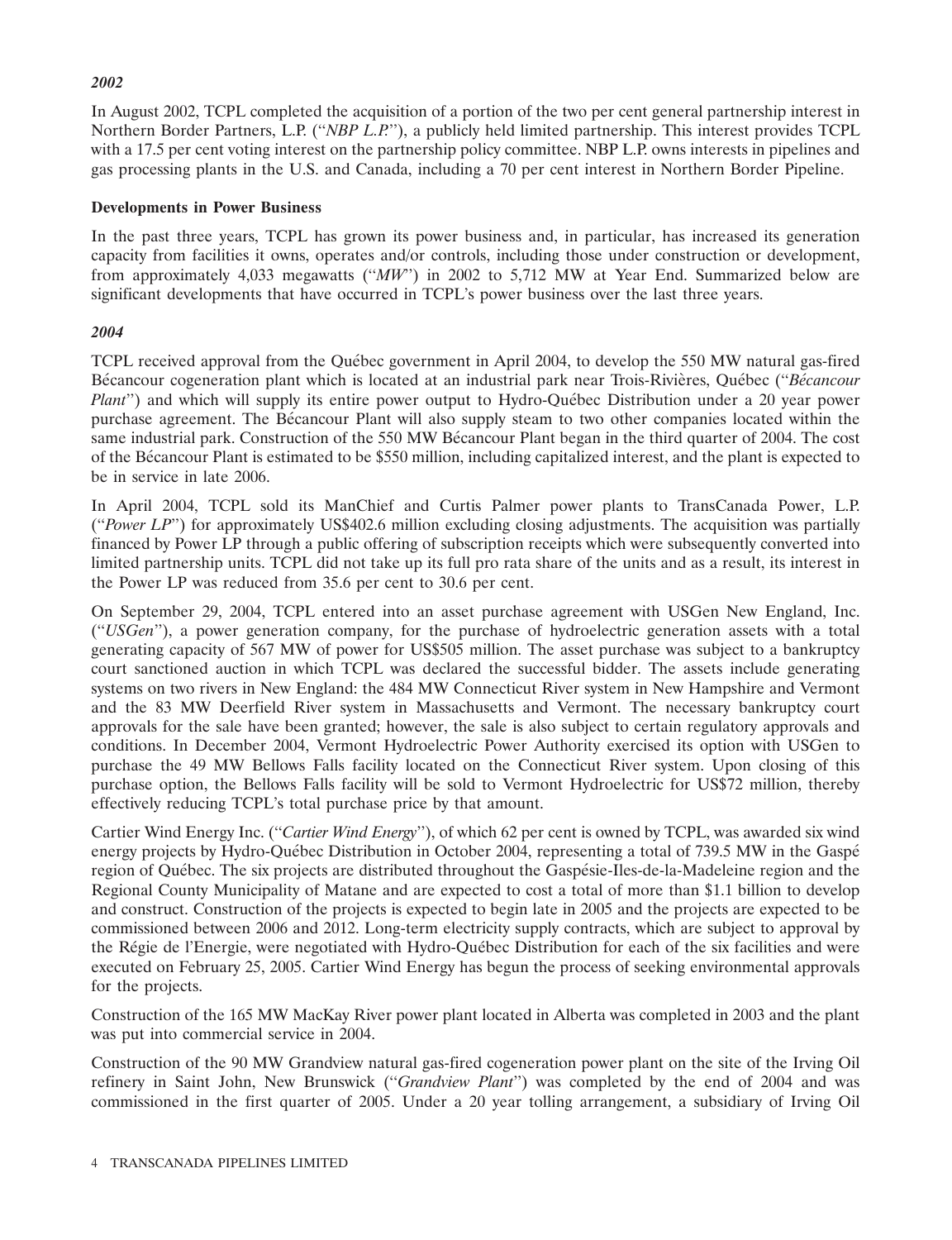*2002*

In August 2002, TCPL completed the acquisition of a portion of the two per cent general partnership interest in Northern Border Partners, L.P. (''*NBP L.P.*''), a publicly held limited partnership. This interest provides TCPL with a 17.5 per cent voting interest on the partnership policy committee. NBP L.P. owns interests in pipelines and gas processing plants in the U.S. and Canada, including a 70 per cent interest in Northern Border Pipeline.

**Developments in Power Business**

In the past three years, TCPL has grown its power business and, in particular, has increased its generation capacity from facilities it owns, operates and/or controls, including those under construction or development, from approximately 4,033 megawatts (''*MW*'') in 2002 to 5,712 MW at Year End. Summarized below are significant developments that have occurred in TCPL's power business over the last three years.

*2004*

TCPL received approval from the Québec government in April 2004, to develop the 550 MW natural gas-fired Bécancour cogeneration plant which is located at an industrial park near Trois-Rivières, Québec (''*Bécancour Plant*'') and which will supply its entire power output to Hydro-Québec Distribution under a 20 year power purchase agreement. The Bécancour Plant will also supply steam to two other companies located within the same industrial park. Construction of the 550 MW Bécancour Plant began in the third quarter of 2004. The cost of the Bécancour Plant is estimated to be $550 million, including capitalized interest, and the plant is expected to be in service in late 2006.

In April 2004, TCPL sold its ManChief and Curtis Palmer power plants to TransCanada Power, L.P. (''*Power LP*'') for approximately US$402.6 million excluding closing adjustments. The acquisition was partially financed by Power LP through a public offering of subscription receipts which were subsequently converted into limited partnership units. TCPL did not take up its full pro rata share of the units and as a result, its interest in the Power LP was reduced from 35.6 per cent to 30.6 per cent.

On September 29, 2004, TCPL entered into an asset purchase agreement with USGen New England, Inc. (''*USGen*''), a power generation company, for the purchase of hydroelectric generation assets with a total generating capacity of 567 MW of power for US$505 million. The asset purchase was subject to a bankruptcy court sanctioned auction in which TCPL was declared the successful bidder. The assets include generating systems on two rivers in New England: the 484 MW Connecticut River system in New Hampshire and Vermont and the 83 MW Deerfield River system in Massachusetts and Vermont. The necessary bankruptcy court approvals for the sale have been granted; however, the sale is also subject to certain regulatory approvals and conditions. In December 2004, Vermont Hydroelectric Power Authority exercised its option with USGen to purchase the 49 MW Bellows Falls facility located on the Connecticut River system. Upon closing of this purchase option, the Bellows Falls facility will be sold to Vermont Hydroelectric for US$72 million, thereby effectively reducing TCPL's total purchase price by that amount.

Cartier Wind Energy Inc. (''*Cartier Wind Energy*''), of which 62 per cent is owned by TCPL, was awarded six wind energy projects by Hydro-Québec Distribution in October 2004, representing a total of 739.5 MW in the Gaspé region of Québec. The six projects are distributed throughout the Gaspésie-Iles-de-la-Madeleine region and the Regional County Municipality of Matane and are expected to cost a total of more than $1.1 billion to develop and construct. Construction of the projects is expected to begin late in 2005 and the projects are expected to be commissioned between 2006 and 2012. Long-term electricity supply contracts, which are subject to approval by the Régie de l'Energie, were negotiated with Hydro-Québec Distribution for each of the six facilities and were executed on February 25, 2005. Cartier Wind Energy has begun the process of seeking environmental approvals for the projects.

Construction of the 165 MW MacKay River power plant located in Alberta was completed in 2003 and the plant was put into commercial service in 2004.

Construction of the 90 MW Grandview natural gas-fired cogeneration power plant on the site of the Irving Oil refinery in Saint John, New Brunswick (''*Grandview Plant*'') was completed by the end of 2004 and was commissioned in the first quarter of 2005. Under a 20 year tolling arrangement, a subsidiary of Irving Oil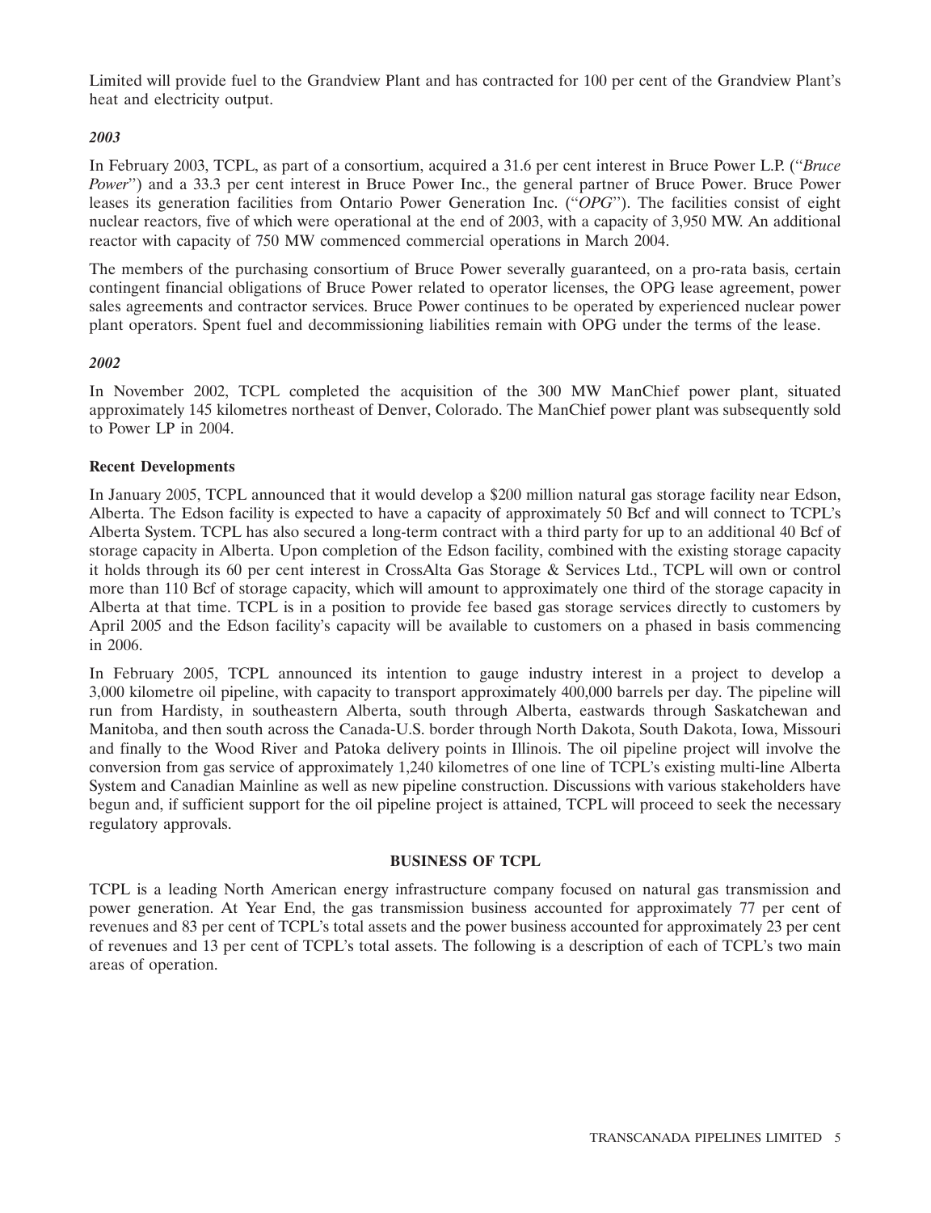Limited will provide fuel to the Grandview Plant and has contracted for 100 per cent of the Grandview Plant's heat and electricity output.

***2003***

In February 2003, TCPL, as part of a consortium, acquired a 31.6 per cent interest in Bruce Power L.P. (''*Bruce Power*'') and a 33.3 per cent interest in Bruce Power Inc., the general partner of Bruce Power. Bruce Power leases its generation facilities from Ontario Power Generation Inc. (''*OPG*''). The facilities consist of eight nuclear reactors, five of which were operational at the end of 2003, with a capacity of 3,950 MW. An additional reactor with capacity of 750 MW commenced commercial operations in March 2004.

The members of the purchasing consortium of Bruce Power severally guaranteed, on a pro-rata basis, certain contingent financial obligations of Bruce Power related to operator licenses, the OPG lease agreement, power sales agreements and contractor services. Bruce Power continues to be operated by experienced nuclear power plant operators. Spent fuel and decommissioning liabilities remain with OPG under the terms of the lease.

***2002***

In November 2002, TCPL completed the acquisition of the 300 MW ManChief power plant, situated approximately 145 kilometres northeast of Denver, Colorado. The ManChief power plant was subsequently sold to Power LP in 2004.

**Recent Developments**

In January 2005, TCPL announced that it would develop a $200 million natural gas storage facility near Edson, Alberta. The Edson facility is expected to have a capacity of approximately 50 Bcf and will connect to TCPL's Alberta System. TCPL has also secured a long-term contract with a third party for up to an additional 40 Bcf of storage capacity in Alberta. Upon completion of the Edson facility, combined with the existing storage capacity it holds through its 60 per cent interest in CrossAlta Gas Storage & Services Ltd., TCPL will own or control more than 110 Bcf of storage capacity, which will amount to approximately one third of the storage capacity in Alberta at that time. TCPL is in a position to provide fee based gas storage services directly to customers by April 2005 and the Edson facility's capacity will be available to customers on a phased in basis commencing in 2006.

In February 2005, TCPL announced its intention to gauge industry interest in a project to develop a 3,000 kilometre oil pipeline, with capacity to transport approximately 400,000 barrels per day. The pipeline will run from Hardisty, in southeastern Alberta, south through Alberta, eastwards through Saskatchewan and Manitoba, and then south across the Canada-U.S. border through North Dakota, South Dakota, Iowa, Missouri and finally to the Wood River and Patoka delivery points in Illinois. The oil pipeline project will involve the conversion from gas service of approximately 1,240 kilometres of one line of TCPL's existing multi-line Alberta System and Canadian Mainline as well as new pipeline construction. Discussions with various stakeholders have begun and, if sufficient support for the oil pipeline project is attained, TCPL will proceed to seek the necessary regulatory approvals.

## BUSINESS OF TCPL

TCPL is a leading North American energy infrastructure company focused on natural gas transmission and power generation. At Year End, the gas transmission business accounted for approximately 77 per cent of revenues and 83 per cent of TCPL's total assets and the power business accounted for approximately 23 per cent of revenues and 13 per cent of TCPL's total assets. The following is a description of each of TCPL's two main areas of operation.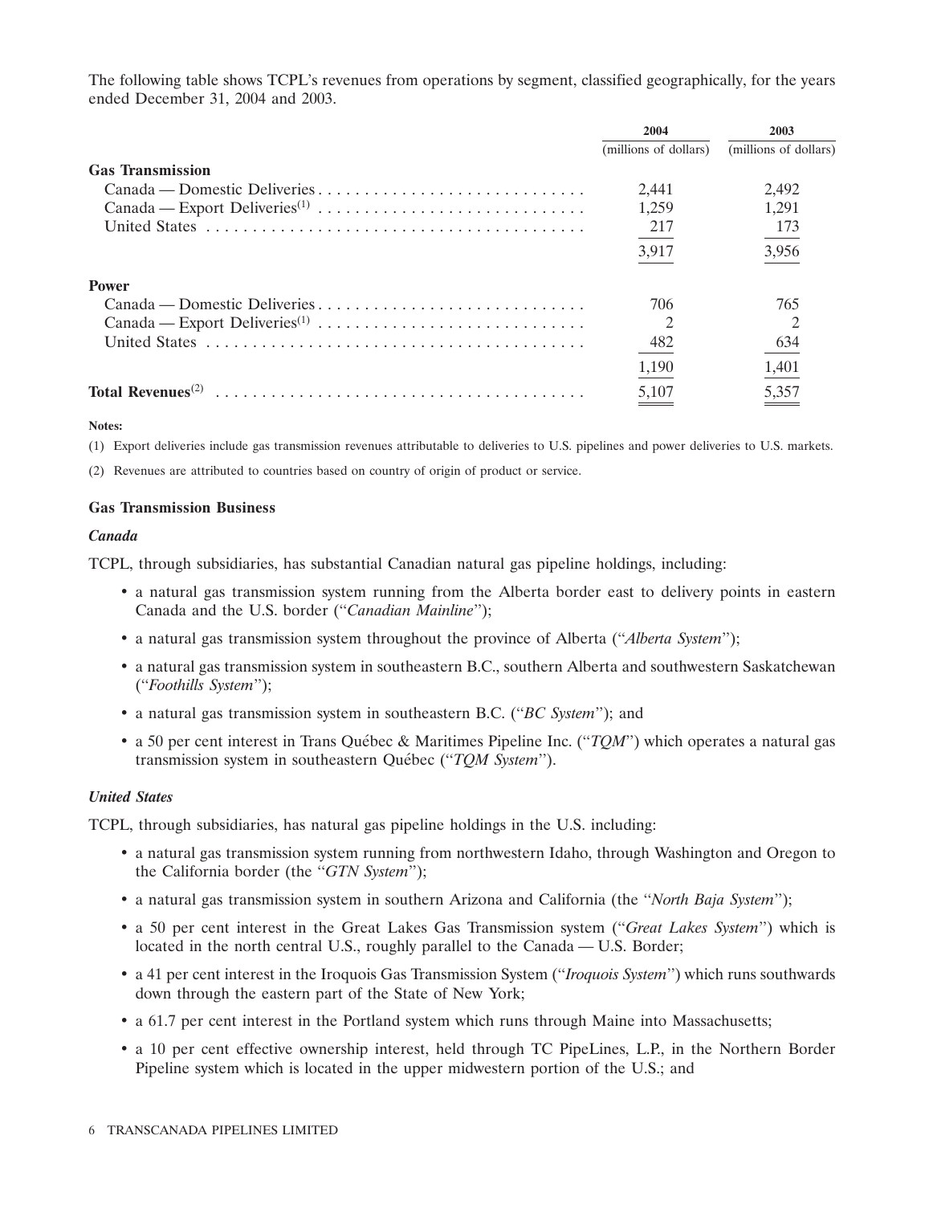The following table shows TCPL's revenues from operations by segment, classified geographically, for the years ended December 31, 2004 and 2003.

| | 2004 | 2003 |
|---|---|---|
| | (millions of dollars) | (millions of dollars) |
| **Gas Transmission** | | |
| Canada — Domestic Deliveries | 2,441 | 2,492 |
| Canada — Export Deliveries[(1)] | 1,259 | 1,291 |
| United States | 217 | 173 |
| | 3,917 | 3,956 |
| **Power** | | |
| Canada — Domestic Deliveries | 706 | 765 |
| Canada — Export Deliveries[(1)] | 2 | 2 |
| United States | 482 | 634 |
| | 1,190 | 1,401 |
| **Total Revenues**[(2)] | 5,107 | 5,357 |

**Notes:**

(1) Export deliveries include gas transmission revenues attributable to deliveries to U.S. pipelines and power deliveries to U.S. markets.

(2) Revenues are attributed to countries based on country of origin of product or service.

### Gas Transmission Business

#### *Canada*

TCPL, through subsidiaries, has substantial Canadian natural gas pipeline holdings, including:

- a natural gas transmission system running from the Alberta border east to delivery points in eastern Canada and the U.S. border ("*Canadian Mainline*");
- a natural gas transmission system throughout the province of Alberta ("*Alberta System*");
- a natural gas transmission system in southeastern B.C., southern Alberta and southwestern Saskatchewan ("*Foothills System*");
- a natural gas transmission system in southeastern B.C. ("*BC System*"); and
- a 50 per cent interest in Trans Québec & Maritimes Pipeline Inc. ("*TQM*") which operates a natural gas transmission system in southeastern Québec ("*TQM System*").

#### *United States*

TCPL, through subsidiaries, has natural gas pipeline holdings in the U.S. including:

- a natural gas transmission system running from northwestern Idaho, through Washington and Oregon to the California border (the "*GTN System*");
- a natural gas transmission system in southern Arizona and California (the "*North Baja System*");
- a 50 per cent interest in the Great Lakes Gas Transmission system ("*Great Lakes System*") which is located in the north central U.S., roughly parallel to the Canada — U.S. Border;
- a 41 per cent interest in the Iroquois Gas Transmission System ("*Iroquois System*") which runs southwards down through the eastern part of the State of New York;
- a 61.7 per cent interest in the Portland system which runs through Maine into Massachusetts;
- a 10 per cent effective ownership interest, held through TC PipeLines, L.P., in the Northern Border Pipeline system which is located in the upper midwestern portion of the U.S.; and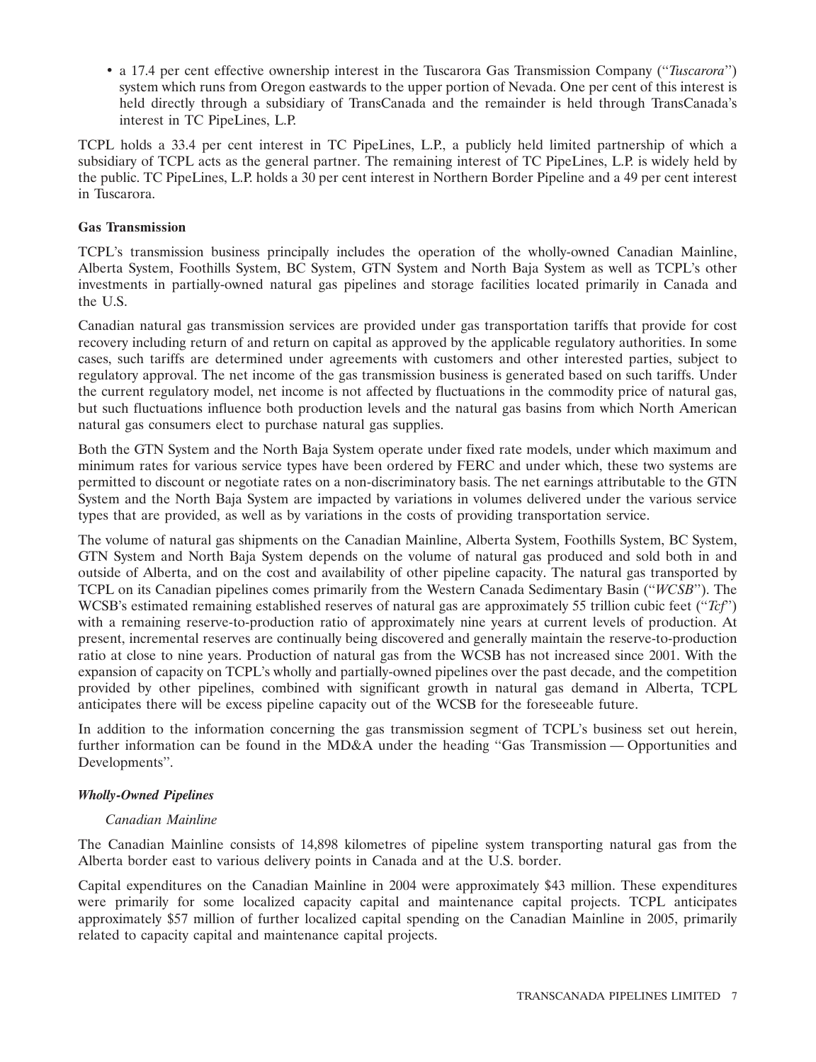- a 17.4 per cent effective ownership interest in the Tuscarora Gas Transmission Company (''*Tuscarora*'') system which runs from Oregon eastwards to the upper portion of Nevada. One per cent of this interest is held directly through a subsidiary of TransCanada and the remainder is held through TransCanada's interest in TC PipeLines, L.P.

TCPL holds a 33.4 per cent interest in TC PipeLines, L.P., a publicly held limited partnership of which a subsidiary of TCPL acts as the general partner. The remaining interest of TC PipeLines, L.P. is widely held by the public. TC PipeLines, L.P. holds a 30 per cent interest in Northern Border Pipeline and a 49 per cent interest in Tuscarora.

**Gas Transmission**

TCPL's transmission business principally includes the operation of the wholly-owned Canadian Mainline, Alberta System, Foothills System, BC System, GTN System and North Baja System as well as TCPL's other investments in partially-owned natural gas pipelines and storage facilities located primarily in Canada and the U.S.

Canadian natural gas transmission services are provided under gas transportation tariffs that provide for cost recovery including return of and return on capital as approved by the applicable regulatory authorities. In some cases, such tariffs are determined under agreements with customers and other interested parties, subject to regulatory approval. The net income of the gas transmission business is generated based on such tariffs. Under the current regulatory model, net income is not affected by fluctuations in the commodity price of natural gas, but such fluctuations influence both production levels and the natural gas basins from which North American natural gas consumers elect to purchase natural gas supplies.

Both the GTN System and the North Baja System operate under fixed rate models, under which maximum and minimum rates for various service types have been ordered by FERC and under which, these two systems are permitted to discount or negotiate rates on a non-discriminatory basis. The net earnings attributable to the GTN System and the North Baja System are impacted by variations in volumes delivered under the various service types that are provided, as well as by variations in the costs of providing transportation service.

The volume of natural gas shipments on the Canadian Mainline, Alberta System, Foothills System, BC System, GTN System and North Baja System depends on the volume of natural gas produced and sold both in and outside of Alberta, and on the cost and availability of other pipeline capacity. The natural gas transported by TCPL on its Canadian pipelines comes primarily from the Western Canada Sedimentary Basin (''*WCSB*''). The WCSB's estimated remaining established reserves of natural gas are approximately 55 trillion cubic feet (''*Tcf*'') with a remaining reserve-to-production ratio of approximately nine years at current levels of production. At present, incremental reserves are continually being discovered and generally maintain the reserve-to-production ratio at close to nine years. Production of natural gas from the WCSB has not increased since 2001. With the expansion of capacity on TCPL's wholly and partially-owned pipelines over the past decade, and the competition provided by other pipelines, combined with significant growth in natural gas demand in Alberta, TCPL anticipates there will be excess pipeline capacity out of the WCSB for the foreseeable future.

In addition to the information concerning the gas transmission segment of TCPL's business set out herein, further information can be found in the MD&A under the heading ''Gas Transmission — Opportunities and Developments''.

***Wholly-Owned Pipelines***

*Canadian Mainline*

The Canadian Mainline consists of 14,898 kilometres of pipeline system transporting natural gas from the Alberta border east to various delivery points in Canada and at the U.S. border.

Capital expenditures on the Canadian Mainline in 2004 were approximately $43 million. These expenditures were primarily for some localized capacity capital and maintenance capital projects. TCPL anticipates approximately $57 million of further localized capital spending on the Canadian Mainline in 2005, primarily related to capacity capital and maintenance capital projects.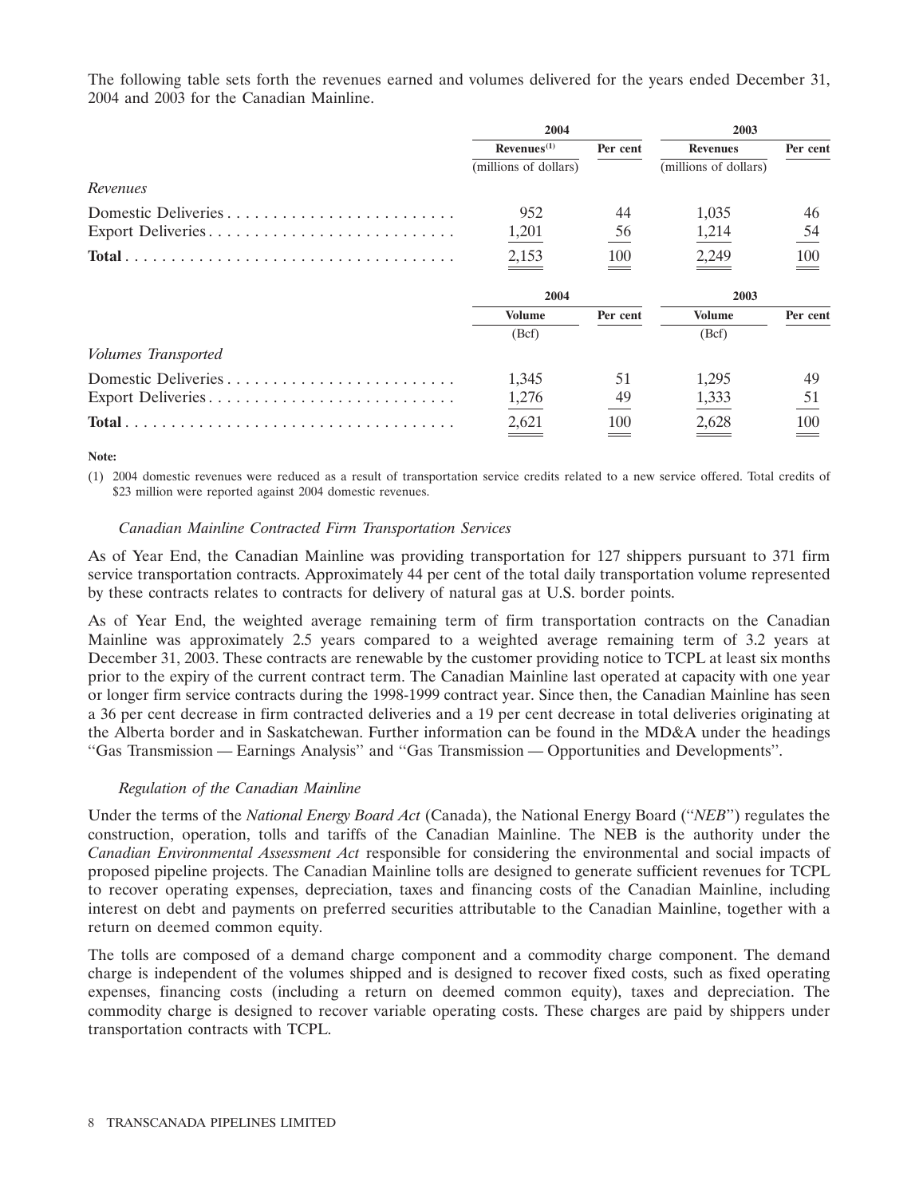The following table sets forth the revenues earned and volumes delivered for the years ended December 31, 2004 and 2003 for the Canadian Mainline.

| | 2004 | | 2003 | |
|---|---|---|---|---|
| | Revenues[(1)] (millions of dollars) | Per cent | Revenues (millions of dollars) | Per cent |
| *Revenues* | | | | |
| Domestic Deliveries | 952 | 44 | 1,035 | 46 |
| Export Deliveries | 1,201 | 56 | 1,214 | 54 |
| **Total** | 2,153 | 100 | 2,249 | 100 |

| | 2004 | | 2003 | |
|---|---|---|---|---|
| | Volume (Bcf) | Per cent | Volume (Bcf) | Per cent |
| *Volumes Transported* | | | | |
| Domestic Deliveries | 1,345 | 51 | 1,295 | 49 |
| Export Deliveries | 1,276 | 49 | 1,333 | 51 |
| **Total** | 2,621 | 100 | 2,628 | 100 |

**Note:**

(1) 2004 domestic revenues were reduced as a result of transportation service credits related to a new service offered. Total credits of $23 million were reported against 2004 domestic revenues.

*Canadian Mainline Contracted Firm Transportation Services*

As of Year End, the Canadian Mainline was providing transportation for 127 shippers pursuant to 371 firm service transportation contracts. Approximately 44 per cent of the total daily transportation volume represented by these contracts relates to contracts for delivery of natural gas at U.S. border points.

As of Year End, the weighted average remaining term of firm transportation contracts on the Canadian Mainline was approximately 2.5 years compared to a weighted average remaining term of 3.2 years at December 31, 2003. These contracts are renewable by the customer providing notice to TCPL at least six months prior to the expiry of the current contract term. The Canadian Mainline last operated at capacity with one year or longer firm service contracts during the 1998-1999 contract year. Since then, the Canadian Mainline has seen a 36 per cent decrease in firm contracted deliveries and a 19 per cent decrease in total deliveries originating at the Alberta border and in Saskatchewan. Further information can be found in the MD&A under the headings "Gas Transmission — Earnings Analysis" and "Gas Transmission — Opportunities and Developments".

*Regulation of the Canadian Mainline*

Under the terms of the *National Energy Board Act* (Canada), the National Energy Board ("*NEB*") regulates the construction, operation, tolls and tariffs of the Canadian Mainline. The NEB is the authority under the *Canadian Environmental Assessment Act* responsible for considering the environmental and social impacts of proposed pipeline projects. The Canadian Mainline tolls are designed to generate sufficient revenues for TCPL to recover operating expenses, depreciation, taxes and financing costs of the Canadian Mainline, including interest on debt and payments on preferred securities attributable to the Canadian Mainline, together with a return on deemed common equity.

The tolls are composed of a demand charge component and a commodity charge component. The demand charge is independent of the volumes shipped and is designed to recover fixed costs, such as fixed operating expenses, financing costs (including a return on deemed common equity), taxes and depreciation. The commodity charge is designed to recover variable operating costs. These charges are paid by shippers under transportation contracts with TCPL.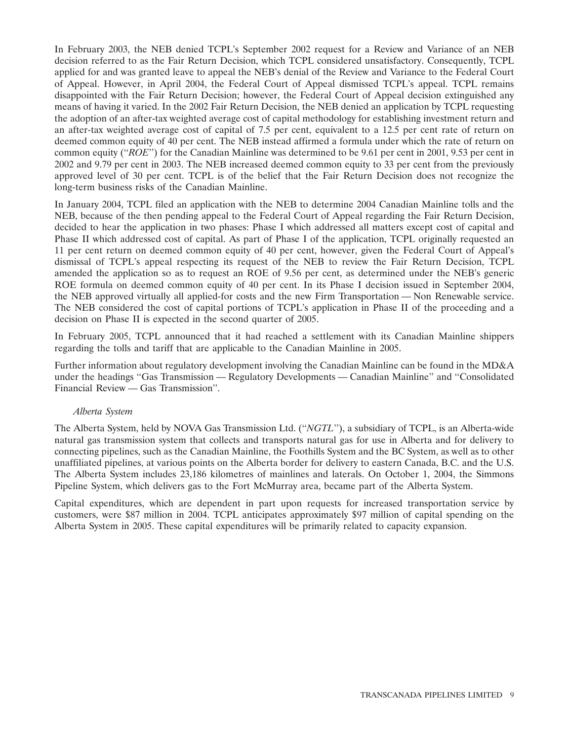In February 2003, the NEB denied TCPL's September 2002 request for a Review and Variance of an NEB decision referred to as the Fair Return Decision, which TCPL considered unsatisfactory. Consequently, TCPL applied for and was granted leave to appeal the NEB's denial of the Review and Variance to the Federal Court of Appeal. However, in April 2004, the Federal Court of Appeal dismissed TCPL's appeal. TCPL remains disappointed with the Fair Return Decision; however, the Federal Court of Appeal decision extinguished any means of having it varied. In the 2002 Fair Return Decision, the NEB denied an application by TCPL requesting the adoption of an after-tax weighted average cost of capital methodology for establishing investment return and an after-tax weighted average cost of capital of 7.5 per cent, equivalent to a 12.5 per cent rate of return on deemed common equity of 40 per cent. The NEB instead affirmed a formula under which the rate of return on common equity ("*ROE*") for the Canadian Mainline was determined to be 9.61 per cent in 2001, 9.53 per cent in 2002 and 9.79 per cent in 2003. The NEB increased deemed common equity to 33 per cent from the previously approved level of 30 per cent. TCPL is of the belief that the Fair Return Decision does not recognize the long-term business risks of the Canadian Mainline.

In January 2004, TCPL filed an application with the NEB to determine 2004 Canadian Mainline tolls and the NEB, because of the then pending appeal to the Federal Court of Appeal regarding the Fair Return Decision, decided to hear the application in two phases: Phase I which addressed all matters except cost of capital and Phase II which addressed cost of capital. As part of Phase I of the application, TCPL originally requested an 11 per cent return on deemed common equity of 40 per cent, however, given the Federal Court of Appeal's dismissal of TCPL's appeal respecting its request of the NEB to review the Fair Return Decision, TCPL amended the application so as to request an ROE of 9.56 per cent, as determined under the NEB's generic ROE formula on deemed common equity of 40 per cent. In its Phase I decision issued in September 2004, the NEB approved virtually all applied-for costs and the new Firm Transportation — Non Renewable service. The NEB considered the cost of capital portions of TCPL's application in Phase II of the proceeding and a decision on Phase II is expected in the second quarter of 2005.

In February 2005, TCPL announced that it had reached a settlement with its Canadian Mainline shippers regarding the tolls and tariff that are applicable to the Canadian Mainline in 2005.

Further information about regulatory development involving the Canadian Mainline can be found in the MD&A under the headings "Gas Transmission — Regulatory Developments — Canadian Mainline" and "Consolidated Financial Review — Gas Transmission".

*Alberta System*

The Alberta System, held by NOVA Gas Transmission Ltd. ("*NGTL*"), a subsidiary of TCPL, is an Alberta-wide natural gas transmission system that collects and transports natural gas for use in Alberta and for delivery to connecting pipelines, such as the Canadian Mainline, the Foothills System and the BC System, as well as to other unaffiliated pipelines, at various points on the Alberta border for delivery to eastern Canada, B.C. and the U.S. The Alberta System includes 23,186 kilometres of mainlines and laterals. On October 1, 2004, the Simmons Pipeline System, which delivers gas to the Fort McMurray area, became part of the Alberta System.

Capital expenditures, which are dependent in part upon requests for increased transportation service by customers, were $87 million in 2004. TCPL anticipates approximately $97 million of capital spending on the Alberta System in 2005. These capital expenditures will be primarily related to capacity expansion.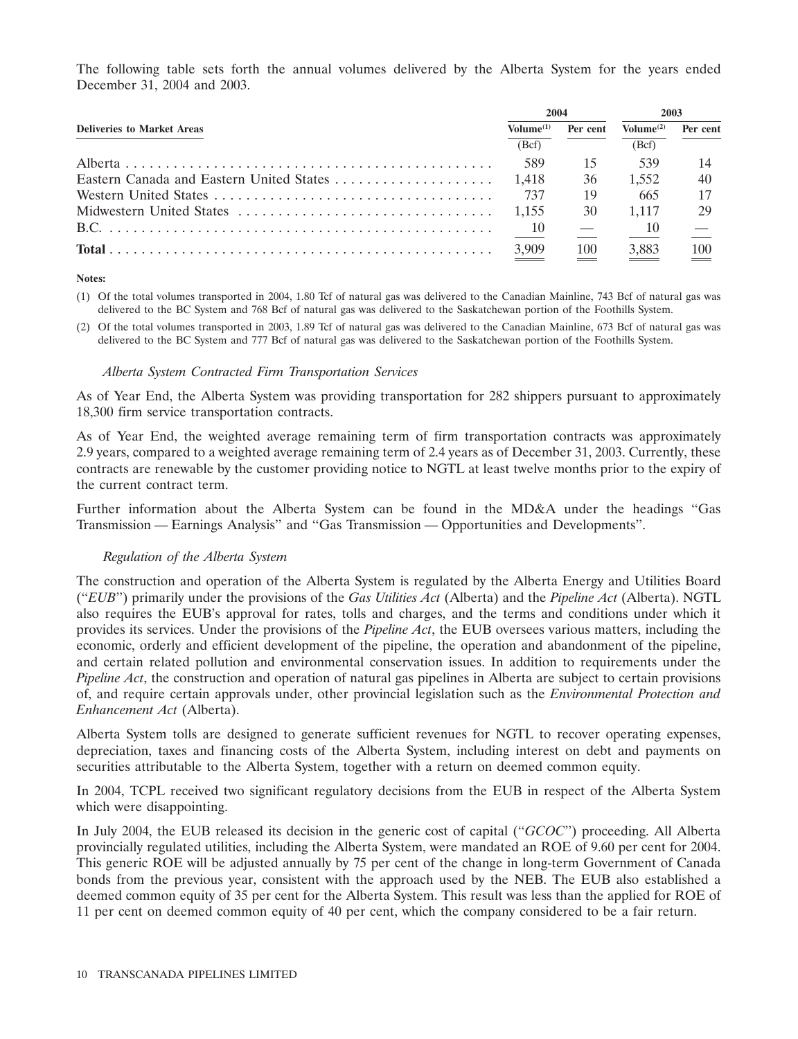The following table sets forth the annual volumes delivered by the Alberta System for the years ended December 31, 2004 and 2003.

| Deliveries to Market Areas | 2004 | | 2003 | |
|---|---|---|---|---|
| | Volume[(1)] (Bcf) | Per cent | Volume[(2)] (Bcf) | Per cent |
| Alberta | 589 | 15 | 539 | 14 |
| Eastern Canada and Eastern United States | 1,418 | 36 | 1,552 | 40 |
| Western United States | 737 | 19 | 665 | 17 |
| Midwestern United States | 1,155 | 30 | 1,117 | 29 |
| B.C. | 10 | — | 10 | — |
| **Total** | 3,909 | 100 | 3,883 | 100 |

**Notes:**

(1) Of the total volumes transported in 2004, 1.80 Tcf of natural gas was delivered to the Canadian Mainline, 743 Bcf of natural gas was delivered to the BC System and 768 Bcf of natural gas was delivered to the Saskatchewan portion of the Foothills System.

(2) Of the total volumes transported in 2003, 1.89 Tcf of natural gas was delivered to the Canadian Mainline, 673 Bcf of natural gas was delivered to the BC System and 777 Bcf of natural gas was delivered to the Saskatchewan portion of the Foothills System.

*Alberta System Contracted Firm Transportation Services*

As of Year End, the Alberta System was providing transportation for 282 shippers pursuant to approximately 18,300 firm service transportation contracts.

As of Year End, the weighted average remaining term of firm transportation contracts was approximately 2.9 years, compared to a weighted average remaining term of 2.4 years as of December 31, 2003. Currently, these contracts are renewable by the customer providing notice to NGTL at least twelve months prior to the expiry of the current contract term.

Further information about the Alberta System can be found in the MD&A under the headings "Gas Transmission — Earnings Analysis" and "Gas Transmission — Opportunities and Developments".

*Regulation of the Alberta System*

The construction and operation of the Alberta System is regulated by the Alberta Energy and Utilities Board ("*EUB*") primarily under the provisions of the *Gas Utilities Act* (Alberta) and the *Pipeline Act* (Alberta). NGTL also requires the EUB's approval for rates, tolls and charges, and the terms and conditions under which it provides its services. Under the provisions of the *Pipeline Act*, the EUB oversees various matters, including the economic, orderly and efficient development of the pipeline, the operation and abandonment of the pipeline, and certain related pollution and environmental conservation issues. In addition to requirements under the *Pipeline Act*, the construction and operation of natural gas pipelines in Alberta are subject to certain provisions of, and require certain approvals under, other provincial legislation such as the *Environmental Protection and Enhancement Act* (Alberta).

Alberta System tolls are designed to generate sufficient revenues for NGTL to recover operating expenses, depreciation, taxes and financing costs of the Alberta System, including interest on debt and payments on securities attributable to the Alberta System, together with a return on deemed common equity.

In 2004, TCPL received two significant regulatory decisions from the EUB in respect of the Alberta System which were disappointing.

In July 2004, the EUB released its decision in the generic cost of capital ("*GCOC*") proceeding. All Alberta provincially regulated utilities, including the Alberta System, were mandated an ROE of 9.60 per cent for 2004. This generic ROE will be adjusted annually by 75 per cent of the change in long-term Government of Canada bonds from the previous year, consistent with the approach used by the NEB. The EUB also established a deemed common equity of 35 per cent for the Alberta System. This result was less than the applied for ROE of 11 per cent on deemed common equity of 40 per cent, which the company considered to be a fair return.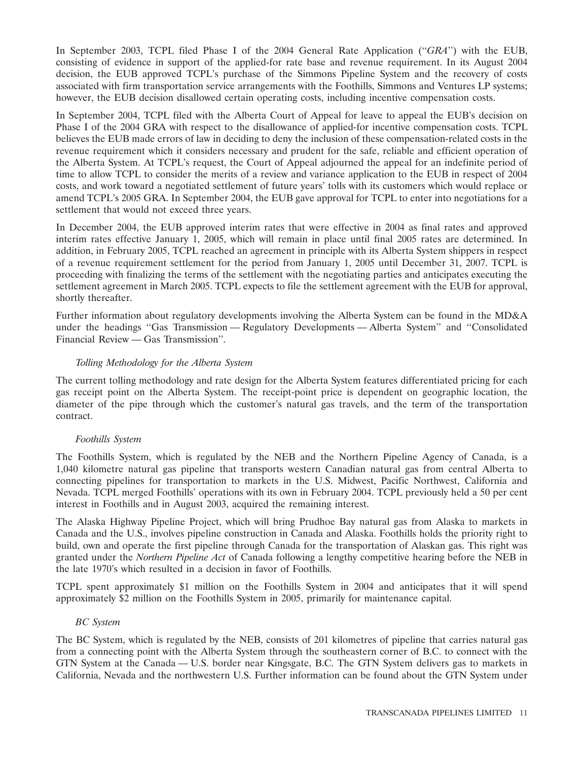In September 2003, TCPL filed Phase I of the 2004 General Rate Application (''*GRA*'') with the EUB, consisting of evidence in support of the applied-for rate base and revenue requirement. In its August 2004 decision, the EUB approved TCPL's purchase of the Simmons Pipeline System and the recovery of costs associated with firm transportation service arrangements with the Foothills, Simmons and Ventures LP systems; however, the EUB decision disallowed certain operating costs, including incentive compensation costs.

In September 2004, TCPL filed with the Alberta Court of Appeal for leave to appeal the EUB's decision on Phase I of the 2004 GRA with respect to the disallowance of applied-for incentive compensation costs. TCPL believes the EUB made errors of law in deciding to deny the inclusion of these compensation-related costs in the revenue requirement which it considers necessary and prudent for the safe, reliable and efficient operation of the Alberta System. At TCPL's request, the Court of Appeal adjourned the appeal for an indefinite period of time to allow TCPL to consider the merits of a review and variance application to the EUB in respect of 2004 costs, and work toward a negotiated settlement of future years' tolls with its customers which would replace or amend TCPL's 2005 GRA. In September 2004, the EUB gave approval for TCPL to enter into negotiations for a settlement that would not exceed three years.

In December 2004, the EUB approved interim rates that were effective in 2004 as final rates and approved interim rates effective January 1, 2005, which will remain in place until final 2005 rates are determined. In addition, in February 2005, TCPL reached an agreement in principle with its Alberta System shippers in respect of a revenue requirement settlement for the period from January 1, 2005 until December 31, 2007. TCPL is proceeding with finalizing the terms of the settlement with the negotiating parties and anticipates executing the settlement agreement in March 2005. TCPL expects to file the settlement agreement with the EUB for approval, shortly thereafter.

Further information about regulatory developments involving the Alberta System can be found in the MD&A under the headings ''Gas Transmission — Regulatory Developments — Alberta System'' and ''Consolidated Financial Review — Gas Transmission''.

*Tolling Methodology for the Alberta System*

The current tolling methodology and rate design for the Alberta System features differentiated pricing for each gas receipt point on the Alberta System. The receipt-point price is dependent on geographic location, the diameter of the pipe through which the customer's natural gas travels, and the term of the transportation contract.

*Foothills System*

The Foothills System, which is regulated by the NEB and the Northern Pipeline Agency of Canada, is a 1,040 kilometre natural gas pipeline that transports western Canadian natural gas from central Alberta to connecting pipelines for transportation to markets in the U.S. Midwest, Pacific Northwest, California and Nevada. TCPL merged Foothills' operations with its own in February 2004. TCPL previously held a 50 per cent interest in Foothills and in August 2003, acquired the remaining interest.

The Alaska Highway Pipeline Project, which will bring Prudhoe Bay natural gas from Alaska to markets in Canada and the U.S., involves pipeline construction in Canada and Alaska. Foothills holds the priority right to build, own and operate the first pipeline through Canada for the transportation of Alaskan gas. This right was granted under the *Northern Pipeline Act* of Canada following a lengthy competitive hearing before the NEB in the late 1970's which resulted in a decision in favor of Foothills.

TCPL spent approximately $1 million on the Foothills System in 2004 and anticipates that it will spend approximately $2 million on the Foothills System in 2005, primarily for maintenance capital.

*BC System*

The BC System, which is regulated by the NEB, consists of 201 kilometres of pipeline that carries natural gas from a connecting point with the Alberta System through the southeastern corner of B.C. to connect with the GTN System at the Canada — U.S. border near Kingsgate, B.C. The GTN System delivers gas to markets in California, Nevada and the northwestern U.S. Further information can be found about the GTN System under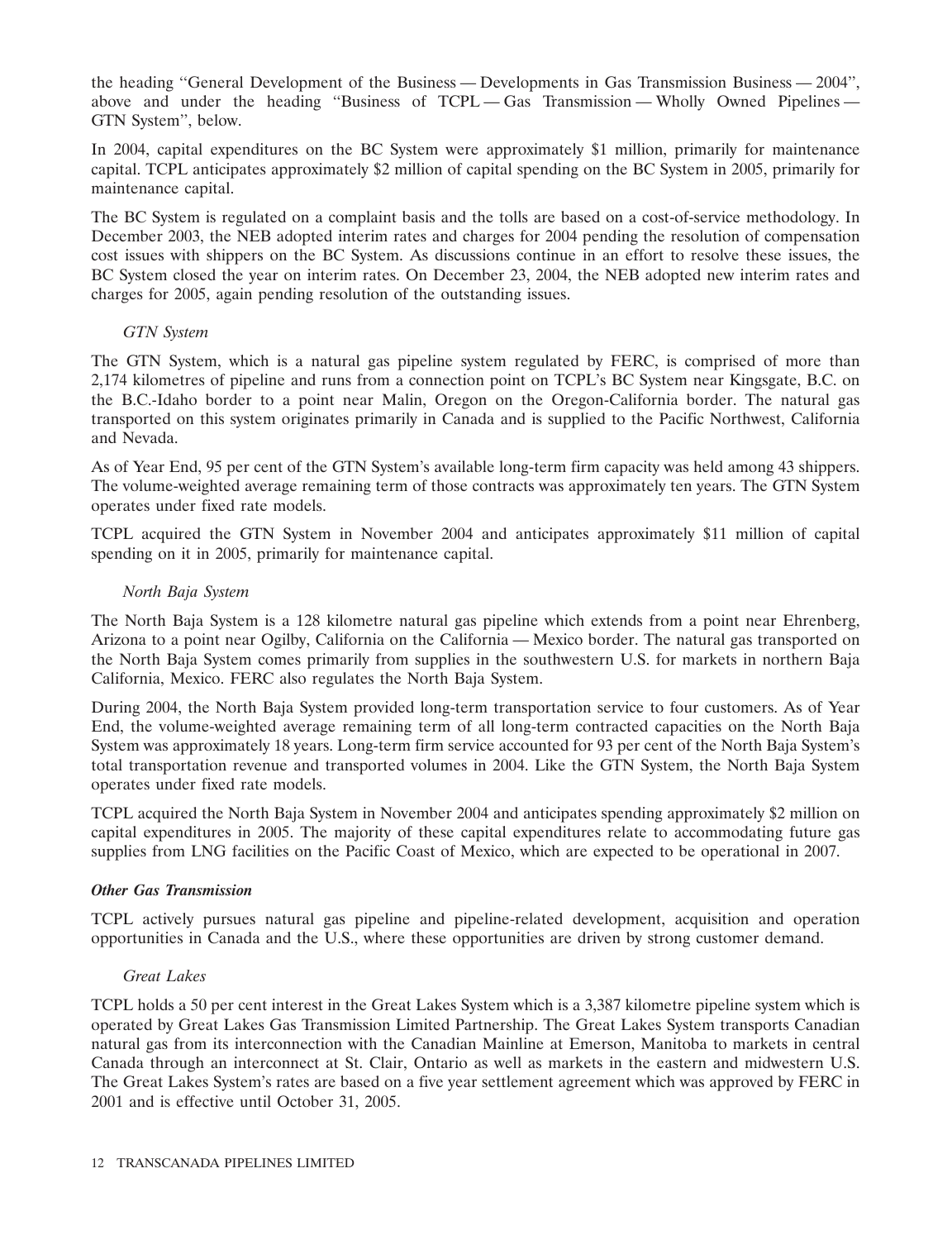the heading "General Development of the Business — Developments in Gas Transmission Business — 2004", above and under the heading "Business of TCPL — Gas Transmission — Wholly Owned Pipelines — GTN System", below.

In 2004, capital expenditures on the BC System were approximately $1 million, primarily for maintenance capital. TCPL anticipates approximately $2 million of capital spending on the BC System in 2005, primarily for maintenance capital.

The BC System is regulated on a complaint basis and the tolls are based on a cost-of-service methodology. In December 2003, the NEB adopted interim rates and charges for 2004 pending the resolution of compensation cost issues with shippers on the BC System. As discussions continue in an effort to resolve these issues, the BC System closed the year on interim rates. On December 23, 2004, the NEB adopted new interim rates and charges for 2005, again pending resolution of the outstanding issues.

*GTN System*

The GTN System, which is a natural gas pipeline system regulated by FERC, is comprised of more than 2,174 kilometres of pipeline and runs from a connection point on TCPL's BC System near Kingsgate, B.C. on the B.C.-Idaho border to a point near Malin, Oregon on the Oregon-California border. The natural gas transported on this system originates primarily in Canada and is supplied to the Pacific Northwest, California and Nevada.

As of Year End, 95 per cent of the GTN System's available long-term firm capacity was held among 43 shippers. The volume-weighted average remaining term of those contracts was approximately ten years. The GTN System operates under fixed rate models.

TCPL acquired the GTN System in November 2004 and anticipates approximately $11 million of capital spending on it in 2005, primarily for maintenance capital.

*North Baja System*

The North Baja System is a 128 kilometre natural gas pipeline which extends from a point near Ehrenberg, Arizona to a point near Ogilby, California on the California — Mexico border. The natural gas transported on the North Baja System comes primarily from supplies in the southwestern U.S. for markets in northern Baja California, Mexico. FERC also regulates the North Baja System.

During 2004, the North Baja System provided long-term transportation service to four customers. As of Year End, the volume-weighted average remaining term of all long-term contracted capacities on the North Baja System was approximately 18 years. Long-term firm service accounted for 93 per cent of the North Baja System's total transportation revenue and transported volumes in 2004. Like the GTN System, the North Baja System operates under fixed rate models.

TCPL acquired the North Baja System in November 2004 and anticipates spending approximately $2 million on capital expenditures in 2005. The majority of these capital expenditures relate to accommodating future gas supplies from LNG facilities on the Pacific Coast of Mexico, which are expected to be operational in 2007.

***Other Gas Transmission***

TCPL actively pursues natural gas pipeline and pipeline-related development, acquisition and operation opportunities in Canada and the U.S., where these opportunities are driven by strong customer demand.

*Great Lakes*

TCPL holds a 50 per cent interest in the Great Lakes System which is a 3,387 kilometre pipeline system which is operated by Great Lakes Gas Transmission Limited Partnership. The Great Lakes System transports Canadian natural gas from its interconnection with the Canadian Mainline at Emerson, Manitoba to markets in central Canada through an interconnect at St. Clair, Ontario as well as markets in the eastern and midwestern U.S. The Great Lakes System's rates are based on a five year settlement agreement which was approved by FERC in 2001 and is effective until October 31, 2005.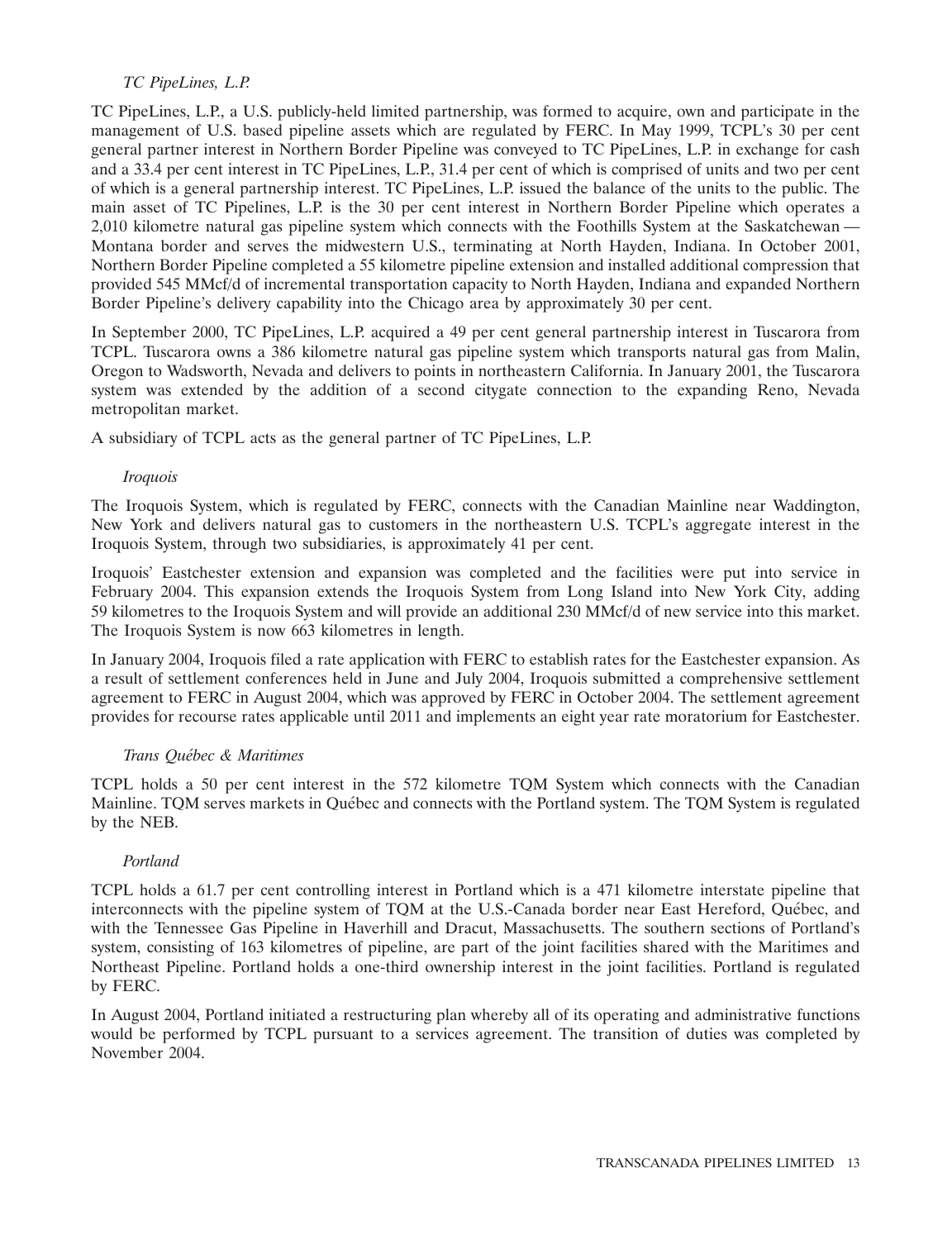*TC PipeLines, L.P.*

TC PipeLines, L.P., a U.S. publicly-held limited partnership, was formed to acquire, own and participate in the management of U.S. based pipeline assets which are regulated by FERC. In May 1999, TCPL's 30 per cent general partner interest in Northern Border Pipeline was conveyed to TC PipeLines, L.P. in exchange for cash and a 33.4 per cent interest in TC PipeLines, L.P., 31.4 per cent of which is comprised of units and two per cent of which is a general partnership interest. TC PipeLines, L.P. issued the balance of the units to the public. The main asset of TC Pipelines, L.P. is the 30 per cent interest in Northern Border Pipeline which operates a 2,010 kilometre natural gas pipeline system which connects with the Foothills System at the Saskatchewan — Montana border and serves the midwestern U.S., terminating at North Hayden, Indiana. In October 2001, Northern Border Pipeline completed a 55 kilometre pipeline extension and installed additional compression that provided 545 MMcf/d of incremental transportation capacity to North Hayden, Indiana and expanded Northern Border Pipeline's delivery capability into the Chicago area by approximately 30 per cent.

In September 2000, TC PipeLines, L.P. acquired a 49 per cent general partnership interest in Tuscarora from TCPL. Tuscarora owns a 386 kilometre natural gas pipeline system which transports natural gas from Malin, Oregon to Wadsworth, Nevada and delivers to points in northeastern California. In January 2001, the Tuscarora system was extended by the addition of a second citygate connection to the expanding Reno, Nevada metropolitan market.

A subsidiary of TCPL acts as the general partner of TC PipeLines, L.P.

*Iroquois*

The Iroquois System, which is regulated by FERC, connects with the Canadian Mainline near Waddington, New York and delivers natural gas to customers in the northeastern U.S. TCPL's aggregate interest in the Iroquois System, through two subsidiaries, is approximately 41 per cent.

Iroquois' Eastchester extension and expansion was completed and the facilities were put into service in February 2004. This expansion extends the Iroquois System from Long Island into New York City, adding 59 kilometres to the Iroquois System and will provide an additional 230 MMcf/d of new service into this market. The Iroquois System is now 663 kilometres in length.

In January 2004, Iroquois filed a rate application with FERC to establish rates for the Eastchester expansion. As a result of settlement conferences held in June and July 2004, Iroquois submitted a comprehensive settlement agreement to FERC in August 2004, which was approved by FERC in October 2004. The settlement agreement provides for recourse rates applicable until 2011 and implements an eight year rate moratorium for Eastchester.

*Trans Québec & Maritimes*

TCPL holds a 50 per cent interest in the 572 kilometre TQM System which connects with the Canadian Mainline. TQM serves markets in Québec and connects with the Portland system. The TQM System is regulated by the NEB.

*Portland*

TCPL holds a 61.7 per cent controlling interest in Portland which is a 471 kilometre interstate pipeline that interconnects with the pipeline system of TQM at the U.S.-Canada border near East Hereford, Québec, and with the Tennessee Gas Pipeline in Haverhill and Dracut, Massachusetts. The southern sections of Portland's system, consisting of 163 kilometres of pipeline, are part of the joint facilities shared with the Maritimes and Northeast Pipeline. Portland holds a one-third ownership interest in the joint facilities. Portland is regulated by FERC.

In August 2004, Portland initiated a restructuring plan whereby all of its operating and administrative functions would be performed by TCPL pursuant to a services agreement. The transition of duties was completed by November 2004.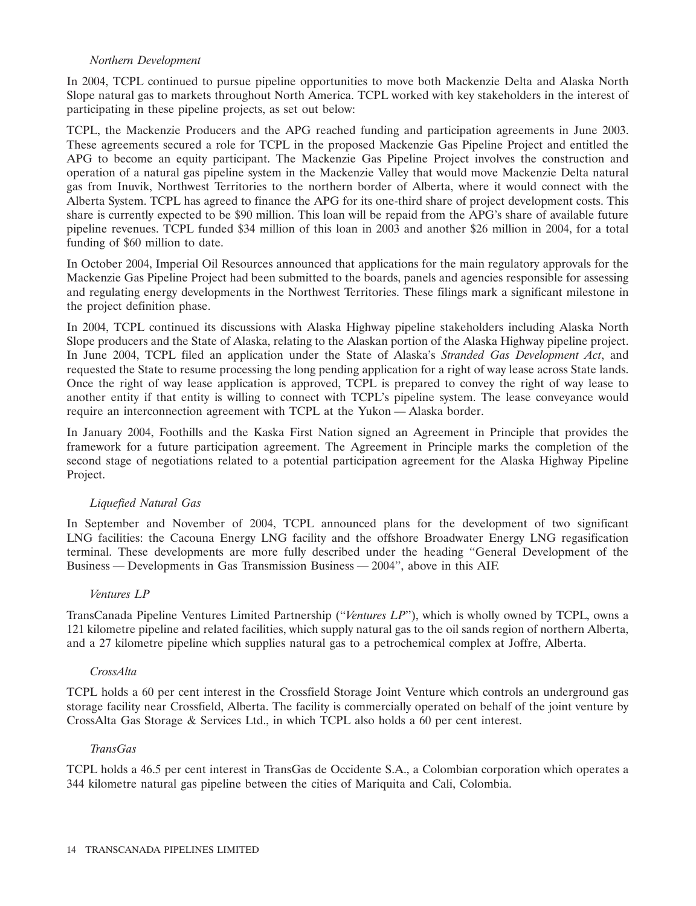*Northern Development*

In 2004, TCPL continued to pursue pipeline opportunities to move both Mackenzie Delta and Alaska North Slope natural gas to markets throughout North America. TCPL worked with key stakeholders in the interest of participating in these pipeline projects, as set out below:

TCPL, the Mackenzie Producers and the APG reached funding and participation agreements in June 2003. These agreements secured a role for TCPL in the proposed Mackenzie Gas Pipeline Project and entitled the APG to become an equity participant. The Mackenzie Gas Pipeline Project involves the construction and operation of a natural gas pipeline system in the Mackenzie Valley that would move Mackenzie Delta natural gas from Inuvik, Northwest Territories to the northern border of Alberta, where it would connect with the Alberta System. TCPL has agreed to finance the APG for its one-third share of project development costs. This share is currently expected to be $90 million. This loan will be repaid from the APG's share of available future pipeline revenues. TCPL funded $34 million of this loan in 2003 and another $26 million in 2004, for a total funding of $60 million to date.

In October 2004, Imperial Oil Resources announced that applications for the main regulatory approvals for the Mackenzie Gas Pipeline Project had been submitted to the boards, panels and agencies responsible for assessing and regulating energy developments in the Northwest Territories. These filings mark a significant milestone in the project definition phase.

In 2004, TCPL continued its discussions with Alaska Highway pipeline stakeholders including Alaska North Slope producers and the State of Alaska, relating to the Alaskan portion of the Alaska Highway pipeline project. In June 2004, TCPL filed an application under the State of Alaska's *Stranded Gas Development Act*, and requested the State to resume processing the long pending application for a right of way lease across State lands. Once the right of way lease application is approved, TCPL is prepared to convey the right of way lease to another entity if that entity is willing to connect with TCPL's pipeline system. The lease conveyance would require an interconnection agreement with TCPL at the Yukon — Alaska border.

In January 2004, Foothills and the Kaska First Nation signed an Agreement in Principle that provides the framework for a future participation agreement. The Agreement in Principle marks the completion of the second stage of negotiations related to a potential participation agreement for the Alaska Highway Pipeline Project.

*Liquefied Natural Gas*

In September and November of 2004, TCPL announced plans for the development of two significant LNG facilities: the Cacouna Energy LNG facility and the offshore Broadwater Energy LNG regasification terminal. These developments are more fully described under the heading "General Development of the Business — Developments in Gas Transmission Business — 2004", above in this AIF.

*Ventures LP*

TransCanada Pipeline Ventures Limited Partnership ("*Ventures LP*"), which is wholly owned by TCPL, owns a 121 kilometre pipeline and related facilities, which supply natural gas to the oil sands region of northern Alberta, and a 27 kilometre pipeline which supplies natural gas to a petrochemical complex at Joffre, Alberta.

*CrossAlta*

TCPL holds a 60 per cent interest in the Crossfield Storage Joint Venture which controls an underground gas storage facility near Crossfield, Alberta. The facility is commercially operated on behalf of the joint venture by CrossAlta Gas Storage & Services Ltd., in which TCPL also holds a 60 per cent interest.

*TransGas*

TCPL holds a 46.5 per cent interest in TransGas de Occidente S.A., a Colombian corporation which operates a 344 kilometre natural gas pipeline between the cities of Mariquita and Cali, Colombia.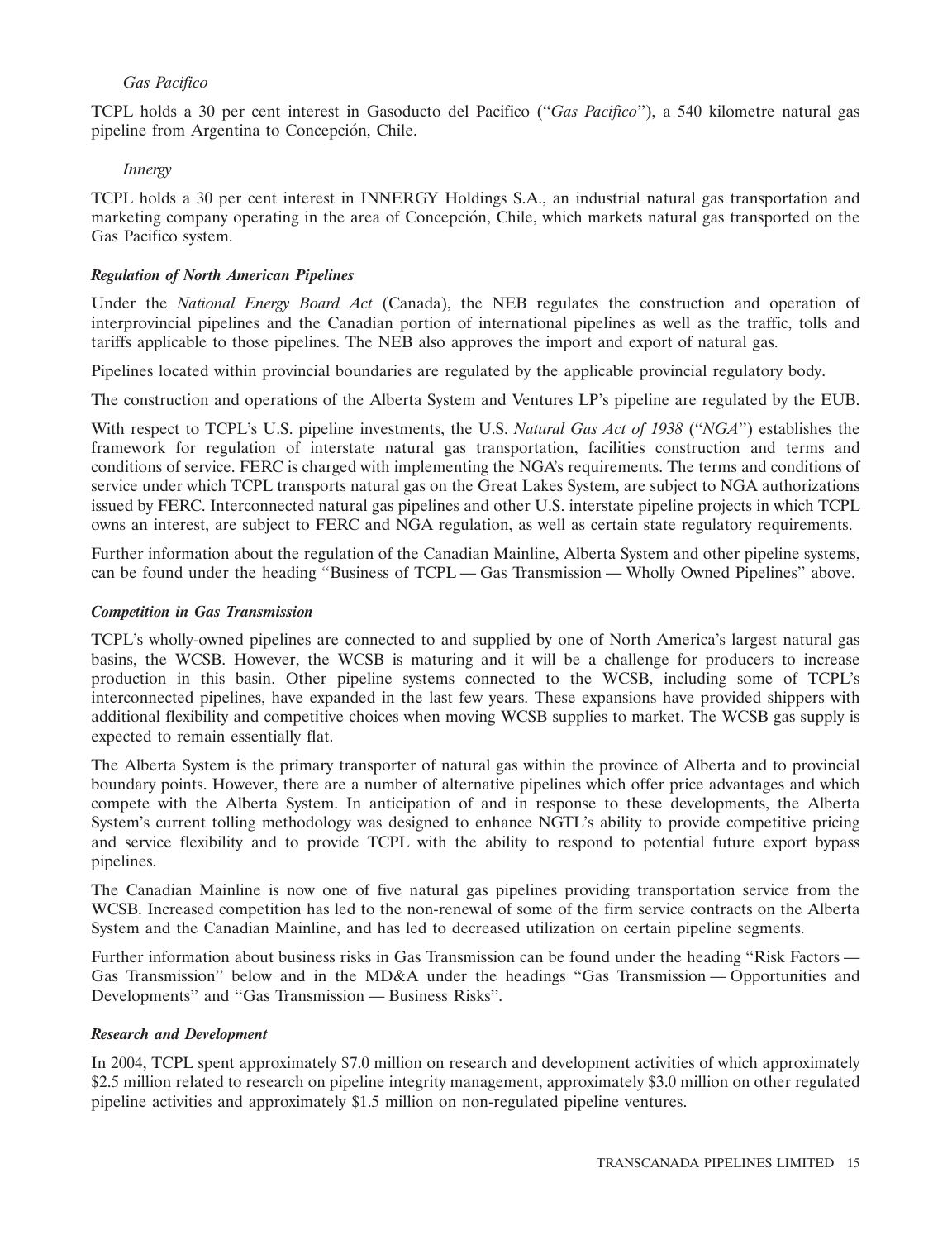*Gas Pacifico*

TCPL holds a 30 per cent interest in Gasoducto del Pacifico (''*Gas Pacifico*''), a 540 kilometre natural gas pipeline from Argentina to Concepción, Chile.

*Innergy*

TCPL holds a 30 per cent interest in INNERGY Holdings S.A., an industrial natural gas transportation and marketing company operating in the area of Concepción, Chile, which markets natural gas transported on the Gas Pacifico system.

***Regulation of North American Pipelines***

Under the *National Energy Board Act* (Canada), the NEB regulates the construction and operation of interprovincial pipelines and the Canadian portion of international pipelines as well as the traffic, tolls and tariffs applicable to those pipelines. The NEB also approves the import and export of natural gas.

Pipelines located within provincial boundaries are regulated by the applicable provincial regulatory body.

The construction and operations of the Alberta System and Ventures LP's pipeline are regulated by the EUB.

With respect to TCPL's U.S. pipeline investments, the U.S. *Natural Gas Act of 1938* (''*NGA*'') establishes the framework for regulation of interstate natural gas transportation, facilities construction and terms and conditions of service. FERC is charged with implementing the NGA's requirements. The terms and conditions of service under which TCPL transports natural gas on the Great Lakes System, are subject to NGA authorizations issued by FERC. Interconnected natural gas pipelines and other U.S. interstate pipeline projects in which TCPL owns an interest, are subject to FERC and NGA regulation, as well as certain state regulatory requirements.

Further information about the regulation of the Canadian Mainline, Alberta System and other pipeline systems, can be found under the heading ''Business of TCPL — Gas Transmission — Wholly Owned Pipelines'' above.

***Competition in Gas Transmission***

TCPL's wholly-owned pipelines are connected to and supplied by one of North America's largest natural gas basins, the WCSB. However, the WCSB is maturing and it will be a challenge for producers to increase production in this basin. Other pipeline systems connected to the WCSB, including some of TCPL's interconnected pipelines, have expanded in the last few years. These expansions have provided shippers with additional flexibility and competitive choices when moving WCSB supplies to market. The WCSB gas supply is expected to remain essentially flat.

The Alberta System is the primary transporter of natural gas within the province of Alberta and to provincial boundary points. However, there are a number of alternative pipelines which offer price advantages and which compete with the Alberta System. In anticipation of and in response to these developments, the Alberta System's current tolling methodology was designed to enhance NGTL's ability to provide competitive pricing and service flexibility and to provide TCPL with the ability to respond to potential future export bypass pipelines.

The Canadian Mainline is now one of five natural gas pipelines providing transportation service from the WCSB. Increased competition has led to the non-renewal of some of the firm service contracts on the Alberta System and the Canadian Mainline, and has led to decreased utilization on certain pipeline segments.

Further information about business risks in Gas Transmission can be found under the heading ''Risk Factors — Gas Transmission'' below and in the MD&A under the headings ''Gas Transmission — Opportunities and Developments'' and ''Gas Transmission — Business Risks''.

***Research and Development***

In 2004, TCPL spent approximately $7.0 million on research and development activities of which approximately $2.5 million related to research on pipeline integrity management, approximately $3.0 million on other regulated pipeline activities and approximately $1.5 million on non-regulated pipeline ventures.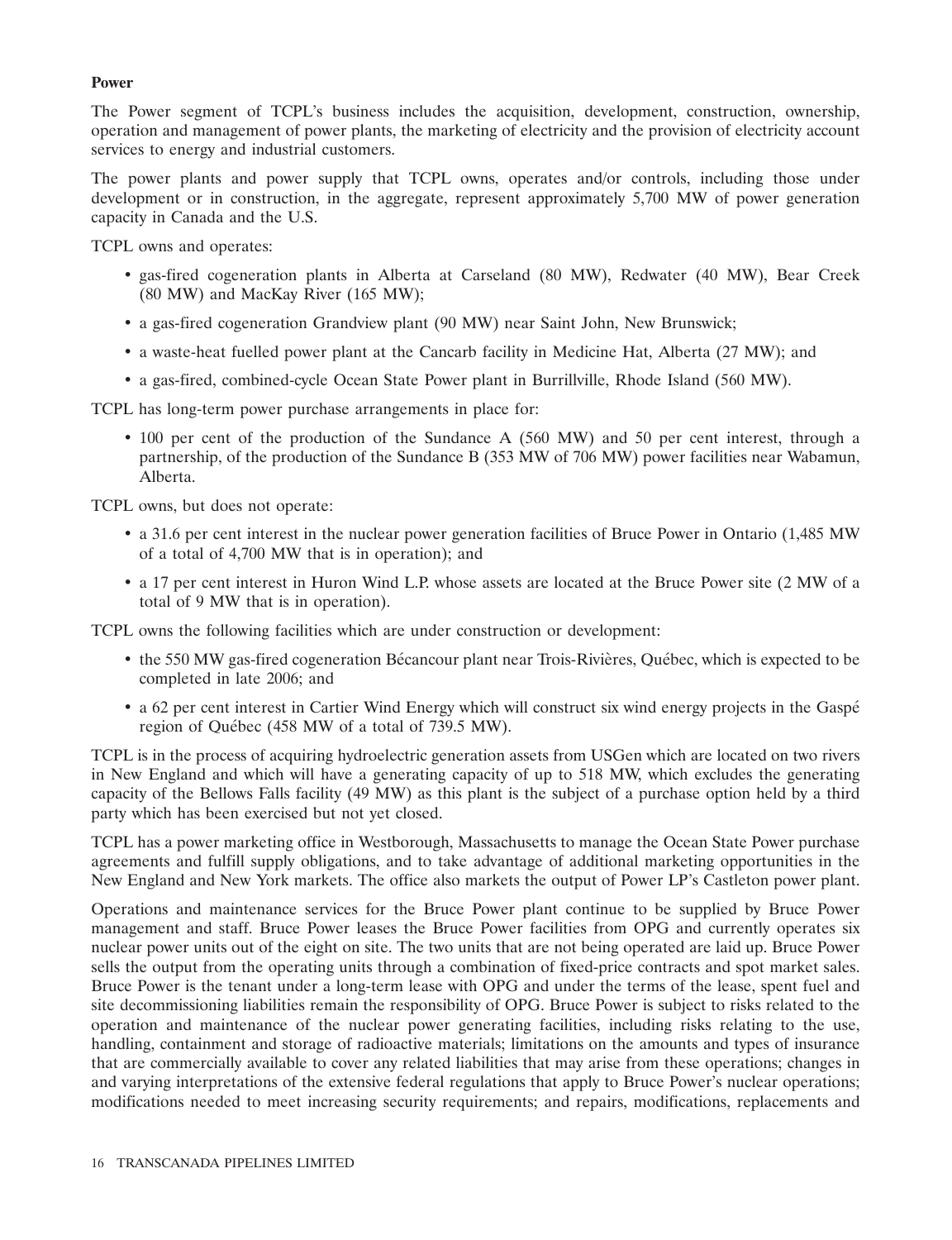**Power**

The Power segment of TCPL's business includes the acquisition, development, construction, ownership, operation and management of power plants, the marketing of electricity and the provision of electricity account services to energy and industrial customers.

The power plants and power supply that TCPL owns, operates and/or controls, including those under development or in construction, in the aggregate, represent approximately 5,700 MW of power generation capacity in Canada and the U.S.

TCPL owns and operates:

- gas-fired cogeneration plants in Alberta at Carseland (80 MW), Redwater (40 MW), Bear Creek (80 MW) and MacKay River (165 MW);
- a gas-fired cogeneration Grandview plant (90 MW) near Saint John, New Brunswick;
- a waste-heat fuelled power plant at the Cancarb facility in Medicine Hat, Alberta (27 MW); and
- a gas-fired, combined-cycle Ocean State Power plant in Burrillville, Rhode Island (560 MW).

TCPL has long-term power purchase arrangements in place for:

- 100 per cent of the production of the Sundance A (560 MW) and 50 per cent interest, through a partnership, of the production of the Sundance B (353 MW of 706 MW) power facilities near Wabamun, Alberta.

TCPL owns, but does not operate:

- a 31.6 per cent interest in the nuclear power generation facilities of Bruce Power in Ontario (1,485 MW of a total of 4,700 MW that is in operation); and
- a 17 per cent interest in Huron Wind L.P. whose assets are located at the Bruce Power site (2 MW of a total of 9 MW that is in operation).

TCPL owns the following facilities which are under construction or development:

- the 550 MW gas-fired cogeneration Bécancour plant near Trois-Rivières, Québec, which is expected to be completed in late 2006; and
- a 62 per cent interest in Cartier Wind Energy which will construct six wind energy projects in the Gaspé region of Québec (458 MW of a total of 739.5 MW).

TCPL is in the process of acquiring hydroelectric generation assets from USGen which are located on two rivers in New England and which will have a generating capacity of up to 518 MW, which excludes the generating capacity of the Bellows Falls facility (49 MW) as this plant is the subject of a purchase option held by a third party which has been exercised but not yet closed.

TCPL has a power marketing office in Westborough, Massachusetts to manage the Ocean State Power purchase agreements and fulfill supply obligations, and to take advantage of additional marketing opportunities in the New England and New York markets. The office also markets the output of Power LP's Castleton power plant.

Operations and maintenance services for the Bruce Power plant continue to be supplied by Bruce Power management and staff. Bruce Power leases the Bruce Power facilities from OPG and currently operates six nuclear power units out of the eight on site. The two units that are not being operated are laid up. Bruce Power sells the output from the operating units through a combination of fixed-price contracts and spot market sales. Bruce Power is the tenant under a long-term lease with OPG and under the terms of the lease, spent fuel and site decommissioning liabilities remain the responsibility of OPG. Bruce Power is subject to risks related to the operation and maintenance of the nuclear power generating facilities, including risks relating to the use, handling, containment and storage of radioactive materials; limitations on the amounts and types of insurance that are commercially available to cover any related liabilities that may arise from these operations; changes in and varying interpretations of the extensive federal regulations that apply to Bruce Power's nuclear operations; modifications needed to meet increasing security requirements; and repairs, modifications, replacements and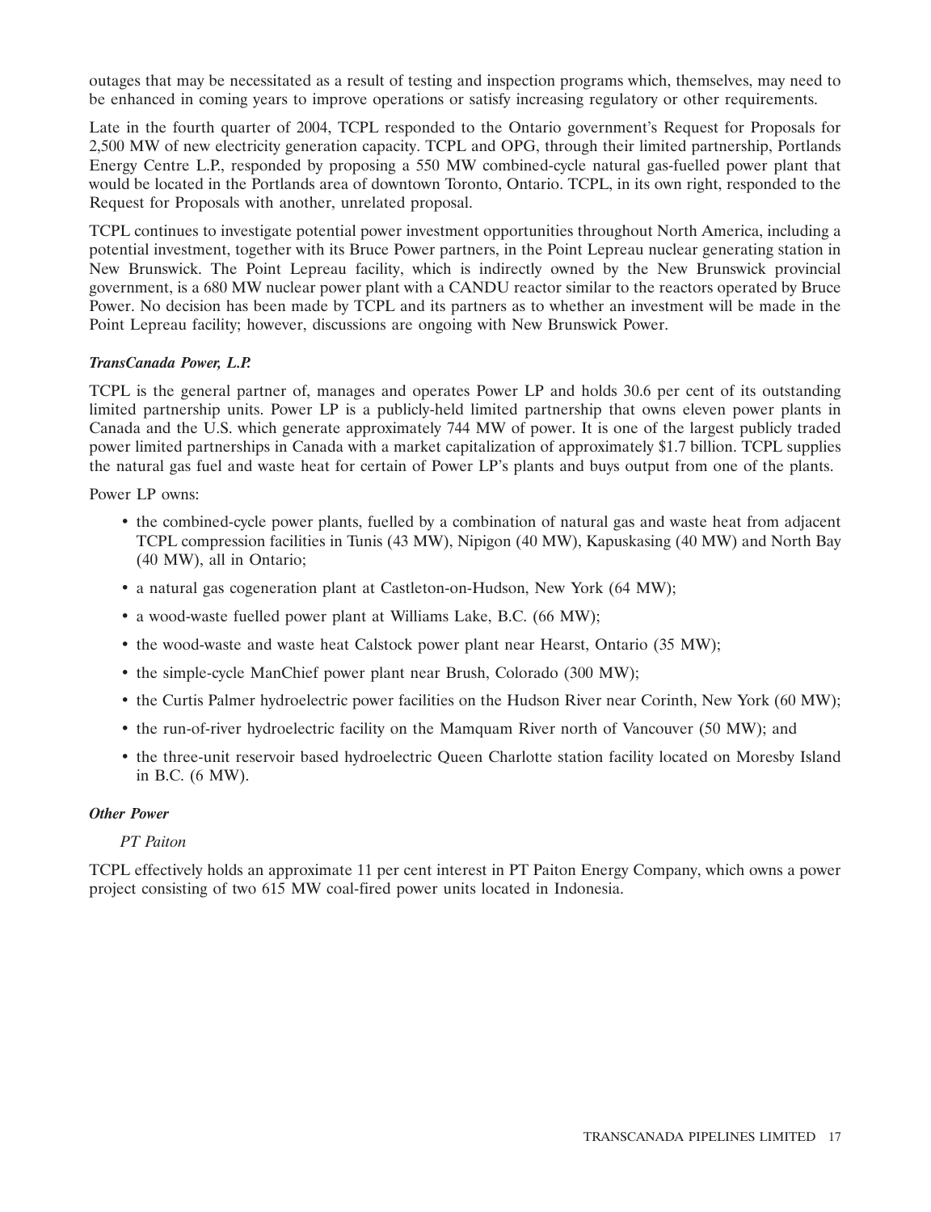outages that may be necessitated as a result of testing and inspection programs which, themselves, may need to be enhanced in coming years to improve operations or satisfy increasing regulatory or other requirements.

Late in the fourth quarter of 2004, TCPL responded to the Ontario government's Request for Proposals for 2,500 MW of new electricity generation capacity. TCPL and OPG, through their limited partnership, Portlands Energy Centre L.P., responded by proposing a 550 MW combined-cycle natural gas-fuelled power plant that would be located in the Portlands area of downtown Toronto, Ontario. TCPL, in its own right, responded to the Request for Proposals with another, unrelated proposal.

TCPL continues to investigate potential power investment opportunities throughout North America, including a potential investment, together with its Bruce Power partners, in the Point Lepreau nuclear generating station in New Brunswick. The Point Lepreau facility, which is indirectly owned by the New Brunswick provincial government, is a 680 MW nuclear power plant with a CANDU reactor similar to the reactors operated by Bruce Power. No decision has been made by TCPL and its partners as to whether an investment will be made in the Point Lepreau facility; however, discussions are ongoing with New Brunswick Power.

***TransCanada Power, L.P.***

TCPL is the general partner of, manages and operates Power LP and holds 30.6 per cent of its outstanding limited partnership units. Power LP is a publicly-held limited partnership that owns eleven power plants in Canada and the U.S. which generate approximately 744 MW of power. It is one of the largest publicly traded power limited partnerships in Canada with a market capitalization of approximately $1.7 billion. TCPL supplies the natural gas fuel and waste heat for certain of Power LP's plants and buys output from one of the plants.

Power LP owns:

- the combined-cycle power plants, fuelled by a combination of natural gas and waste heat from adjacent TCPL compression facilities in Tunis (43 MW), Nipigon (40 MW), Kapuskasing (40 MW) and North Bay (40 MW), all in Ontario;
- a natural gas cogeneration plant at Castleton-on-Hudson, New York (64 MW);
- a wood-waste fuelled power plant at Williams Lake, B.C. (66 MW);
- the wood-waste and waste heat Calstock power plant near Hearst, Ontario (35 MW);
- the simple-cycle ManChief power plant near Brush, Colorado (300 MW);
- the Curtis Palmer hydroelectric power facilities on the Hudson River near Corinth, New York (60 MW);
- the run-of-river hydroelectric facility on the Mamquam River north of Vancouver (50 MW); and
- the three-unit reservoir based hydroelectric Queen Charlotte station facility located on Moresby Island in B.C. (6 MW).

***Other Power***

*PT Paiton*

TCPL effectively holds an approximate 11 per cent interest in PT Paiton Energy Company, which owns a power project consisting of two 615 MW coal-fired power units located in Indonesia.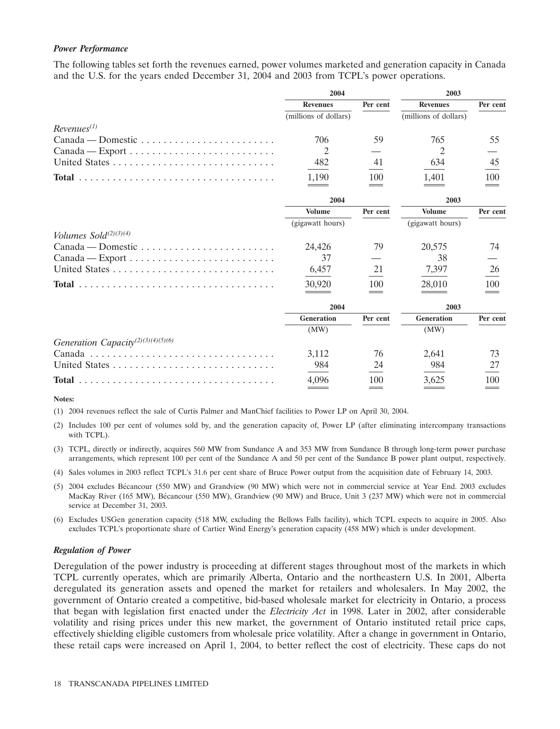### *Power Performance*

The following tables set forth the revenues earned, power volumes marketed and generation capacity in Canada and the U.S. for the years ended December 31, 2004 and 2003 from TCPL's power operations.

| | 2004 | | 2003 | |
|---|---|---|---|---|
| | **Revenues** (millions of dollars) | **Per cent** | **Revenues** (millions of dollars) | **Per cent** |
| *Revenues*[(1)] | | | | |
| Canada — Domestic | 706 | 59 | 765 | 55 |
| Canada — Export | 2 | — | 2 | — |
| United States | 482 | 41 | 634 | 45 |
| **Total** | 1,190 | 100 | 1,401 | 100 |

| | 2004 | | 2003 | |
|---|---|---|---|---|
| | **Volume** (gigawatt hours) | **Per cent** | **Volume** (gigawatt hours) | **Per cent** |
| *Volumes Sold*[(2)(3)(4)] | | | | |
| Canada — Domestic | 24,426 | 79 | 20,575 | 74 |
| Canada — Export | 37 | — | 38 | — |
| United States | 6,457 | 21 | 7,397 | 26 |
| **Total** | 30,920 | 100 | 28,010 | 100 |

| | 2004 | | 2003 | |
|---|---|---|---|---|
| | **Generation** (MW) | **Per cent** | **Generation** (MW) | **Per cent** |
| *Generation Capacity*[(2)(3)(4)(5)(6)] | | | | |
| Canada | 3,112 | 76 | 2,641 | 73 |
| United States | 984 | 24 | 984 | 27 |
| **Total** | 4,096 | 100 | 3,625 | 100 |

**Notes:**

(1) 2004 revenues reflect the sale of Curtis Palmer and ManChief facilities to Power LP on April 30, 2004.

(2) Includes 100 per cent of volumes sold by, and the generation capacity of, Power LP (after eliminating intercompany transactions with TCPL).

(3) TCPL, directly or indirectly, acquires 560 MW from Sundance A and 353 MW from Sundance B through long-term power purchase arrangements, which represent 100 per cent of the Sundance A and 50 per cent of the Sundance B power plant output, respectively.

(4) Sales volumes in 2003 reflect TCPL's 31.6 per cent share of Bruce Power output from the acquisition date of February 14, 2003.

(5) 2004 excludes Bécancour (550 MW) and Grandview (90 MW) which were not in commercial service at Year End. 2003 excludes MacKay River (165 MW), Bécancour (550 MW), Grandview (90 MW) and Bruce, Unit 3 (237 MW) which were not in commercial service at December 31, 2003.

(6) Excludes USGen generation capacity (518 MW, excluding the Bellows Falls facility), which TCPL expects to acquire in 2005. Also excludes TCPL's proportionate share of Cartier Wind Energy's generation capacity (458 MW) which is under development.

### *Regulation of Power*

Deregulation of the power industry is proceeding at different stages throughout most of the markets in which TCPL currently operates, which are primarily Alberta, Ontario and the northeastern U.S. In 2001, Alberta deregulated its generation assets and opened the market for retailers and wholesalers. In May 2002, the government of Ontario created a competitive, bid-based wholesale market for electricity in Ontario, a process that began with legislation first enacted under the *Electricity Act* in 1998. Later in 2002, after considerable volatility and rising prices under this new market, the government of Ontario instituted retail price caps, effectively shielding eligible customers from wholesale price volatility. After a change in government in Ontario, these retail caps were increased on April 1, 2004, to better reflect the cost of electricity. These caps do not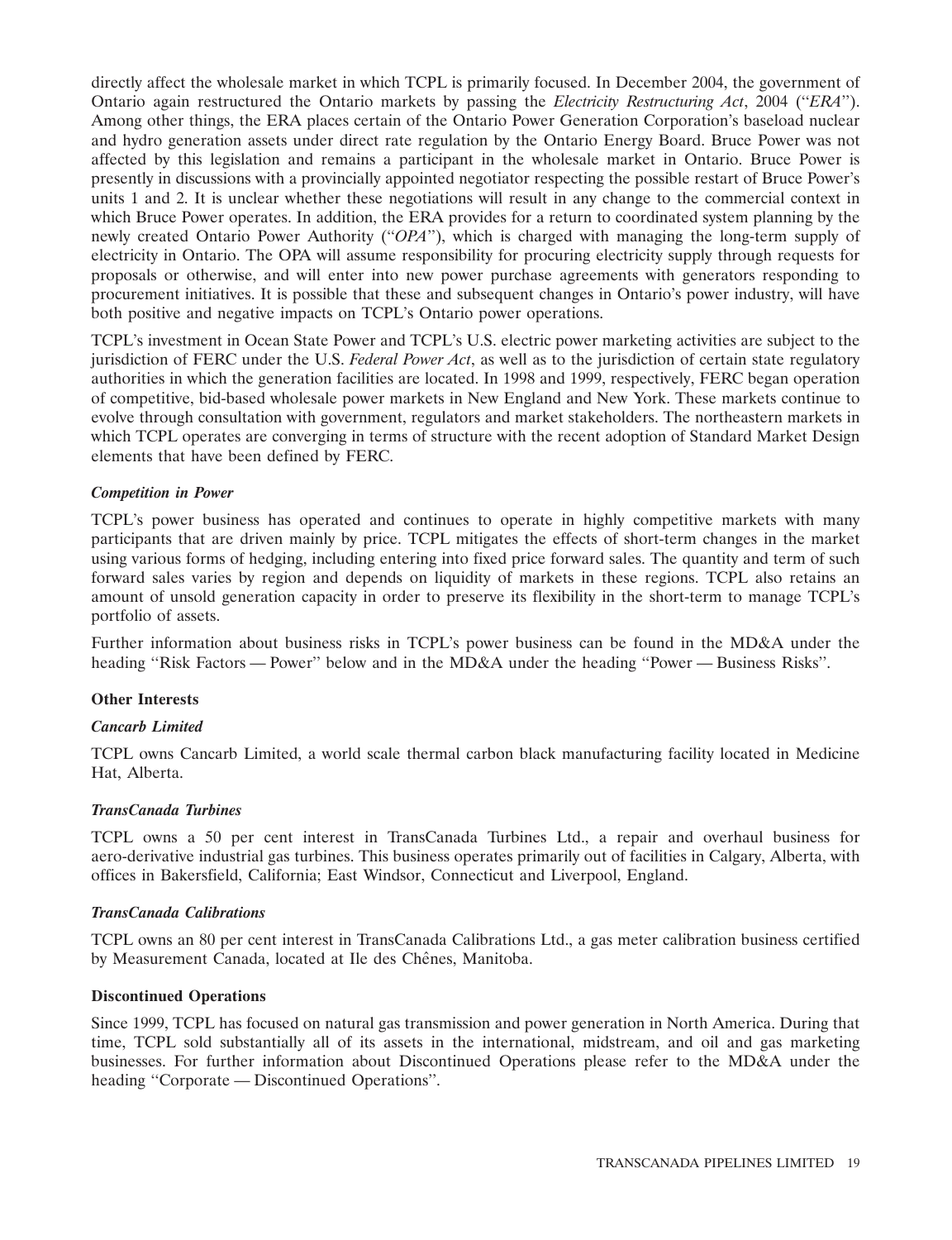directly affect the wholesale market in which TCPL is primarily focused. In December 2004, the government of Ontario again restructured the Ontario markets by passing the *Electricity Restructuring Act*, 2004 (''*ERA*''). Among other things, the ERA places certain of the Ontario Power Generation Corporation's baseload nuclear and hydro generation assets under direct rate regulation by the Ontario Energy Board. Bruce Power was not affected by this legislation and remains a participant in the wholesale market in Ontario. Bruce Power is presently in discussions with a provincially appointed negotiator respecting the possible restart of Bruce Power's units 1 and 2. It is unclear whether these negotiations will result in any change to the commercial context in which Bruce Power operates. In addition, the ERA provides for a return to coordinated system planning by the newly created Ontario Power Authority (''*OPA*''), which is charged with managing the long-term supply of electricity in Ontario. The OPA will assume responsibility for procuring electricity supply through requests for proposals or otherwise, and will enter into new power purchase agreements with generators responding to procurement initiatives. It is possible that these and subsequent changes in Ontario's power industry, will have both positive and negative impacts on TCPL's Ontario power operations.

TCPL's investment in Ocean State Power and TCPL's U.S. electric power marketing activities are subject to the jurisdiction of FERC under the U.S. *Federal Power Act*, as well as to the jurisdiction of certain state regulatory authorities in which the generation facilities are located. In 1998 and 1999, respectively, FERC began operation of competitive, bid-based wholesale power markets in New England and New York. These markets continue to evolve through consultation with government, regulators and market stakeholders. The northeastern markets in which TCPL operates are converging in terms of structure with the recent adoption of Standard Market Design elements that have been defined by FERC.

***Competition in Power***

TCPL's power business has operated and continues to operate in highly competitive markets with many participants that are driven mainly by price. TCPL mitigates the effects of short-term changes in the market using various forms of hedging, including entering into fixed price forward sales. The quantity and term of such forward sales varies by region and depends on liquidity of markets in these regions. TCPL also retains an amount of unsold generation capacity in order to preserve its flexibility in the short-term to manage TCPL's portfolio of assets.

Further information about business risks in TCPL's power business can be found in the MD&A under the heading ''Risk Factors — Power'' below and in the MD&A under the heading ''Power — Business Risks''.

**Other Interests**

***Cancarb Limited***

TCPL owns Cancarb Limited, a world scale thermal carbon black manufacturing facility located in Medicine Hat, Alberta.

***TransCanada Turbines***

TCPL owns a 50 per cent interest in TransCanada Turbines Ltd., a repair and overhaul business for aero-derivative industrial gas turbines. This business operates primarily out of facilities in Calgary, Alberta, with offices in Bakersfield, California; East Windsor, Connecticut and Liverpool, England.

***TransCanada Calibrations***

TCPL owns an 80 per cent interest in TransCanada Calibrations Ltd., a gas meter calibration business certified by Measurement Canada, located at Ile des Chênes, Manitoba.

**Discontinued Operations**

Since 1999, TCPL has focused on natural gas transmission and power generation in North America. During that time, TCPL sold substantially all of its assets in the international, midstream, and oil and gas marketing businesses. For further information about Discontinued Operations please refer to the MD&A under the heading ''Corporate — Discontinued Operations''.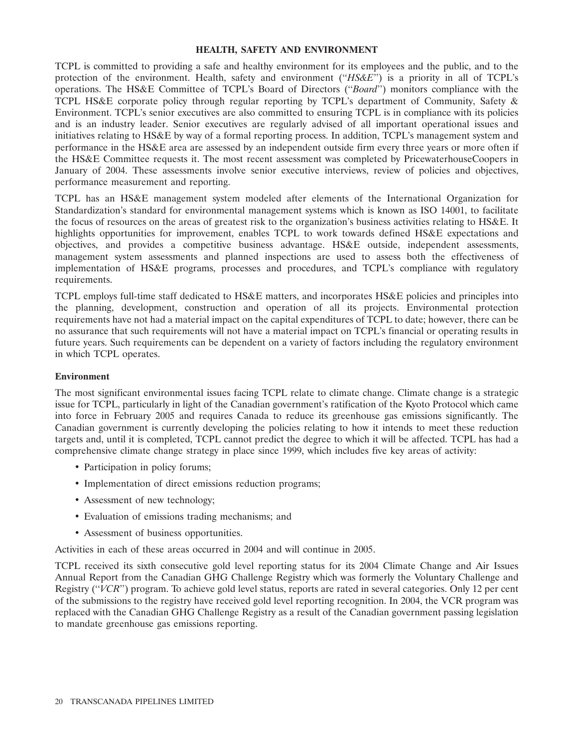## HEALTH, SAFETY AND ENVIRONMENT

TCPL is committed to providing a safe and healthy environment for its employees and the public, and to the protection of the environment. Health, safety and environment ("*HS&E*") is a priority in all of TCPL's operations. The HS&E Committee of TCPL's Board of Directors ("*Board*") monitors compliance with the TCPL HS&E corporate policy through regular reporting by TCPL's department of Community, Safety & Environment. TCPL's senior executives are also committed to ensuring TCPL is in compliance with its policies and is an industry leader. Senior executives are regularly advised of all important operational issues and initiatives relating to HS&E by way of a formal reporting process. In addition, TCPL's management system and performance in the HS&E area are assessed by an independent outside firm every three years or more often if the HS&E Committee requests it. The most recent assessment was completed by PricewaterhouseCoopers in January of 2004. These assessments involve senior executive interviews, review of policies and objectives, performance measurement and reporting.

TCPL has an HS&E management system modeled after elements of the International Organization for Standardization's standard for environmental management systems which is known as ISO 14001, to facilitate the focus of resources on the areas of greatest risk to the organization's business activities relating to HS&E. It highlights opportunities for improvement, enables TCPL to work towards defined HS&E expectations and objectives, and provides a competitive business advantage. HS&E outside, independent assessments, management system assessments and planned inspections are used to assess both the effectiveness of implementation of HS&E programs, processes and procedures, and TCPL's compliance with regulatory requirements.

TCPL employs full-time staff dedicated to HS&E matters, and incorporates HS&E policies and principles into the planning, development, construction and operation of all its projects. Environmental protection requirements have not had a material impact on the capital expenditures of TCPL to date; however, there can be no assurance that such requirements will not have a material impact on TCPL's financial or operating results in future years. Such requirements can be dependent on a variety of factors including the regulatory environment in which TCPL operates.

### Environment

The most significant environmental issues facing TCPL relate to climate change. Climate change is a strategic issue for TCPL, particularly in light of the Canadian government's ratification of the Kyoto Protocol which came into force in February 2005 and requires Canada to reduce its greenhouse gas emissions significantly. The Canadian government is currently developing the policies relating to how it intends to meet these reduction targets and, until it is completed, TCPL cannot predict the degree to which it will be affected. TCPL has had a comprehensive climate change strategy in place since 1999, which includes five key areas of activity:

- Participation in policy forums;
- Implementation of direct emissions reduction programs;
- Assessment of new technology;
- Evaluation of emissions trading mechanisms; and
- Assessment of business opportunities.

Activities in each of these areas occurred in 2004 and will continue in 2005.

TCPL received its sixth consecutive gold level reporting status for its 2004 Climate Change and Air Issues Annual Report from the Canadian GHG Challenge Registry which was formerly the Voluntary Challenge and Registry ("*VCR*") program. To achieve gold level status, reports are rated in several categories. Only 12 per cent of the submissions to the registry have received gold level reporting recognition. In 2004, the VCR program was replaced with the Canadian GHG Challenge Registry as a result of the Canadian government passing legislation to mandate greenhouse gas emissions reporting.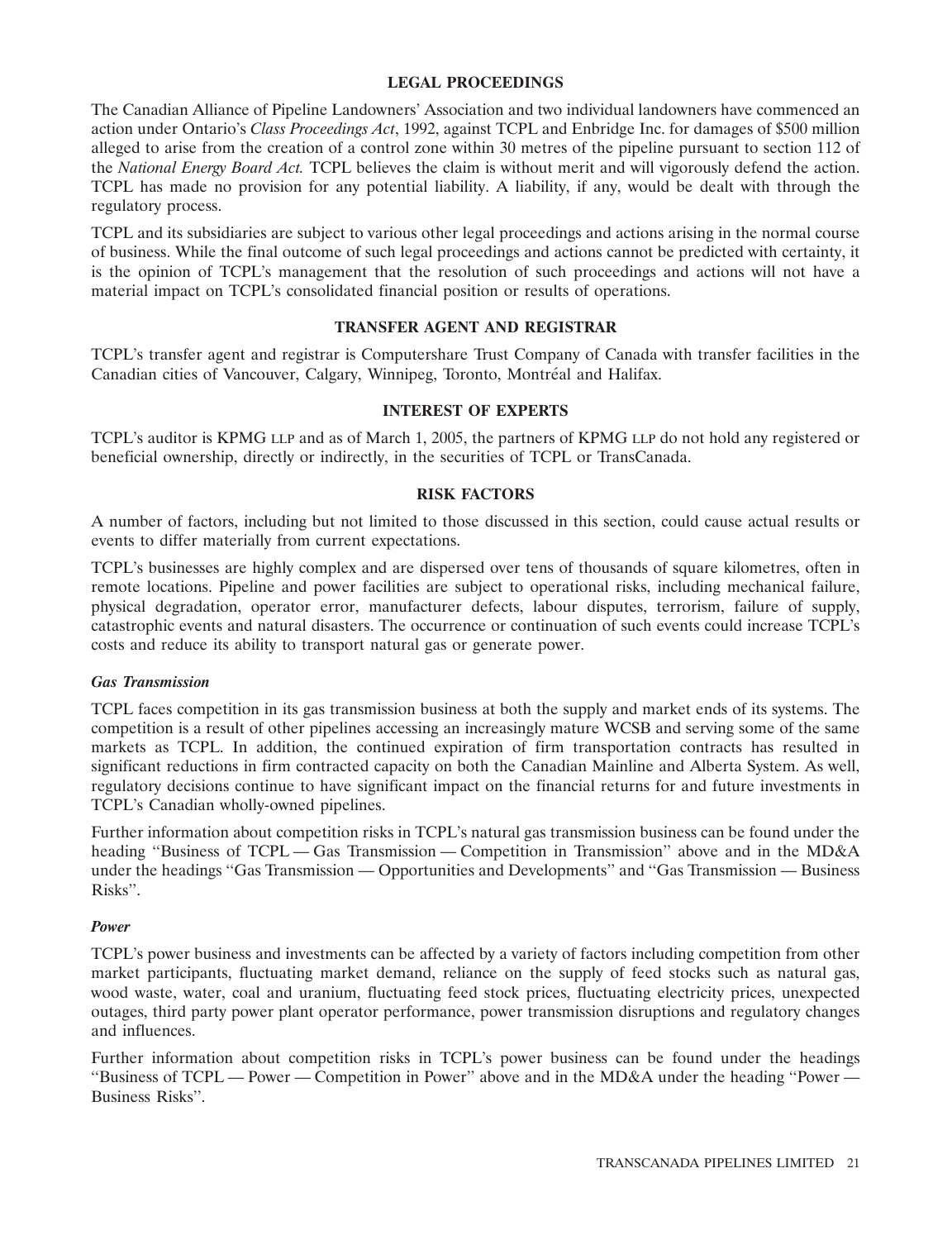## LEGAL PROCEEDINGS

The Canadian Alliance of Pipeline Landowners' Association and two individual landowners have commenced an action under Ontario's *Class Proceedings Act*, 1992, against TCPL and Enbridge Inc. for damages of $500 million alleged to arise from the creation of a control zone within 30 metres of the pipeline pursuant to section 112 of the *National Energy Board Act*. TCPL believes the claim is without merit and will vigorously defend the action. TCPL has made no provision for any potential liability. A liability, if any, would be dealt with through the regulatory process.

TCPL and its subsidiaries are subject to various other legal proceedings and actions arising in the normal course of business. While the final outcome of such legal proceedings and actions cannot be predicted with certainty, it is the opinion of TCPL's management that the resolution of such proceedings and actions will not have a material impact on TCPL's consolidated financial position or results of operations.

## TRANSFER AGENT AND REGISTRAR

TCPL's transfer agent and registrar is Computershare Trust Company of Canada with transfer facilities in the Canadian cities of Vancouver, Calgary, Winnipeg, Toronto, Montréal and Halifax.

## INTEREST OF EXPERTS

TCPL's auditor is KPMG LLP and as of March 1, 2005, the partners of KPMG LLP do not hold any registered or beneficial ownership, directly or indirectly, in the securities of TCPL or TransCanada.

## RISK FACTORS

A number of factors, including but not limited to those discussed in this section, could cause actual results or events to differ materially from current expectations.

TCPL's businesses are highly complex and are dispersed over tens of thousands of square kilometres, often in remote locations. Pipeline and power facilities are subject to operational risks, including mechanical failure, physical degradation, operator error, manufacturer defects, labour disputes, terrorism, failure of supply, catastrophic events and natural disasters. The occurrence or continuation of such events could increase TCPL's costs and reduce its ability to transport natural gas or generate power.

### *Gas Transmission*

TCPL faces competition in its gas transmission business at both the supply and market ends of its systems. The competition is a result of other pipelines accessing an increasingly mature WCSB and serving some of the same markets as TCPL. In addition, the continued expiration of firm transportation contracts has resulted in significant reductions in firm contracted capacity on both the Canadian Mainline and Alberta System. As well, regulatory decisions continue to have significant impact on the financial returns for and future investments in TCPL's Canadian wholly-owned pipelines.

Further information about competition risks in TCPL's natural gas transmission business can be found under the heading "Business of TCPL — Gas Transmission — Competition in Transmission" above and in the MD&A under the headings "Gas Transmission — Opportunities and Developments" and "Gas Transmission — Business Risks".

### *Power*

TCPL's power business and investments can be affected by a variety of factors including competition from other market participants, fluctuating market demand, reliance on the supply of feed stocks such as natural gas, wood waste, water, coal and uranium, fluctuating feed stock prices, fluctuating electricity prices, unexpected outages, third party power plant operator performance, power transmission disruptions and regulatory changes and influences.

Further information about competition risks in TCPL's power business can be found under the headings "Business of TCPL — Power — Competition in Power" above and in the MD&A under the heading "Power — Business Risks".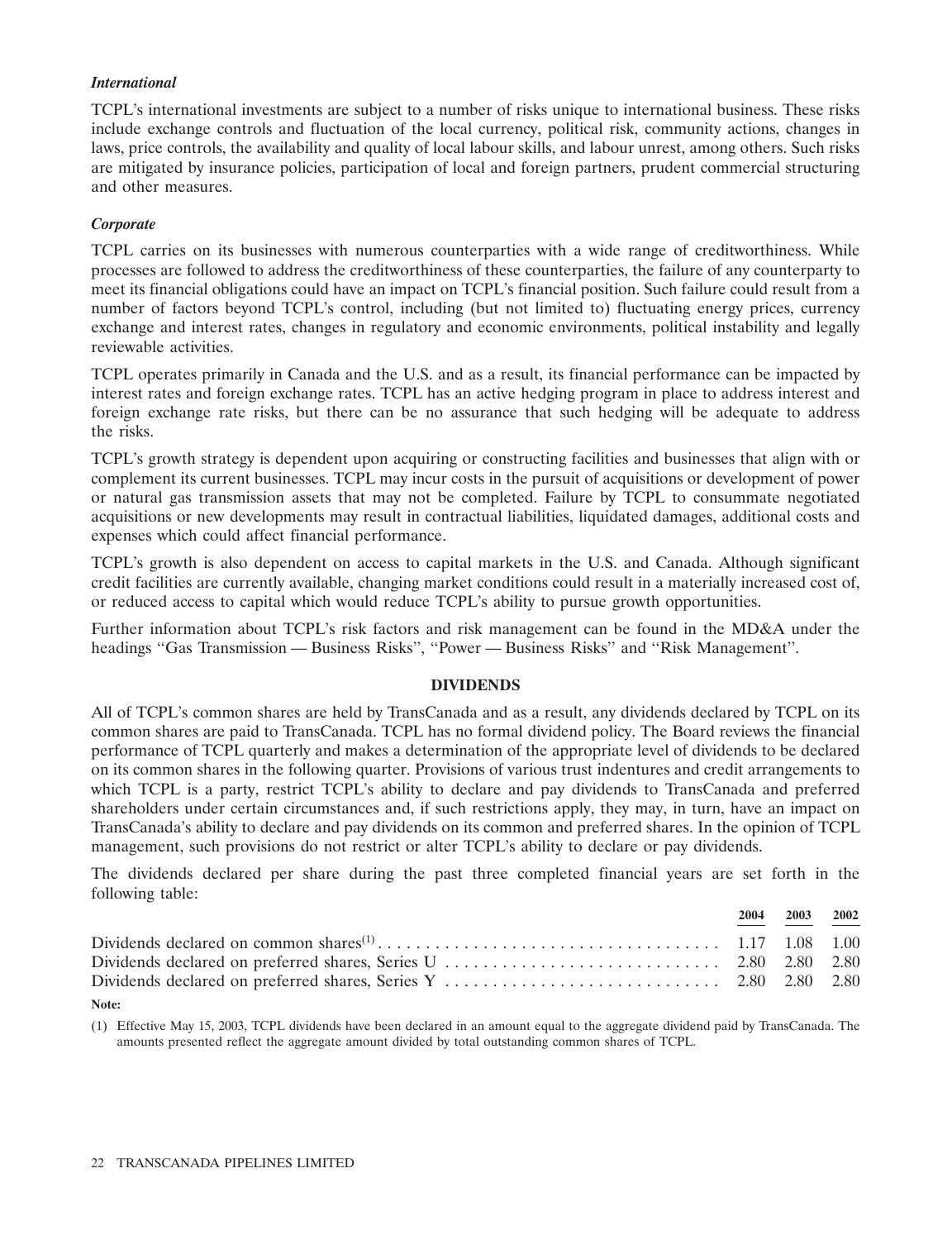### *International*

TCPL's international investments are subject to a number of risks unique to international business. These risks include exchange controls and fluctuation of the local currency, political risk, community actions, changes in laws, price controls, the availability and quality of local labour skills, and labour unrest, among others. Such risks are mitigated by insurance policies, participation of local and foreign partners, prudent commercial structuring and other measures.

### *Corporate*

TCPL carries on its businesses with numerous counterparties with a wide range of creditworthiness. While processes are followed to address the creditworthiness of these counterparties, the failure of any counterparty to meet its financial obligations could have an impact on TCPL's financial position. Such failure could result from a number of factors beyond TCPL's control, including (but not limited to) fluctuating energy prices, currency exchange and interest rates, changes in regulatory and economic environments, political instability and legally reviewable activities.

TCPL operates primarily in Canada and the U.S. and as a result, its financial performance can be impacted by interest rates and foreign exchange rates. TCPL has an active hedging program in place to address interest and foreign exchange rate risks, but there can be no assurance that such hedging will be adequate to address the risks.

TCPL's growth strategy is dependent upon acquiring or constructing facilities and businesses that align with or complement its current businesses. TCPL may incur costs in the pursuit of acquisitions or development of power or natural gas transmission assets that may not be completed. Failure by TCPL to consummate negotiated acquisitions or new developments may result in contractual liabilities, liquidated damages, additional costs and expenses which could affect financial performance.

TCPL's growth is also dependent on access to capital markets in the U.S. and Canada. Although significant credit facilities are currently available, changing market conditions could result in a materially increased cost of, or reduced access to capital which would reduce TCPL's ability to pursue growth opportunities.

Further information about TCPL's risk factors and risk management can be found in the MD&A under the headings "Gas Transmission — Business Risks", "Power — Business Risks" and "Risk Management".

## DIVIDENDS

All of TCPL's common shares are held by TransCanada and as a result, any dividends declared by TCPL on its common shares are paid to TransCanada. TCPL has no formal dividend policy. The Board reviews the financial performance of TCPL quarterly and makes a determination of the appropriate level of dividends to be declared on its common shares in the following quarter. Provisions of various trust indentures and credit arrangements to which TCPL is a party, restrict TCPL's ability to declare and pay dividends to TransCanada and preferred shareholders under certain circumstances and, if such restrictions apply, they may, in turn, have an impact on TransCanada's ability to declare and pay dividends on its common and preferred shares. In the opinion of TCPL management, such provisions do not restrict or alter TCPL's ability to declare or pay dividends.

The dividends declared per share during the past three completed financial years are set forth in the following table:

| | 2004 | 2003 | 2002 |
|---|---|---|---|
| Dividends declared on common shares[(1)] | 1.17 | 1.08 | 1.00 |
| Dividends declared on preferred shares, Series U | 2.80 | 2.80 | 2.80 |
| Dividends declared on preferred shares, Series Y | 2.80 | 2.80 | 2.80 |

**Note:**

(1) Effective May 15, 2003, TCPL dividends have been declared in an amount equal to the aggregate dividend paid by TransCanada. The amounts presented reflect the aggregate amount divided by total outstanding common shares of TCPL.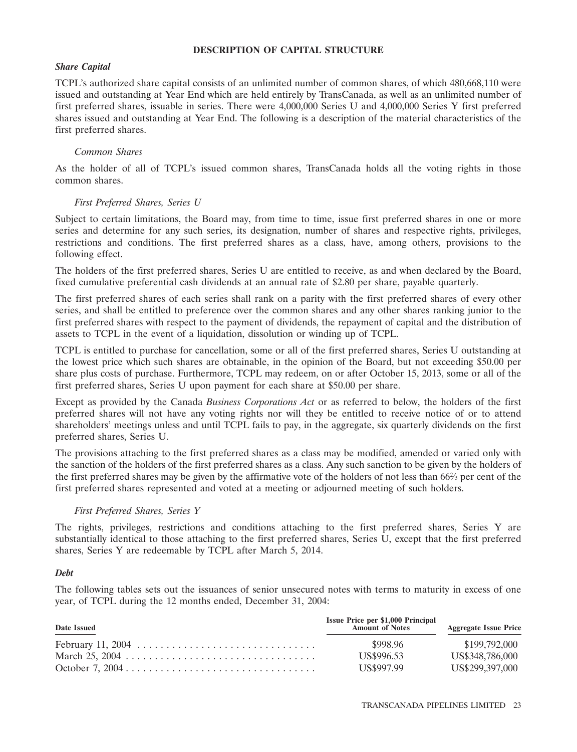## DESCRIPTION OF CAPITAL STRUCTURE

### *Share Capital*

TCPL's authorized share capital consists of an unlimited number of common shares, of which 480,668,110 were issued and outstanding at Year End which are held entirely by TransCanada, as well as an unlimited number of first preferred shares, issuable in series. There were 4,000,000 Series U and 4,000,000 Series Y first preferred shares issued and outstanding at Year End. The following is a description of the material characteristics of the first preferred shares.

#### *Common Shares*

As the holder of all of TCPL's issued common shares, TransCanada holds all the voting rights in those common shares.

#### *First Preferred Shares, Series U*

Subject to certain limitations, the Board may, from time to time, issue first preferred shares in one or more series and determine for any such series, its designation, number of shares and respective rights, privileges, restrictions and conditions. The first preferred shares as a class, have, among others, provisions to the following effect.

The holders of the first preferred shares, Series U are entitled to receive, as and when declared by the Board, fixed cumulative preferential cash dividends at an annual rate of $2.80 per share, payable quarterly.

The first preferred shares of each series shall rank on a parity with the first preferred shares of every other series, and shall be entitled to preference over the common shares and any other shares ranking junior to the first preferred shares with respect to the payment of dividends, the repayment of capital and the distribution of assets to TCPL in the event of a liquidation, dissolution or winding up of TCPL.

TCPL is entitled to purchase for cancellation, some or all of the first preferred shares, Series U outstanding at the lowest price which such shares are obtainable, in the opinion of the Board, but not exceeding $50.00 per share plus costs of purchase. Furthermore, TCPL may redeem, on or after October 15, 2013, some or all of the first preferred shares, Series U upon payment for each share at $50.00 per share.

Except as provided by the Canada *Business Corporations Act* or as referred to below, the holders of the first preferred shares will not have any voting rights nor will they be entitled to receive notice of or to attend shareholders' meetings unless and until TCPL fails to pay, in the aggregate, six quarterly dividends on the first preferred shares, Series U.

The provisions attaching to the first preferred shares as a class may be modified, amended or varied only with the sanction of the holders of the first preferred shares as a class. Any such sanction to be given by the holders of the first preferred shares may be given by the affirmative vote of the holders of not less than 66⅔ per cent of the first preferred shares represented and voted at a meeting or adjourned meeting of such holders.

#### *First Preferred Shares, Series Y*

The rights, privileges, restrictions and conditions attaching to the first preferred shares, Series Y are substantially identical to those attaching to the first preferred shares, Series U, except that the first preferred shares, Series Y are redeemable by TCPL after March 5, 2014.

### *Debt*

The following tables sets out the issuances of senior unsecured notes with terms to maturity in excess of one year, of TCPL during the 12 months ended, December 31, 2004:

| Date Issued | Issue Price per $1,000 Principal Amount of Notes | Aggregate Issue Price |
|---|---|---|
| February 11, 2004 | $998.96 | $199,792,000 |
| March 25, 2004 | US$996.53 | US$348,786,000 |
| October 7, 2004 | US$997.99 | US$299,397,000 |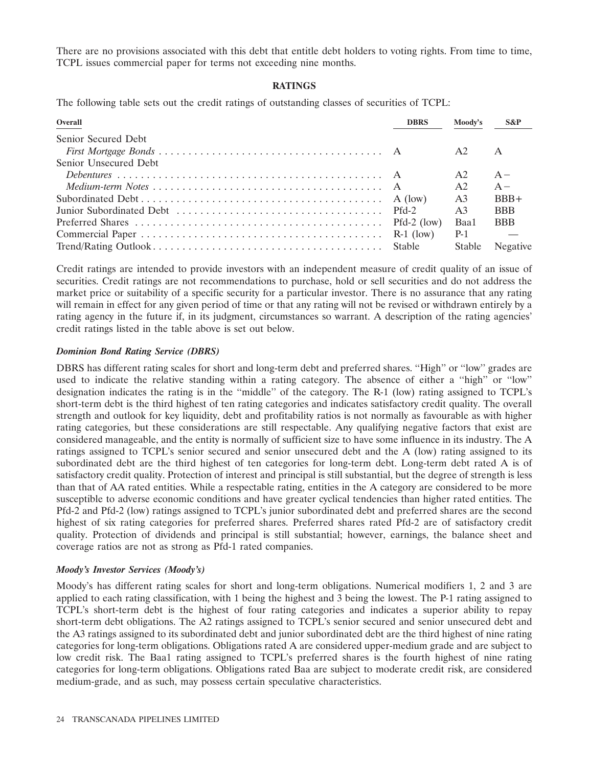There are no provisions associated with this debt that entitle debt holders to voting rights. From time to time, TCPL issues commercial paper for terms not exceeding nine months.

## RATINGS

The following table sets out the credit ratings of outstanding classes of securities of TCPL:

| Overall | DBRS | Moody's | S&P |
|---|---|---|---|
| Senior Secured Debt | | | |
| *First Mortgage Bonds* | A | A2 | A |
| Senior Unsecured Debt | | | |
| *Debentures* | A | A2 | A− |
| *Medium-term Notes* | A | A2 | A− |
| Subordinated Debt | A (low) | A3 | BBB+ |
| Junior Subordinated Debt | Pfd-2 | A3 | BBB |
| Preferred Shares | Pfd-2 (low) | Baa1 | BBB |
| Commercial Paper | R-1 (low) | P-1 | — |
| Trend/Rating Outlook | Stable | Stable | Negative |

Credit ratings are intended to provide investors with an independent measure of credit quality of an issue of securities. Credit ratings are not recommendations to purchase, hold or sell securities and do not address the market price or suitability of a specific security for a particular investor. There is no assurance that any rating will remain in effect for any given period of time or that any rating will not be revised or withdrawn entirely by a rating agency in the future if, in its judgment, circumstances so warrant. A description of the rating agencies' credit ratings listed in the table above is set out below.

### *Dominion Bond Rating Service (DBRS)*

DBRS has different rating scales for short and long-term debt and preferred shares. "High" or "low" grades are used to indicate the relative standing within a rating category. The absence of either a "high" or "low" designation indicates the rating is in the "middle" of the category. The R-1 (low) rating assigned to TCPL's short-term debt is the third highest of ten rating categories and indicates satisfactory credit quality. The overall strength and outlook for key liquidity, debt and profitability ratios is not normally as favourable as with higher rating categories, but these considerations are still respectable. Any qualifying negative factors that exist are considered manageable, and the entity is normally of sufficient size to have some influence in its industry. The A ratings assigned to TCPL's senior secured and senior unsecured debt and the A (low) rating assigned to its subordinated debt are the third highest of ten categories for long-term debt. Long-term debt rated A is of satisfactory credit quality. Protection of interest and principal is still substantial, but the degree of strength is less than that of AA rated entities. While a respectable rating, entities in the A category are considered to be more susceptible to adverse economic conditions and have greater cyclical tendencies than higher rated entities. The Pfd-2 and Pfd-2 (low) ratings assigned to TCPL's junior subordinated debt and preferred shares are the second highest of six rating categories for preferred shares. Preferred shares rated Pfd-2 are of satisfactory credit quality. Protection of dividends and principal is still substantial; however, earnings, the balance sheet and coverage ratios are not as strong as Pfd-1 rated companies.

### *Moody's Investor Services (Moody's)*

Moody's has different rating scales for short and long-term obligations. Numerical modifiers 1, 2 and 3 are applied to each rating classification, with 1 being the highest and 3 being the lowest. The P-1 rating assigned to TCPL's short-term debt is the highest of four rating categories and indicates a superior ability to repay short-term debt obligations. The A2 ratings assigned to TCPL's senior secured and senior unsecured debt and the A3 ratings assigned to its subordinated debt and junior subordinated debt are the third highest of nine rating categories for long-term obligations. Obligations rated A are considered upper-medium grade and are subject to low credit risk. The Baa1 rating assigned to TCPL's preferred shares is the fourth highest of nine rating categories for long-term obligations. Obligations rated Baa are subject to moderate credit risk, are considered medium-grade, and as such, may possess certain speculative characteristics.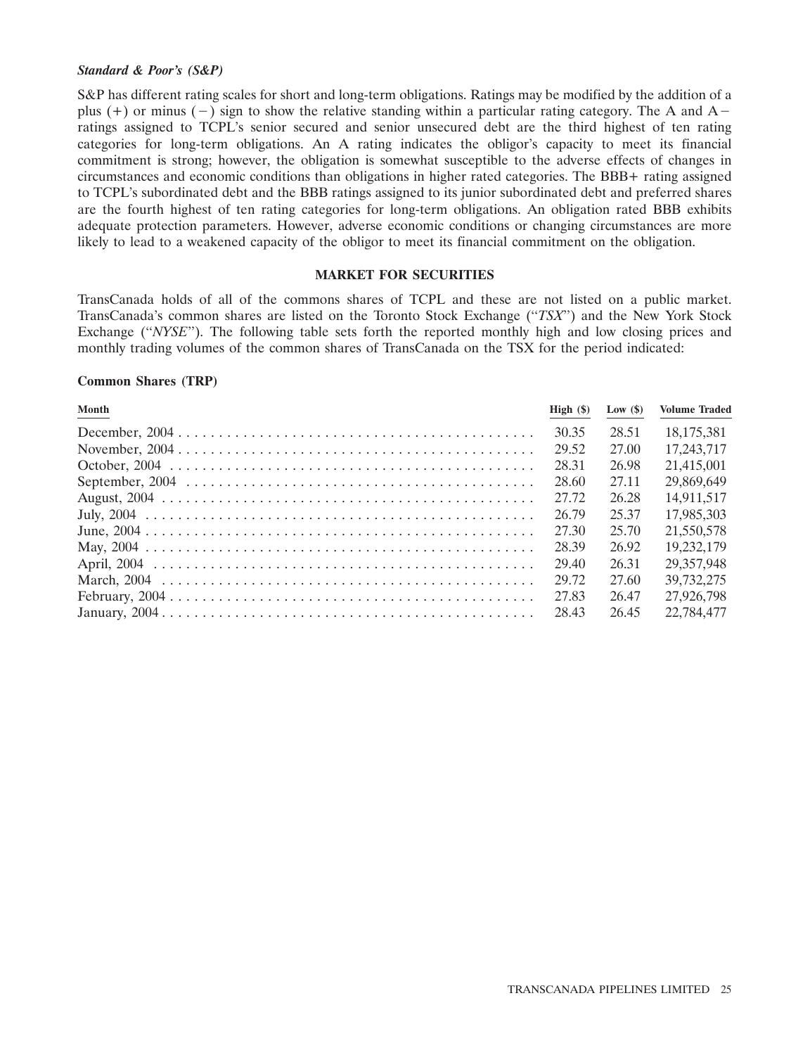*Standard & Poor's (S&P)*

S&P has different rating scales for short and long-term obligations. Ratings may be modified by the addition of a plus (+) or minus (−) sign to show the relative standing within a particular rating category. The A and A− ratings assigned to TCPL's senior secured and senior unsecured debt are the third highest of ten rating categories for long-term obligations. An A rating indicates the obligor's capacity to meet its financial commitment is strong; however, the obligation is somewhat susceptible to the adverse effects of changes in circumstances and economic conditions than obligations in higher rated categories. The BBB+ rating assigned to TCPL's subordinated debt and the BBB ratings assigned to its junior subordinated debt and preferred shares are the fourth highest of ten rating categories for long-term obligations. An obligation rated BBB exhibits adequate protection parameters. However, adverse economic conditions or changing circumstances are more likely to lead to a weakened capacity of the obligor to meet its financial commitment on the obligation.

## MARKET FOR SECURITIES

TransCanada holds of all of the commons shares of TCPL and these are not listed on a public market. TransCanada's common shares are listed on the Toronto Stock Exchange ("*TSX*") and the New York Stock Exchange ("*NYSE*"). The following table sets forth the reported monthly high and low closing prices and monthly trading volumes of the common shares of TransCanada on the TSX for the period indicated:

**Common Shares (TRP)**

| Month | High ($) | Low ($) | Volume Traded |
|---|---|---|---|
| December, 2004 | 30.35 | 28.51 | 18,175,381 |
| November, 2004 | 29.52 | 27.00 | 17,243,717 |
| October, 2004 | 28.31 | 26.98 | 21,415,001 |
| September, 2004 | 28.60 | 27.11 | 29,869,649 |
| August, 2004 | 27.72 | 26.28 | 14,911,517 |
| July, 2004 | 26.79 | 25.37 | 17,985,303 |
| June, 2004 | 27.30 | 25.70 | 21,550,578 |
| May, 2004 | 28.39 | 26.92 | 19,232,179 |
| April, 2004 | 29.40 | 26.31 | 29,357,948 |
| March, 2004 | 29.72 | 27.60 | 39,732,275 |
| February, 2004 | 27.83 | 26.47 | 27,926,798 |
| January, 2004 | 28.43 | 26.45 | 22,784,477 |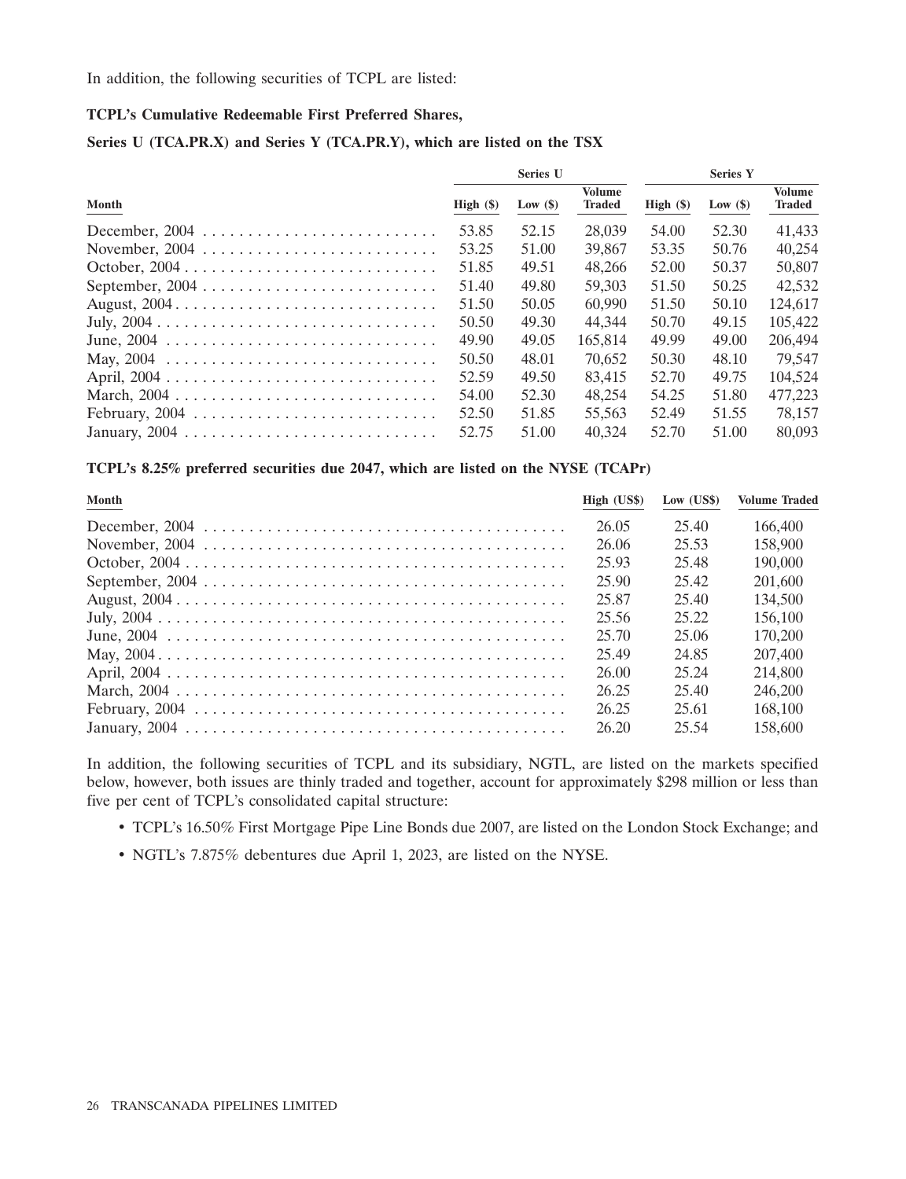In addition, the following securities of TCPL are listed:

**TCPL's Cumulative Redeemable First Preferred Shares,**

**Series U (TCA.PR.X) and Series Y (TCA.PR.Y), which are listed on the TSX**

| Month | Series U | | | Series Y | | |
|---|---|---|---|---|---|---|
| | High ($) | Low ($) | Volume Traded | High ($) | Low ($) | Volume Traded |
| December, 2004 | 53.85 | 52.15 | 28,039 | 54.00 | 52.30 | 41,433 |
| November, 2004 | 53.25 | 51.00 | 39,867 | 53.35 | 50.76 | 40,254 |
| October, 2004 | 51.85 | 49.51 | 48,266 | 52.00 | 50.37 | 50,807 |
| September, 2004 | 51.40 | 49.80 | 59,303 | 51.50 | 50.25 | 42,532 |
| August, 2004 | 51.50 | 50.05 | 60,990 | 51.50 | 50.10 | 124,617 |
| July, 2004 | 50.50 | 49.30 | 44,344 | 50.70 | 49.15 | 105,422 |
| June, 2004 | 49.90 | 49.05 | 165,814 | 49.99 | 49.00 | 206,494 |
| May, 2004 | 50.50 | 48.01 | 70,652 | 50.30 | 48.10 | 79,547 |
| April, 2004 | 52.59 | 49.50 | 83,415 | 52.70 | 49.75 | 104,524 |
| March, 2004 | 54.00 | 52.30 | 48,254 | 54.25 | 51.80 | 477,223 |
| February, 2004 | 52.50 | 51.85 | 55,563 | 52.49 | 51.55 | 78,157 |
| January, 2004 | 52.75 | 51.00 | 40,324 | 52.70 | 51.00 | 80,093 |

**TCPL's 8.25% preferred securities due 2047, which are listed on the NYSE (TCAPr)**

| Month | High (US$) | Low (US$) | Volume Traded |
|---|---|---|---|
| December, 2004 | 26.05 | 25.40 | 166,400 |
| November, 2004 | 26.06 | 25.53 | 158,900 |
| October, 2004 | 25.93 | 25.48 | 190,000 |
| September, 2004 | 25.90 | 25.42 | 201,600 |
| August, 2004 | 25.87 | 25.40 | 134,500 |
| July, 2004 | 25.56 | 25.22 | 156,100 |
| June, 2004 | 25.70 | 25.06 | 170,200 |
| May, 2004 | 25.49 | 24.85 | 207,400 |
| April, 2004 | 26.00 | 25.24 | 214,800 |
| March, 2004 | 26.25 | 25.40 | 246,200 |
| February, 2004 | 26.25 | 25.61 | 168,100 |
| January, 2004 | 26.20 | 25.54 | 158,600 |

In addition, the following securities of TCPL and its subsidiary, NGTL, are listed on the markets specified below, however, both issues are thinly traded and together, account for approximately $298 million or less than five per cent of TCPL's consolidated capital structure:

- TCPL's 16.50% First Mortgage Pipe Line Bonds due 2007, are listed on the London Stock Exchange; and
- NGTL's 7.875% debentures due April 1, 2023, are listed on the NYSE.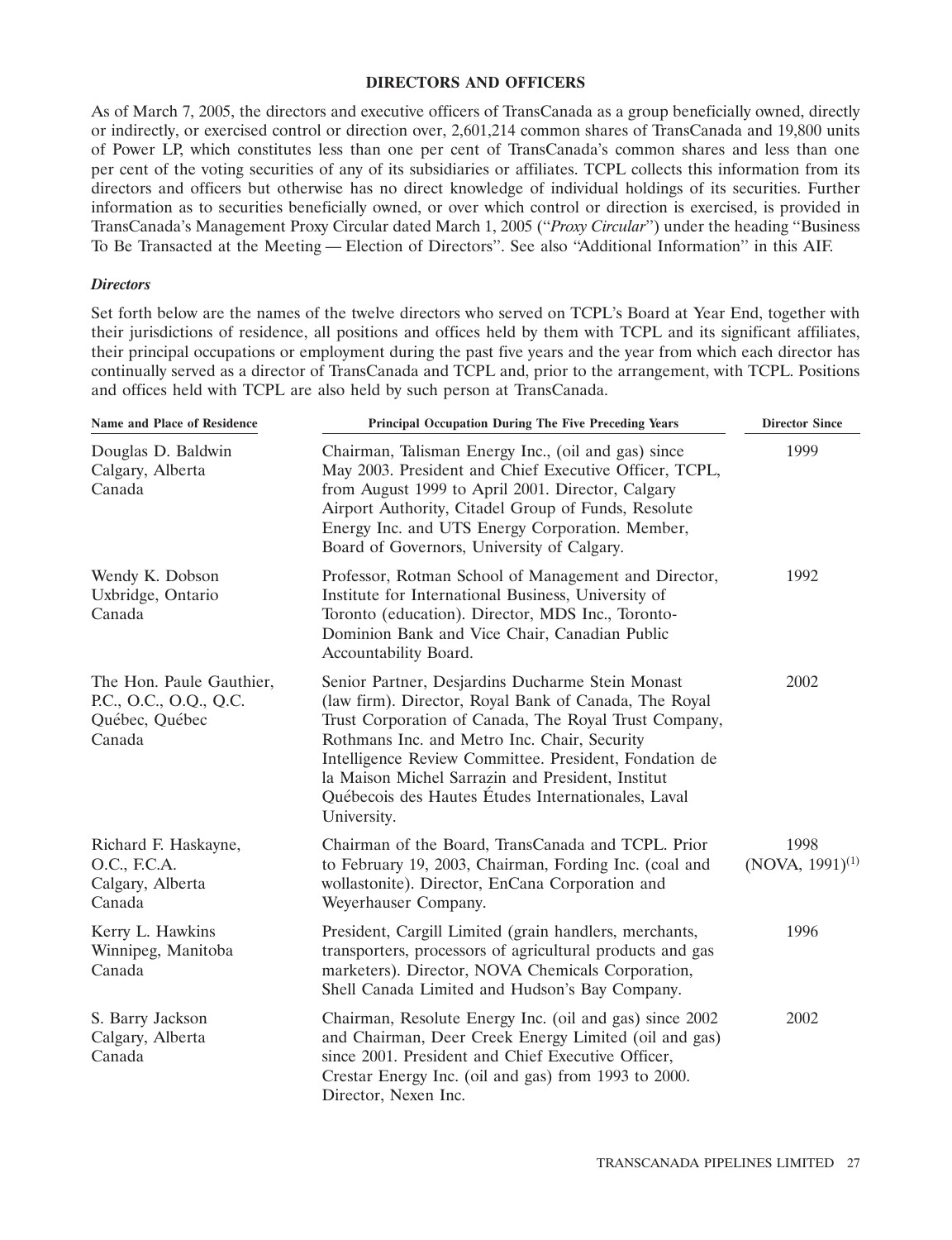## DIRECTORS AND OFFICERS

As of March 7, 2005, the directors and executive officers of TransCanada as a group beneficially owned, directly or indirectly, or exercised control or direction over, 2,601,214 common shares of TransCanada and 19,800 units of Power LP, which constitutes less than one per cent of TransCanada's common shares and less than one per cent of the voting securities of any of its subsidiaries or affiliates. TCPL collects this information from its directors and officers but otherwise has no direct knowledge of individual holdings of its securities. Further information as to securities beneficially owned, or over which control or direction is exercised, is provided in TransCanada's Management Proxy Circular dated March 1, 2005 ("*Proxy Circular*") under the heading "Business To Be Transacted at the Meeting — Election of Directors". See also "Additional Information" in this AIF.

### *Directors*

Set forth below are the names of the twelve directors who served on TCPL's Board at Year End, together with their jurisdictions of residence, all positions and offices held by them with TCPL and its significant affiliates, their principal occupations or employment during the past five years and the year from which each director has continually served as a director of TransCanada and TCPL and, prior to the arrangement, with TCPL. Positions and offices held with TCPL are also held by such person at TransCanada.

| Name and Place of Residence | Principal Occupation During The Five Preceding Years | Director Since |
|---|---|---|
| Douglas D. Baldwin<br>Calgary, Alberta<br>Canada | Chairman, Talisman Energy Inc., (oil and gas) since May 2003. President and Chief Executive Officer, TCPL, from August 1999 to April 2001. Director, Calgary Airport Authority, Citadel Group of Funds, Resolute Energy Inc. and UTS Energy Corporation. Member, Board of Governors, University of Calgary. | 1999 |
| Wendy K. Dobson<br>Uxbridge, Ontario<br>Canada | Professor, Rotman School of Management and Director, Institute for International Business, University of Toronto (education). Director, MDS Inc., Toronto-Dominion Bank and Vice Chair, Canadian Public Accountability Board. | 1992 |
| The Hon. Paule Gauthier, P.C., O.C., O.Q., Q.C.<br>Québec, Québec<br>Canada | Senior Partner, Desjardins Ducharme Stein Monast (law firm). Director, Royal Bank of Canada, The Royal Trust Corporation of Canada, The Royal Trust Company, Rothmans Inc. and Metro Inc. Chair, Security Intelligence Review Committee. President, Fondation de la Maison Michel Sarrazin and President, Institut Québecois des Hautes Études Internationales, Laval University. | 2002 |
| Richard F. Haskayne, O.C., F.C.A.<br>Calgary, Alberta<br>Canada | Chairman of the Board, TransCanada and TCPL. Prior to February 19, 2003, Chairman, Fording Inc. (coal and wollastonite). Director, EnCana Corporation and Weyerhauser Company. | 1998<br>(NOVA, 1991)[1] |
| Kerry L. Hawkins<br>Winnipeg, Manitoba<br>Canada | President, Cargill Limited (grain handlers, merchants, transporters, processors of agricultural products and gas marketers). Director, NOVA Chemicals Corporation, Shell Canada Limited and Hudson's Bay Company. | 1996 |
| S. Barry Jackson<br>Calgary, Alberta<br>Canada | Chairman, Resolute Energy Inc. (oil and gas) since 2002 and Chairman, Deer Creek Energy Limited (oil and gas) since 2001. President and Chief Executive Officer, Crestar Energy Inc. (oil and gas) from 1993 to 2000. Director, Nexen Inc. | 2002 |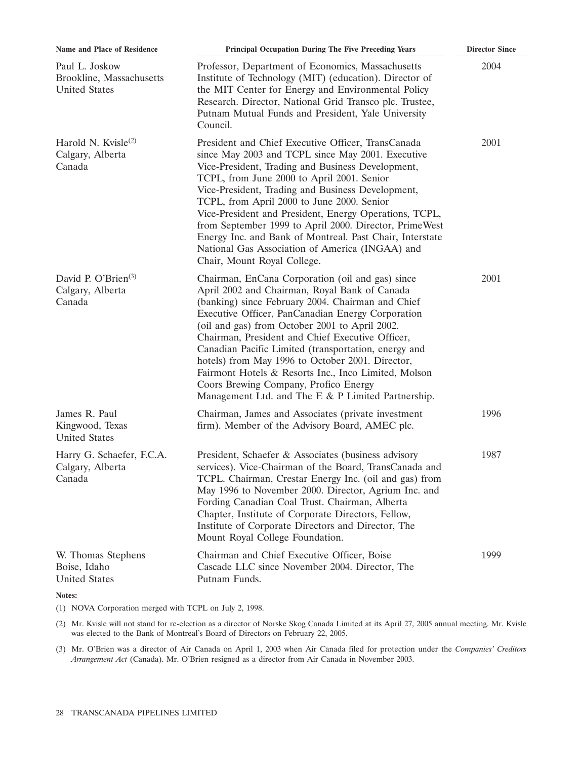| Name and Place of Residence | Principal Occupation During The Five Preceding Years | Director Since |
|---|---|---|
| Paul L. Joskow<br>Brookline, Massachusetts<br>United States | Professor, Department of Economics, Massachusetts Institute of Technology (MIT) (education). Director of the MIT Center for Energy and Environmental Policy Research. Director, National Grid Transco plc. Trustee, Putnam Mutual Funds and President, Yale University Council. | 2004 |
| Harold N. Kvisle[2]<br>Calgary, Alberta<br>Canada | President and Chief Executive Officer, TransCanada since May 2003 and TCPL since May 2001. Executive Vice-President, Trading and Business Development, TCPL, from June 2000 to April 2001. Senior Vice-President, Trading and Business Development, TCPL, from April 2000 to June 2000. Senior Vice-President and President, Energy Operations, TCPL, from September 1999 to April 2000. Director, PrimeWest Energy Inc. and Bank of Montreal. Past Chair, Interstate National Gas Association of America (INGAA) and Chair, Mount Royal College. | 2001 |
| David P. O'Brien[3]<br>Calgary, Alberta<br>Canada | Chairman, EnCana Corporation (oil and gas) since April 2002 and Chairman, Royal Bank of Canada (banking) since February 2004. Chairman and Chief Executive Officer, PanCanadian Energy Corporation (oil and gas) from October 2001 to April 2002. Chairman, President and Chief Executive Officer, Canadian Pacific Limited (transportation, energy and hotels) from May 1996 to October 2001. Director, Fairmont Hotels & Resorts Inc., Inco Limited, Molson Coors Brewing Company, Profico Energy Management Ltd. and The E & P Limited Partnership. | 2001 |
| James R. Paul<br>Kingwood, Texas<br>United States | Chairman, James and Associates (private investment firm). Member of the Advisory Board, AMEC plc. | 1996 |
| Harry G. Schaefer, F.C.A.<br>Calgary, Alberta<br>Canada | President, Schaefer & Associates (business advisory services). Vice-Chairman of the Board, TransCanada and TCPL. Chairman, Crestar Energy Inc. (oil and gas) from May 1996 to November 2000. Director, Agrium Inc. and Fording Canadian Coal Trust. Chairman, Alberta Chapter, Institute of Corporate Directors, Fellow, Institute of Corporate Directors and Director, The Mount Royal College Foundation. | 1987 |
| W. Thomas Stephens<br>Boise, Idaho<br>United States | Chairman and Chief Executive Officer, Boise Cascade LLC since November 2004. Director, The Putnam Funds. | 1999 |

**Notes:**

(1) NOVA Corporation merged with TCPL on July 2, 1998.

(2) Mr. Kvisle will not stand for re-election as a director of Norske Skog Canada Limited at its April 27, 2005 annual meeting. Mr. Kvisle was elected to the Bank of Montreal's Board of Directors on February 22, 2005.

(3) Mr. O'Brien was a director of Air Canada on April 1, 2003 when Air Canada filed for protection under the *Companies' Creditors Arrangement Act* (Canada). Mr. O'Brien resigned as a director from Air Canada in November 2003.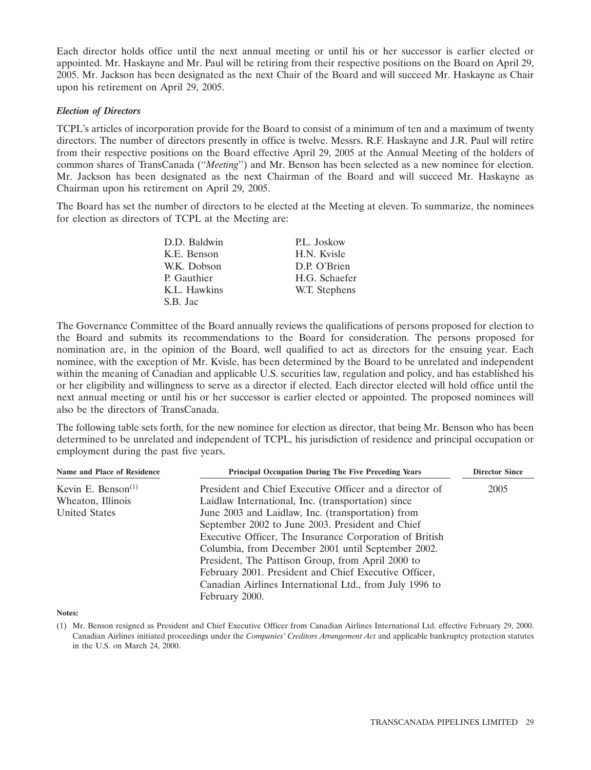Each director holds office until the next annual meeting or until his or her successor is earlier elected or appointed. Mr. Haskayne and Mr. Paul will be retiring from their respective positions on the Board on April 29, 2005. Mr. Jackson has been designated as the next Chair of the Board and will succeed Mr. Haskayne as Chair upon his retirement on April 29, 2005.

### *Election of Directors*

TCPL's articles of incorporation provide for the Board to consist of a minimum of ten and a maximum of twenty directors. The number of directors presently in office is twelve. Messrs. R.F. Haskayne and J.R. Paul will retire from their respective positions on the Board effective April 29, 2005 at the Annual Meeting of the holders of common shares of TransCanada ("*Meeting*") and Mr. Benson has been selected as a new nominee for election. Mr. Jackson has been designated as the next Chairman of the Board and will succeed Mr. Haskayne as Chairman upon his retirement on April 29, 2005.

The Board has set the number of directors to be elected at the Meeting at eleven. To summarize, the nominees for election as directors of TCPL at the Meeting are:

| | |
|---|---|
| D.D. Baldwin | P.L. Joskow |
| K.E. Benson | H.N. Kvisle |
| W.K. Dobson | D.P. O'Brien |
| P. Gauthier | H.G. Schaefer |
| K.L. Hawkins | W.T. Stephens |
| S.B. Jac | |

The Governance Committee of the Board annually reviews the qualifications of persons proposed for election to the Board and submits its recommendations to the Board for consideration. The persons proposed for nomination are, in the opinion of the Board, well qualified to act as directors for the ensuing year. Each nominee, with the exception of Mr. Kvisle, has been determined by the Board to be unrelated and independent within the meaning of Canadian and applicable U.S. securities law, regulation and policy, and has established his or her eligibility and willingness to serve as a director if elected. Each director elected will hold office until the next annual meeting or until his or her successor is earlier elected or appointed. The proposed nominees will also be the directors of TransCanada.

The following table sets forth, for the new nominee for election as director, that being Mr. Benson who has been determined to be unrelated and independent of TCPL, his jurisdiction of residence and principal occupation or employment during the past five years.

| Name and Place of Residence | Principal Occupation During The Five Preceding Years | Director Since |
|---|---|---|
| Kevin E. Benson[1]<br>Wheaton, Illinois<br>United States | President and Chief Executive Officer and a director of Laidlaw International, Inc. (transportation) since June 2003 and Laidlaw, Inc. (transportation) from September 2002 to June 2003. President and Chief Executive Officer, The Insurance Corporation of British Columbia, from December 2001 until September 2002. President, The Pattison Group, from April 2000 to February 2001. President and Chief Executive Officer, Canadian Airlines International Ltd., from July 1996 to February 2000. | 2005 |

**Notes:**

(1) Mr. Benson resigned as President and Chief Executive Officer from Canadian Airlines International Ltd. effective February 29, 2000. Canadian Airlines initiated proceedings under the *Companies' Creditors Arrangement Act* and applicable bankruptcy protection statutes in the U.S. on March 24, 2000.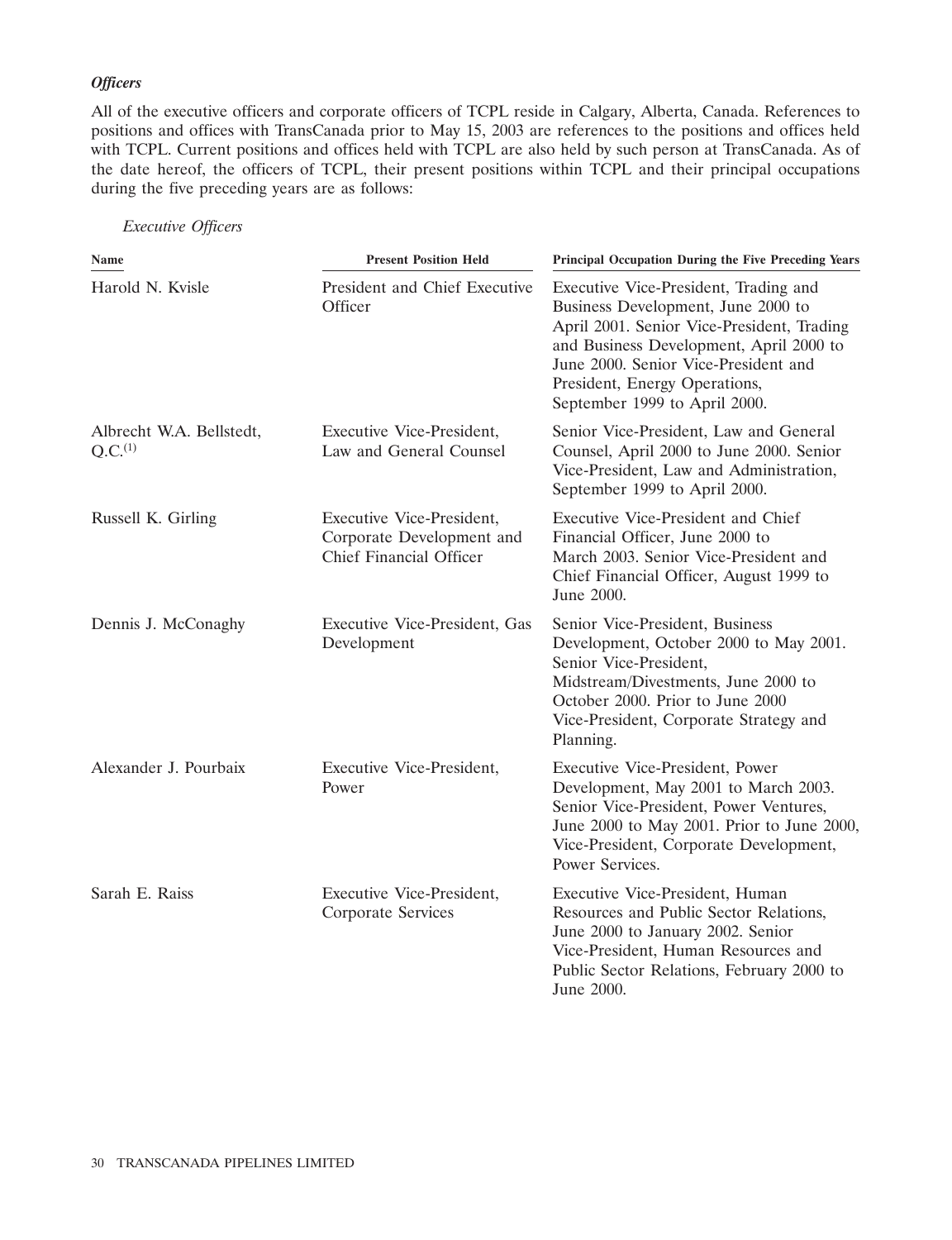### *Officers*

All of the executive officers and corporate officers of TCPL reside in Calgary, Alberta, Canada. References to positions and offices with TransCanada prior to May 15, 2003 are references to the positions and offices held with TCPL. Current positions and offices held with TCPL are also held by such person at TransCanada. As of the date hereof, the officers of TCPL, their present positions within TCPL and their principal occupations during the five preceding years are as follows:

*Executive Officers*

| Name | Present Position Held | Principal Occupation During the Five Preceding Years |
|---|---|---|
| Harold N. Kvisle | President and Chief Executive Officer | Executive Vice-President, Trading and Business Development, June 2000 to April 2001. Senior Vice-President, Trading and Business Development, April 2000 to June 2000. Senior Vice-President and President, Energy Operations, September 1999 to April 2000. |
| Albrecht W.A. Bellstedt, Q.C.[(1)] | Executive Vice-President, Law and General Counsel | Senior Vice-President, Law and General Counsel, April 2000 to June 2000. Senior Vice-President, Law and Administration, September 1999 to April 2000. |
| Russell K. Girling | Executive Vice-President, Corporate Development and Chief Financial Officer | Executive Vice-President and Chief Financial Officer, June 2000 to March 2003. Senior Vice-President and Chief Financial Officer, August 1999 to June 2000. |
| Dennis J. McConaghy | Executive Vice-President, Gas Development | Senior Vice-President, Business Development, October 2000 to May 2001. Senior Vice-President, Midstream/Divestments, June 2000 to October 2000. Prior to June 2000 Vice-President, Corporate Strategy and Planning. |
| Alexander J. Pourbaix | Executive Vice-President, Power | Executive Vice-President, Power Development, May 2001 to March 2003. Senior Vice-President, Power Ventures, June 2000 to May 2001. Prior to June 2000, Vice-President, Corporate Development, Power Services. |
| Sarah E. Raiss | Executive Vice-President, Corporate Services | Executive Vice-President, Human Resources and Public Sector Relations, June 2000 to January 2002. Senior Vice-President, Human Resources and Public Sector Relations, February 2000 to June 2000. |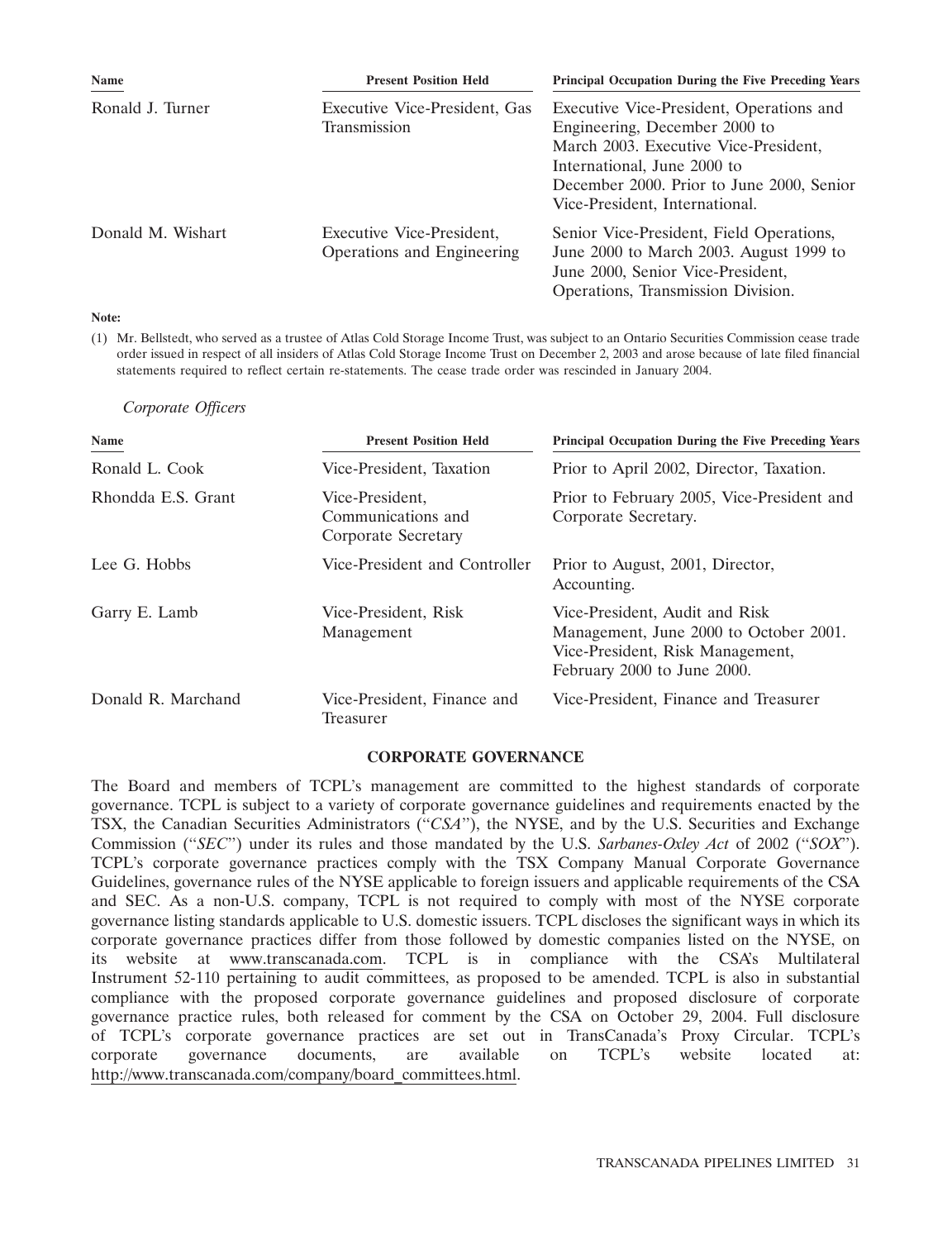| Name | Present Position Held | Principal Occupation During the Five Preceding Years |
|---|---|---|
| Ronald J. Turner | Executive Vice-President, Gas Transmission | Executive Vice-President, Operations and Engineering, December 2000 to March 2003. Executive Vice-President, International, June 2000 to December 2000. Prior to June 2000, Senior Vice-President, International. |
| Donald M. Wishart | Executive Vice-President, Operations and Engineering | Senior Vice-President, Field Operations, June 2000 to March 2003. August 1999 to June 2000, Senior Vice-President, Operations, Transmission Division. |

**Note:**

(1) Mr. Bellstedt, who served as a trustee of Atlas Cold Storage Income Trust, was subject to an Ontario Securities Commission cease trade order issued in respect of all insiders of Atlas Cold Storage Income Trust on December 2, 2003 and arose because of late filed financial statements required to reflect certain re-statements. The cease trade order was rescinded in January 2004.

*Corporate Officers*

| Name | Present Position Held | Principal Occupation During the Five Preceding Years |
|---|---|---|
| Ronald L. Cook | Vice-President, Taxation | Prior to April 2002, Director, Taxation. |
| Rhondda E.S. Grant | Vice-President, Communications and Corporate Secretary | Prior to February 2005, Vice-President and Corporate Secretary. |
| Lee G. Hobbs | Vice-President and Controller | Prior to August, 2001, Director, Accounting. |
| Garry E. Lamb | Vice-President, Risk Management | Vice-President, Audit and Risk Management, June 2000 to October 2001. Vice-President, Risk Management, February 2000 to June 2000. |
| Donald R. Marchand | Vice-President, Finance and Treasurer | Vice-President, Finance and Treasurer |

## CORPORATE GOVERNANCE

The Board and members of TCPL's management are committed to the highest standards of corporate governance. TCPL is subject to a variety of corporate governance guidelines and requirements enacted by the TSX, the Canadian Securities Administrators ("*CSA*"), the NYSE, and by the U.S. Securities and Exchange Commission ("*SEC*") under its rules and those mandated by the U.S. *Sarbanes-Oxley Act* of 2002 ("*SOX*"). TCPL's corporate governance practices comply with the TSX Company Manual Corporate Governance Guidelines, governance rules of the NYSE applicable to foreign issuers and applicable requirements of the CSA and SEC. As a non-U.S. company, TCPL is not required to comply with most of the NYSE corporate governance listing standards applicable to U.S. domestic issuers. TCPL discloses the significant ways in which its corporate governance practices differ from those followed by domestic companies listed on the NYSE, on its website at www.transcanada.com. TCPL is in compliance with the CSA's Multilateral Instrument 52-110 pertaining to audit committees, as proposed to be amended. TCPL is also in substantial compliance with the proposed corporate governance guidelines and proposed disclosure of corporate governance practice rules, both released for comment by the CSA on October 29, 2004. Full disclosure of TCPL's corporate governance practices are set out in TransCanada's Proxy Circular. TCPL's corporate governance documents, are available on TCPL's website located at: http://www.transcanada.com/company/board_committees.html.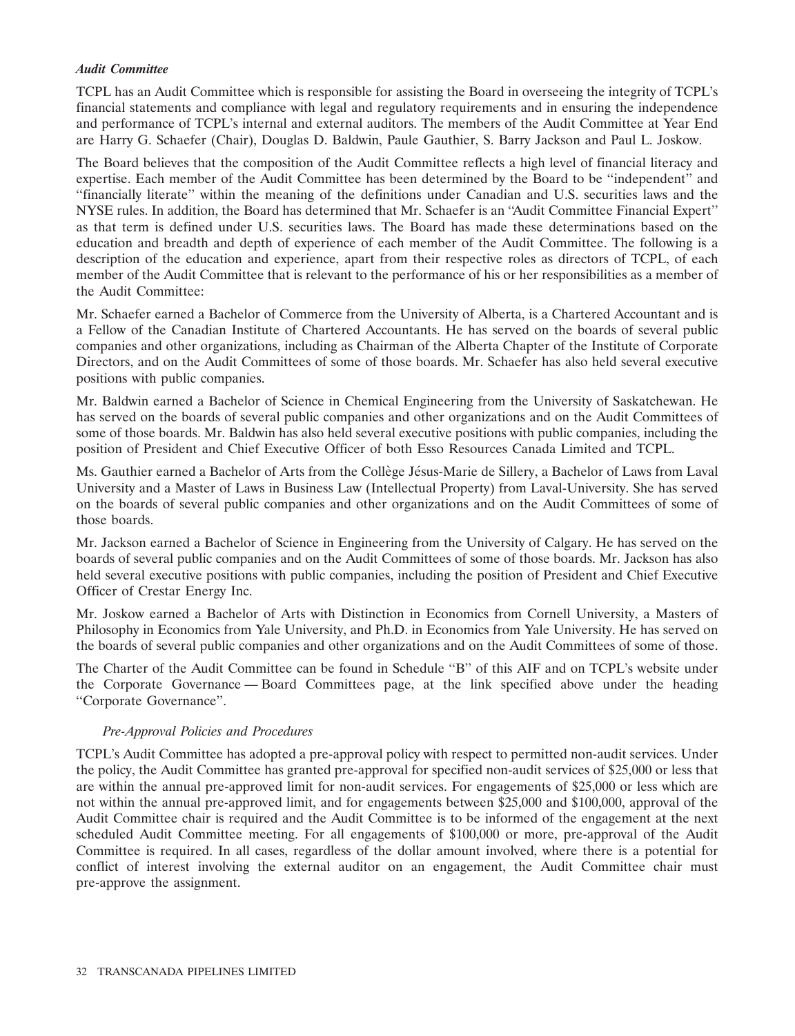### *Audit Committee*

TCPL has an Audit Committee which is responsible for assisting the Board in overseeing the integrity of TCPL's financial statements and compliance with legal and regulatory requirements and in ensuring the independence and performance of TCPL's internal and external auditors. The members of the Audit Committee at Year End are Harry G. Schaefer (Chair), Douglas D. Baldwin, Paule Gauthier, S. Barry Jackson and Paul L. Joskow.

The Board believes that the composition of the Audit Committee reflects a high level of financial literacy and expertise. Each member of the Audit Committee has been determined by the Board to be ''independent'' and ''financially literate'' within the meaning of the definitions under Canadian and U.S. securities laws and the NYSE rules. In addition, the Board has determined that Mr. Schaefer is an ''Audit Committee Financial Expert'' as that term is defined under U.S. securities laws. The Board has made these determinations based on the education and breadth and depth of experience of each member of the Audit Committee. The following is a description of the education and experience, apart from their respective roles as directors of TCPL, of each member of the Audit Committee that is relevant to the performance of his or her responsibilities as a member of the Audit Committee:

Mr. Schaefer earned a Bachelor of Commerce from the University of Alberta, is a Chartered Accountant and is a Fellow of the Canadian Institute of Chartered Accountants. He has served on the boards of several public companies and other organizations, including as Chairman of the Alberta Chapter of the Institute of Corporate Directors, and on the Audit Committees of some of those boards. Mr. Schaefer has also held several executive positions with public companies.

Mr. Baldwin earned a Bachelor of Science in Chemical Engineering from the University of Saskatchewan. He has served on the boards of several public companies and other organizations and on the Audit Committees of some of those boards. Mr. Baldwin has also held several executive positions with public companies, including the position of President and Chief Executive Officer of both Esso Resources Canada Limited and TCPL.

Ms. Gauthier earned a Bachelor of Arts from the Collège Jésus-Marie de Sillery, a Bachelor of Laws from Laval University and a Master of Laws in Business Law (Intellectual Property) from Laval-University. She has served on the boards of several public companies and other organizations and on the Audit Committees of some of those boards.

Mr. Jackson earned a Bachelor of Science in Engineering from the University of Calgary. He has served on the boards of several public companies and on the Audit Committees of some of those boards. Mr. Jackson has also held several executive positions with public companies, including the position of President and Chief Executive Officer of Crestar Energy Inc.

Mr. Joskow earned a Bachelor of Arts with Distinction in Economics from Cornell University, a Masters of Philosophy in Economics from Yale University, and Ph.D. in Economics from Yale University. He has served on the boards of several public companies and other organizations and on the Audit Committees of some of those.

The Charter of the Audit Committee can be found in Schedule ''B'' of this AIF and on TCPL's website under the Corporate Governance — Board Committees page, at the link specified above under the heading ''Corporate Governance''.

#### *Pre-Approval Policies and Procedures*

TCPL's Audit Committee has adopted a pre-approval policy with respect to permitted non-audit services. Under the policy, the Audit Committee has granted pre-approval for specified non-audit services of $25,000 or less that are within the annual pre-approved limit for non-audit services. For engagements of $25,000 or less which are not within the annual pre-approved limit, and for engagements between $25,000 and $100,000, approval of the Audit Committee chair is required and the Audit Committee is to be informed of the engagement at the next scheduled Audit Committee meeting. For all engagements of $100,000 or more, pre-approval of the Audit Committee is required. In all cases, regardless of the dollar amount involved, where there is a potential for conflict of interest involving the external auditor on an engagement, the Audit Committee chair must pre-approve the assignment.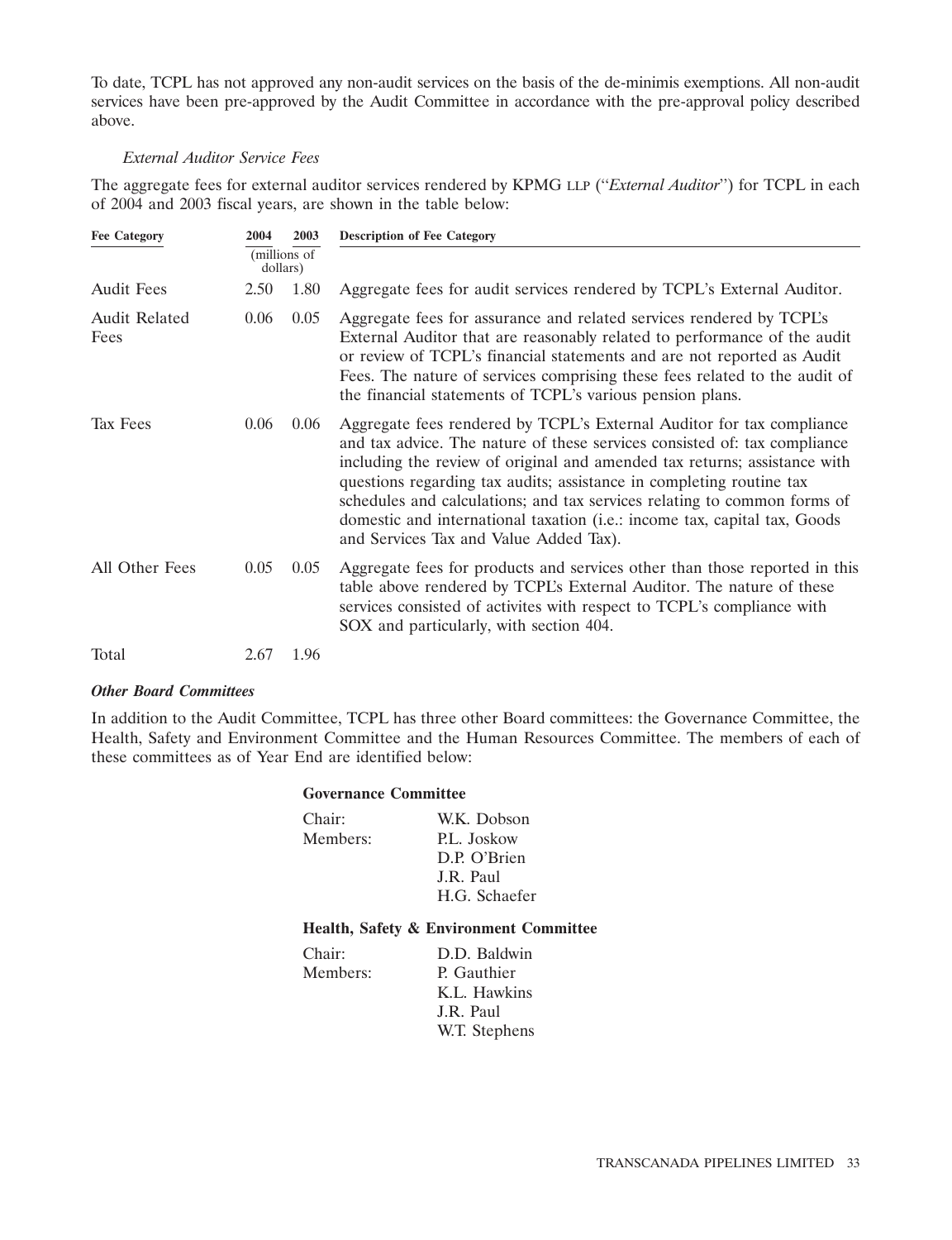To date, TCPL has not approved any non-audit services on the basis of the de-minimis exemptions. All non-audit services have been pre-approved by the Audit Committee in accordance with the pre-approval policy described above.

*External Auditor Service Fees*

The aggregate fees for external auditor services rendered by KPMG LLP ("*External Auditor*") for TCPL in each of 2004 and 2003 fiscal years, are shown in the table below:

| Fee Category | 2004 | 2003 | Description of Fee Category |
|---|---|---|---|
| | (millions of dollars) | | |
| Audit Fees | 2.50 | 1.80 | Aggregate fees for audit services rendered by TCPL's External Auditor. |
| Audit Related Fees | 0.06 | 0.05 | Aggregate fees for assurance and related services rendered by TCPL's External Auditor that are reasonably related to performance of the audit or review of TCPL's financial statements and are not reported as Audit Fees. The nature of services comprising these fees related to the audit of the financial statements of TCPL's various pension plans. |
| Tax Fees | 0.06 | 0.06 | Aggregate fees rendered by TCPL's External Auditor for tax compliance and tax advice. The nature of these services consisted of: tax compliance including the review of original and amended tax returns; assistance with questions regarding tax audits; assistance in completing routine tax schedules and calculations; and tax services relating to common forms of domestic and international taxation (i.e.: income tax, capital tax, Goods and Services Tax and Value Added Tax). |
| All Other Fees | 0.05 | 0.05 | Aggregate fees for products and services other than those reported in this table above rendered by TCPL's External Auditor. The nature of these services consisted of activites with respect to TCPL's compliance with SOX and particularly, with section 404. |
| Total | 2.67 | 1.96 | |

***Other Board Committees***

In addition to the Audit Committee, TCPL has three other Board committees: the Governance Committee, the Health, Safety and Environment Committee and the Human Resources Committee. The members of each of these committees as of Year End are identified below:

**Governance Committee**

Chair: W.K. Dobson
Members: P.L. Joskow
D.P. O'Brien
J.R. Paul
H.G. Schaefer

**Health, Safety & Environment Committee**

Chair: D.D. Baldwin
Members: P. Gauthier
K.L. Hawkins
J.R. Paul
W.T. Stephens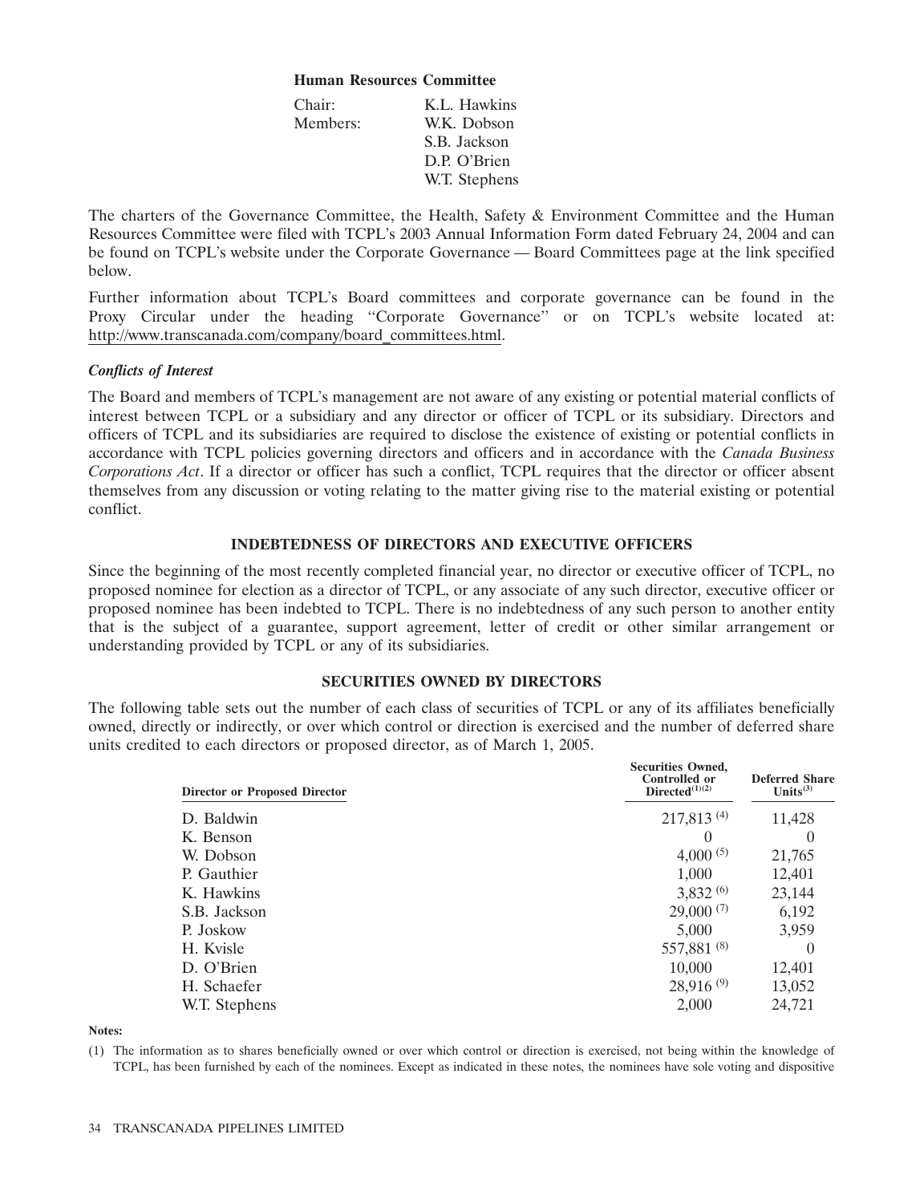**Human Resources Committee**

| Chair: | K.L. Hawkins |
| --- | --- |
| Members: | W.K. Dobson |
| | S.B. Jackson |
| | D.P. O'Brien |
| | W.T. Stephens |

The charters of the Governance Committee, the Health, Safety & Environment Committee and the Human Resources Committee were filed with TCPL's 2003 Annual Information Form dated February 24, 2004 and can be found on TCPL's website under the Corporate Governance — Board Committees page at the link specified below.

Further information about TCPL's Board committees and corporate governance can be found in the Proxy Circular under the heading "Corporate Governance" or on TCPL's website located at: http://www.transcanada.com/company/board_committees.html.

***Conflicts of Interest***

The Board and members of TCPL's management are not aware of any existing or potential material conflicts of interest between TCPL or a subsidiary and any director or officer of TCPL or its subsidiary. Directors and officers of TCPL and its subsidiaries are required to disclose the existence of existing or potential conflicts in accordance with TCPL policies governing directors and officers and in accordance with the *Canada Business Corporations Act*. If a director or officer has such a conflict, TCPL requires that the director or officer absent themselves from any discussion or voting relating to the matter giving rise to the material existing or potential conflict.

## INDEBTEDNESS OF DIRECTORS AND EXECUTIVE OFFICERS

Since the beginning of the most recently completed financial year, no director or executive officer of TCPL, no proposed nominee for election as a director of TCPL, or any associate of any such director, executive officer or proposed nominee has been indebted to TCPL. There is no indebtedness of any such person to another entity that is the subject of a guarantee, support agreement, letter of credit or other similar arrangement or understanding provided by TCPL or any of its subsidiaries.

## SECURITIES OWNED BY DIRECTORS

The following table sets out the number of each class of securities of TCPL or any of its affiliates beneficially owned, directly or indirectly, or over which control or direction is exercised and the number of deferred share units credited to each directors or proposed director, as of March 1, 2005.

| Director or Proposed Director | Securities Owned, Controlled or Directed[(1)(2)] | Deferred Share Units[(3)] |
| --- | --- | --- |
| D. Baldwin | 217,813 [(4)] | 11,428 |
| K. Benson | 0 | 0 |
| W. Dobson | 4,000 [(5)] | 21,765 |
| P. Gauthier | 1,000 | 12,401 |
| K. Hawkins | 3,832 [(6)] | 23,144 |
| S.B. Jackson | 29,000 [(7)] | 6,192 |
| P. Joskow | 5,000 | 3,959 |
| H. Kvisle | 557,881 [(8)] | 0 |
| D. O'Brien | 10,000 | 12,401 |
| H. Schaefer | 28,916 [(9)] | 13,052 |
| W.T. Stephens | 2,000 | 24,721 |

**Notes:**

(1) The information as to shares beneficially owned or over which control or direction is exercised, not being within the knowledge of TCPL, has been furnished by each of the nominees. Except as indicated in these notes, the nominees have sole voting and dispositive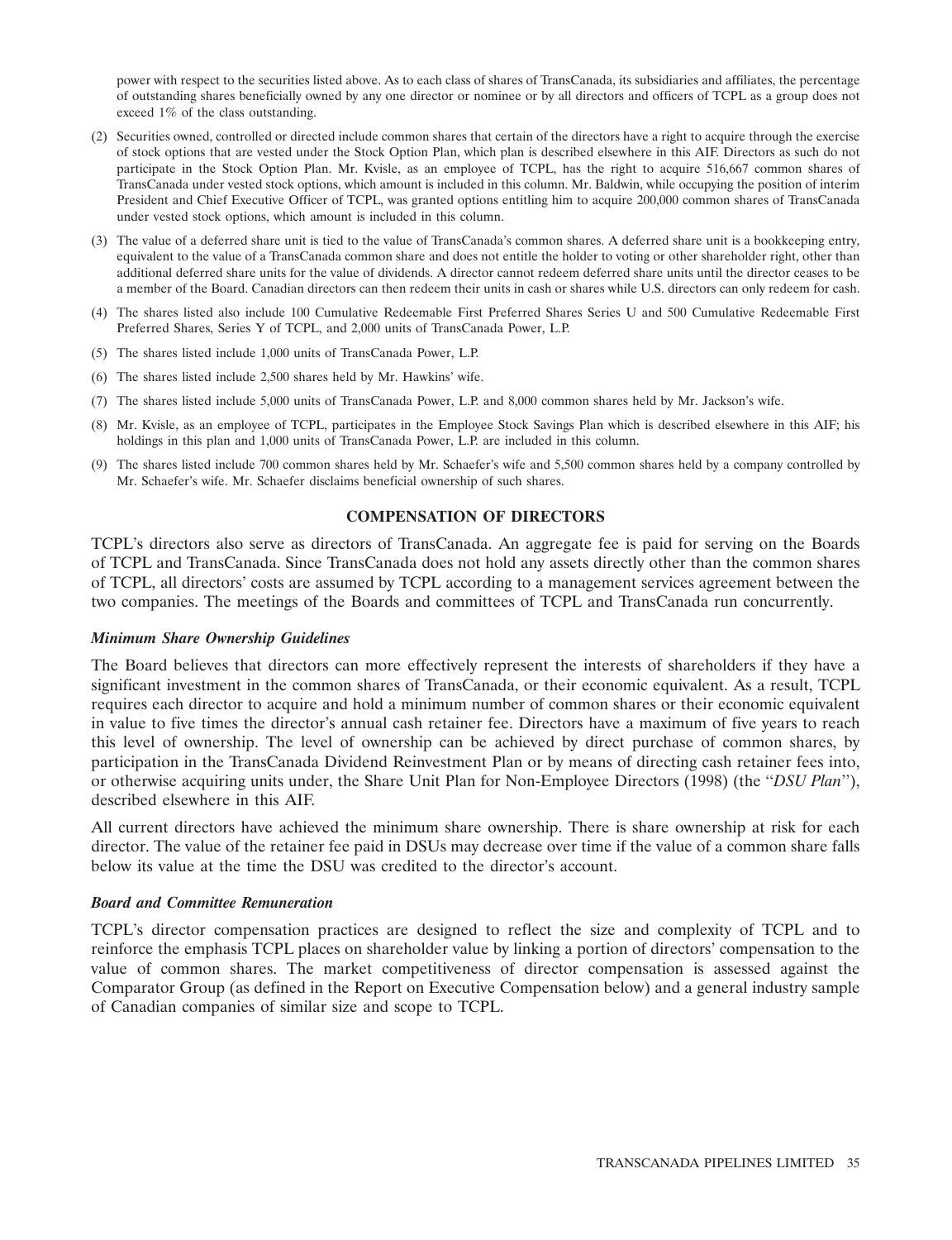power with respect to the securities listed above. As to each class of shares of TransCanada, its subsidiaries and affiliates, the percentage of outstanding shares beneficially owned by any one director or nominee or by all directors and officers of TCPL as a group does not exceed 1% of the class outstanding.

(2) Securities owned, controlled or directed include common shares that certain of the directors have a right to acquire through the exercise of stock options that are vested under the Stock Option Plan, which plan is described elsewhere in this AIF. Directors as such do not participate in the Stock Option Plan. Mr. Kvisle, as an employee of TCPL, has the right to acquire 516,667 common shares of TransCanada under vested stock options, which amount is included in this column. Mr. Baldwin, while occupying the position of interim President and Chief Executive Officer of TCPL, was granted options entitling him to acquire 200,000 common shares of TransCanada under vested stock options, which amount is included in this column.

(3) The value of a deferred share unit is tied to the value of TransCanada's common shares. A deferred share unit is a bookkeeping entry, equivalent to the value of a TransCanada common share and does not entitle the holder to voting or other shareholder right, other than additional deferred share units for the value of dividends. A director cannot redeem deferred share units until the director ceases to be a member of the Board. Canadian directors can then redeem their units in cash or shares while U.S. directors can only redeem for cash.

(4) The shares listed also include 100 Cumulative Redeemable First Preferred Shares Series U and 500 Cumulative Redeemable First Preferred Shares, Series Y of TCPL, and 2,000 units of TransCanada Power, L.P.

(5) The shares listed include 1,000 units of TransCanada Power, L.P.

(6) The shares listed include 2,500 shares held by Mr. Hawkins' wife.

(7) The shares listed include 5,000 units of TransCanada Power, L.P. and 8,000 common shares held by Mr. Jackson's wife.

(8) Mr. Kvisle, as an employee of TCPL, participates in the Employee Stock Savings Plan which is described elsewhere in this AIF; his holdings in this plan and 1,000 units of TransCanada Power, L.P. are included in this column.

(9) The shares listed include 700 common shares held by Mr. Schaefer's wife and 5,500 common shares held by a company controlled by Mr. Schaefer's wife. Mr. Schaefer disclaims beneficial ownership of such shares.

## COMPENSATION OF DIRECTORS

TCPL's directors also serve as directors of TransCanada. An aggregate fee is paid for serving on the Boards of TCPL and TransCanada. Since TransCanada does not hold any assets directly other than the common shares of TCPL, all directors' costs are assumed by TCPL according to a management services agreement between the two companies. The meetings of the Boards and committees of TCPL and TransCanada run concurrently.

### *Minimum Share Ownership Guidelines*

The Board believes that directors can more effectively represent the interests of shareholders if they have a significant investment in the common shares of TransCanada, or their economic equivalent. As a result, TCPL requires each director to acquire and hold a minimum number of common shares or their economic equivalent in value to five times the director's annual cash retainer fee. Directors have a maximum of five years to reach this level of ownership. The level of ownership can be achieved by direct purchase of common shares, by participation in the TransCanada Dividend Reinvestment Plan or by means of directing cash retainer fees into, or otherwise acquiring units under, the Share Unit Plan for Non-Employee Directors (1998) (the "*DSU Plan*"), described elsewhere in this AIF.

All current directors have achieved the minimum share ownership. There is share ownership at risk for each director. The value of the retainer fee paid in DSUs may decrease over time if the value of a common share falls below its value at the time the DSU was credited to the director's account.

### *Board and Committee Remuneration*

TCPL's director compensation practices are designed to reflect the size and complexity of TCPL and to reinforce the emphasis TCPL places on shareholder value by linking a portion of directors' compensation to the value of common shares. The market competitiveness of director compensation is assessed against the Comparator Group (as defined in the Report on Executive Compensation below) and a general industry sample of Canadian companies of similar size and scope to TCPL.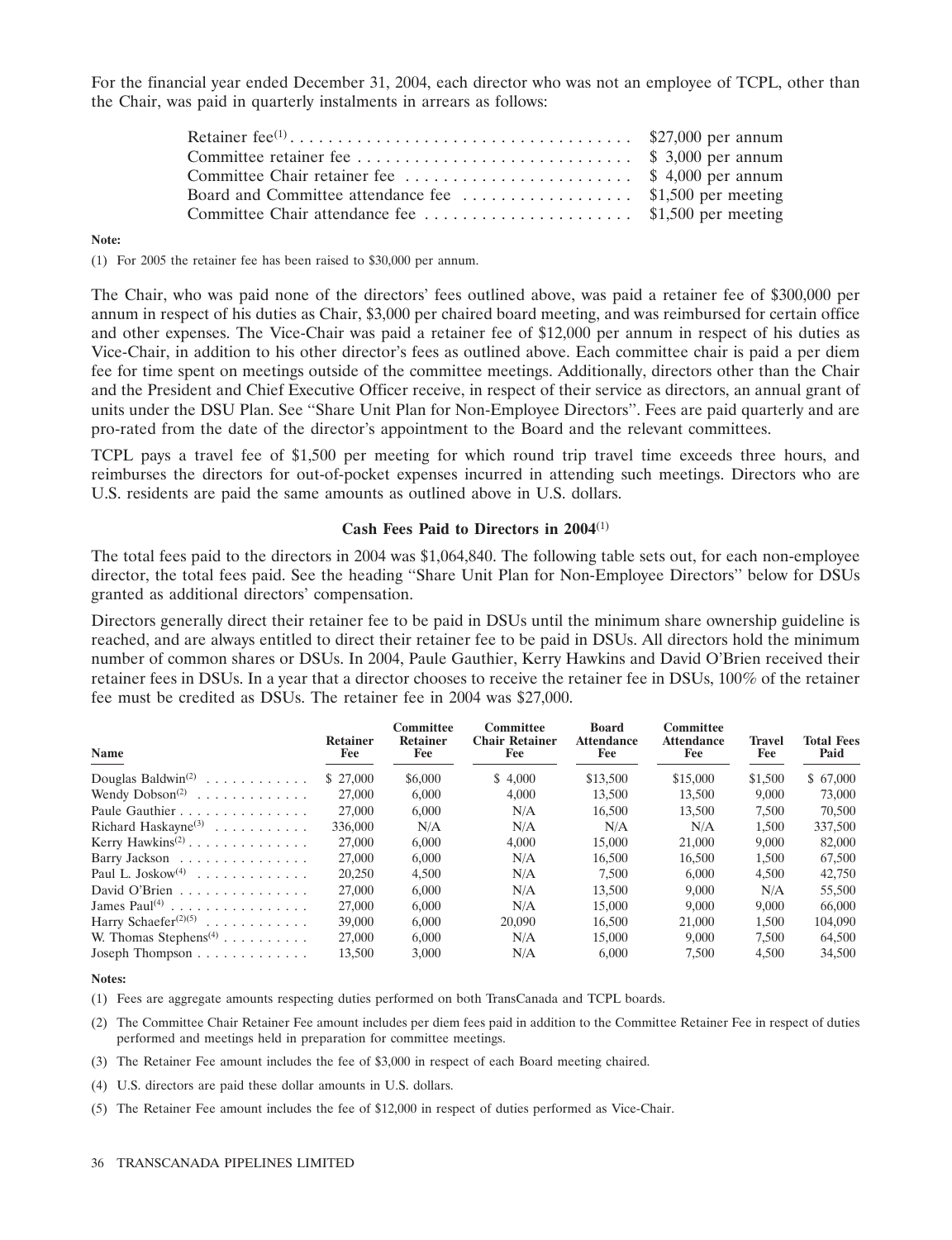For the financial year ended December 31, 2004, each director who was not an employee of TCPL, other than the Chair, was paid in quarterly instalments in arrears as follows:

| | |
|---|---|
| Retainer fee[(1)] | $27,000 per annum |
| Committee retainer fee | $ 3,000 per annum |
| Committee Chair retainer fee | $ 4,000 per annum |
| Board and Committee attendance fee | $1,500 per meeting |
| Committee Chair attendance fee | $1,500 per meeting |

**Note:**

(1) For 2005 the retainer fee has been raised to $30,000 per annum.

The Chair, who was paid none of the directors' fees outlined above, was paid a retainer fee of $300,000 per annum in respect of his duties as Chair, $3,000 per chaired board meeting, and was reimbursed for certain office and other expenses. The Vice-Chair was paid a retainer fee of $12,000 per annum in respect of his duties as Vice-Chair, in addition to his other director's fees as outlined above. Each committee chair is paid a per diem fee for time spent on meetings outside of the committee meetings. Additionally, directors other than the Chair and the President and Chief Executive Officer receive, in respect of their service as directors, an annual grant of units under the DSU Plan. See "Share Unit Plan for Non-Employee Directors". Fees are paid quarterly and are pro-rated from the date of the director's appointment to the Board and the relevant committees.

TCPL pays a travel fee of $1,500 per meeting for which round trip travel time exceeds three hours, and reimburses the directors for out-of-pocket expenses incurred in attending such meetings. Directors who are U.S. residents are paid the same amounts as outlined above in U.S. dollars.

### Cash Fees Paid to Directors in 2004[(1)]

The total fees paid to the directors in 2004 was $1,064,840. The following table sets out, for each non-employee director, the total fees paid. See the heading "Share Unit Plan for Non-Employee Directors" below for DSUs granted as additional directors' compensation.

Directors generally direct their retainer fee to be paid in DSUs until the minimum share ownership guideline is reached, and are always entitled to direct their retainer fee to be paid in DSUs. All directors hold the minimum number of common shares or DSUs. In 2004, Paule Gauthier, Kerry Hawkins and David O'Brien received their retainer fees in DSUs. In a year that a director chooses to receive the retainer fee in DSUs, 100% of the retainer fee must be credited as DSUs. The retainer fee in 2004 was $27,000.

| Name | Retainer Fee | Committee Retainer Fee | Committee Chair Retainer Fee | Board Attendance Fee | Committee Attendance Fee | Travel Fee | Total Fees Paid |
|---|---|---|---|---|---|---|---|
| Douglas Baldwin[(2)] | $ 27,000 | $6,000 | $ 4,000 | $13,500 | $15,000 | $1,500 | $ 67,000 |
| Wendy Dobson[(2)] | 27,000 | 6,000 | 4,000 | 13,500 | 13,500 | 9,000 | 73,000 |
| Paule Gauthier | 27,000 | 6,000 | N/A | 16,500 | 13,500 | 7,500 | 70,500 |
| Richard Haskayne[(3)] | 336,000 | N/A | N/A | N/A | N/A | 1,500 | 337,500 |
| Kerry Hawkins[(2)] | 27,000 | 6,000 | 4,000 | 15,000 | 21,000 | 9,000 | 82,000 |
| Barry Jackson | 27,000 | 6,000 | N/A | 16,500 | 16,500 | 1,500 | 67,500 |
| Paul L. Joskow[(4)] | 20,250 | 4,500 | N/A | 7,500 | 6,000 | 4,500 | 42,750 |
| David O'Brien | 27,000 | 6,000 | N/A | 13,500 | 9,000 | N/A | 55,500 |
| James Paul[(4)] | 27,000 | 6,000 | N/A | 15,000 | 9,000 | 9,000 | 66,000 |
| Harry Schaefer[(2)(5)] | 39,000 | 6,000 | 20,090 | 16,500 | 21,000 | 1,500 | 104,090 |
| W. Thomas Stephens[(4)] | 27,000 | 6,000 | N/A | 15,000 | 9,000 | 7,500 | 64,500 |
| Joseph Thompson | 13,500 | 3,000 | N/A | 6,000 | 7,500 | 4,500 | 34,500 |

**Notes:**

(1) Fees are aggregate amounts respecting duties performed on both TransCanada and TCPL boards.

(2) The Committee Chair Retainer Fee amount includes per diem fees paid in addition to the Committee Retainer Fee in respect of duties performed and meetings held in preparation for committee meetings.

(3) The Retainer Fee amount includes the fee of $3,000 in respect of each Board meeting chaired.

(4) U.S. directors are paid these dollar amounts in U.S. dollars.

(5) The Retainer Fee amount includes the fee of $12,000 in respect of duties performed as Vice-Chair.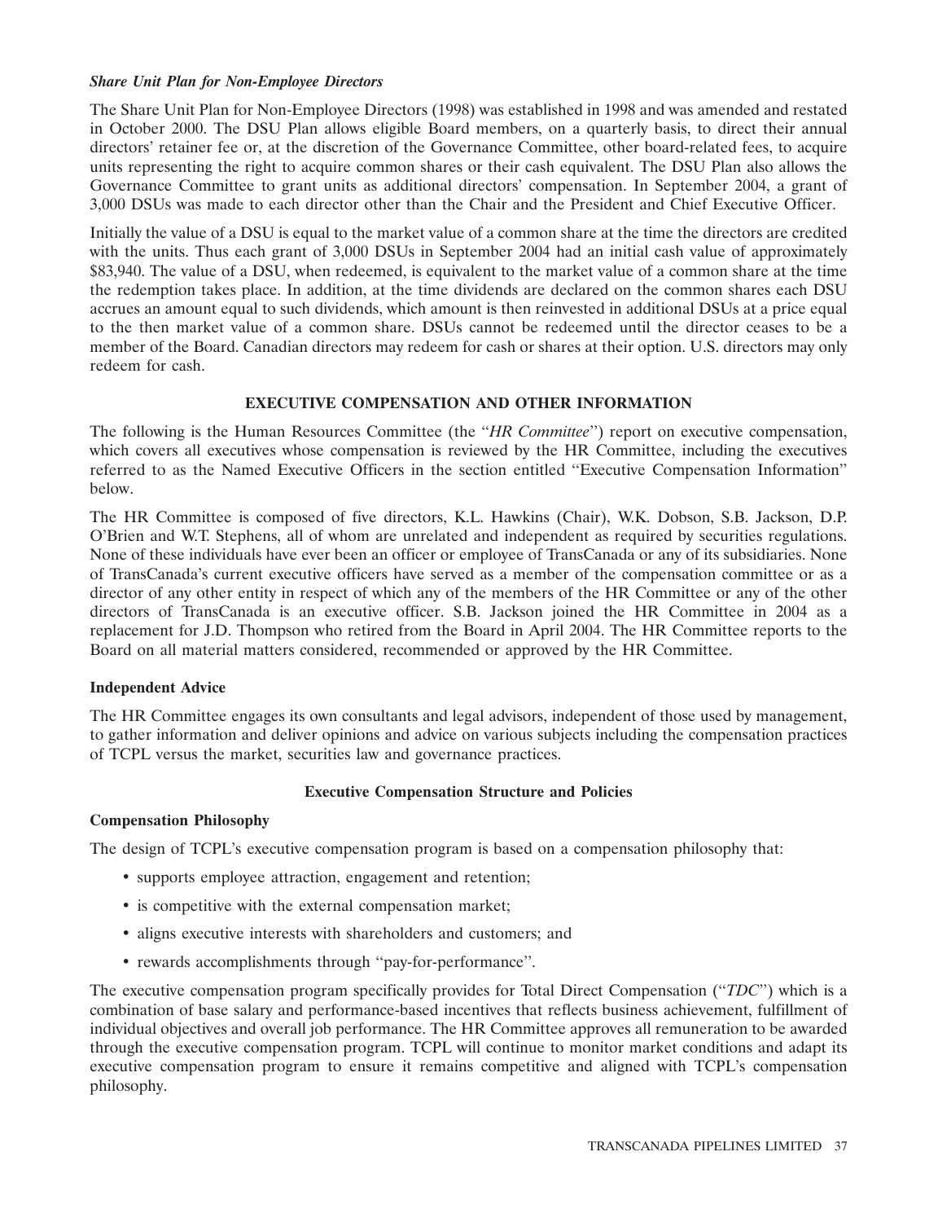***Share Unit Plan for Non-Employee Directors***

The Share Unit Plan for Non-Employee Directors (1998) was established in 1998 and was amended and restated in October 2000. The DSU Plan allows eligible Board members, on a quarterly basis, to direct their annual directors' retainer fee or, at the discretion of the Governance Committee, other board-related fees, to acquire units representing the right to acquire common shares or their cash equivalent. The DSU Plan also allows the Governance Committee to grant units as additional directors' compensation. In September 2004, a grant of 3,000 DSUs was made to each director other than the Chair and the President and Chief Executive Officer.

Initially the value of a DSU is equal to the market value of a common share at the time the directors are credited with the units. Thus each grant of 3,000 DSUs in September 2004 had an initial cash value of approximately $83,940. The value of a DSU, when redeemed, is equivalent to the market value of a common share at the time the redemption takes place. In addition, at the time dividends are declared on the common shares each DSU accrues an amount equal to such dividends, which amount is then reinvested in additional DSUs at a price equal to the then market value of a common share. DSUs cannot be redeemed until the director ceases to be a member of the Board. Canadian directors may redeem for cash or shares at their option. U.S. directors may only redeem for cash.

## EXECUTIVE COMPENSATION AND OTHER INFORMATION

The following is the Human Resources Committee (the "*HR Committee*") report on executive compensation, which covers all executives whose compensation is reviewed by the HR Committee, including the executives referred to as the Named Executive Officers in the section entitled "Executive Compensation Information" below.

The HR Committee is composed of five directors, K.L. Hawkins (Chair), W.K. Dobson, S.B. Jackson, D.P. O'Brien and W.T. Stephens, all of whom are unrelated and independent as required by securities regulations. None of these individuals have ever been an officer or employee of TransCanada or any of its subsidiaries. None of TransCanada's current executive officers have served as a member of the compensation committee or as a director of any other entity in respect of which any of the members of the HR Committee or any of the other directors of TransCanada is an executive officer. S.B. Jackson joined the HR Committee in 2004 as a replacement for J.D. Thompson who retired from the Board in April 2004. The HR Committee reports to the Board on all material matters considered, recommended or approved by the HR Committee.

**Independent Advice**

The HR Committee engages its own consultants and legal advisors, independent of those used by management, to gather information and deliver opinions and advice on various subjects including the compensation practices of TCPL versus the market, securities law and governance practices.

### Executive Compensation Structure and Policies

**Compensation Philosophy**

The design of TCPL's executive compensation program is based on a compensation philosophy that:

- supports employee attraction, engagement and retention;
- is competitive with the external compensation market;
- aligns executive interests with shareholders and customers; and
- rewards accomplishments through "pay-for-performance".

The executive compensation program specifically provides for Total Direct Compensation ("*TDC*") which is a combination of base salary and performance-based incentives that reflects business achievement, fulfillment of individual objectives and overall job performance. The HR Committee approves all remuneration to be awarded through the executive compensation program. TCPL will continue to monitor market conditions and adapt its executive compensation program to ensure it remains competitive and aligned with TCPL's compensation philosophy.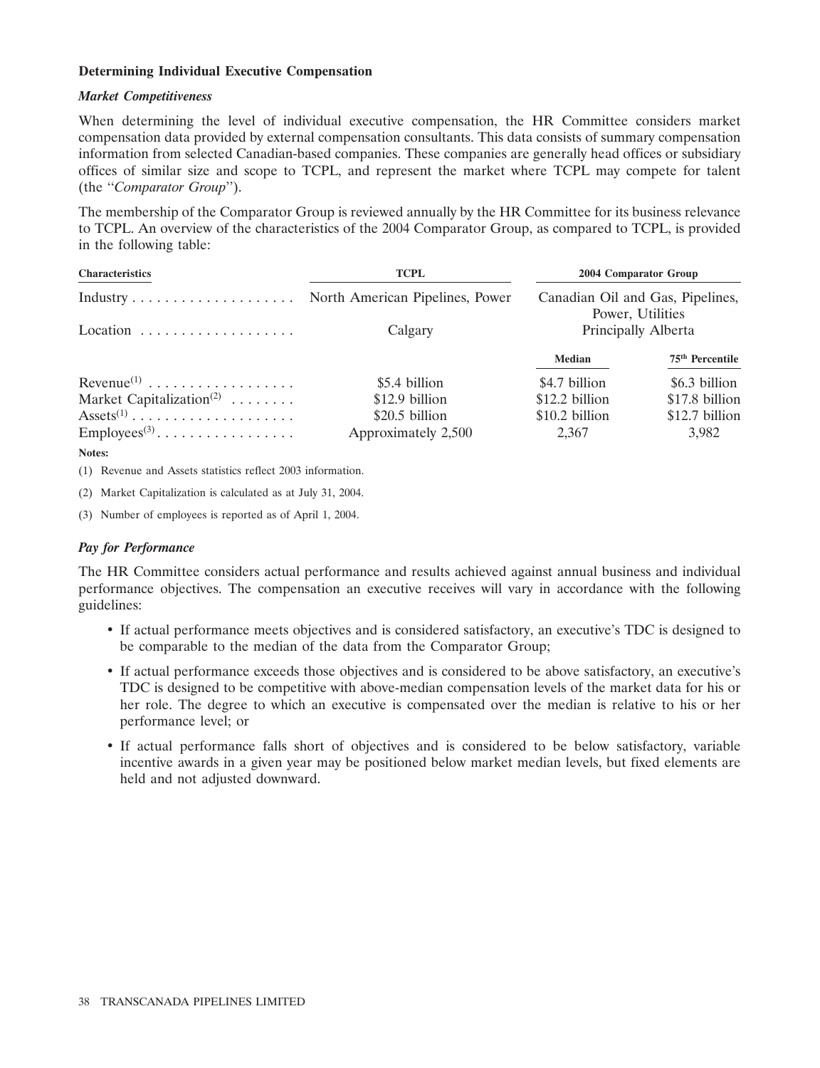### Determining Individual Executive Compensation

#### *Market Competitiveness*

When determining the level of individual executive compensation, the HR Committee considers market compensation data provided by external compensation consultants. This data consists of summary compensation information from selected Canadian-based companies. These companies are generally head offices or subsidiary offices of similar size and scope to TCPL, and represent the market where TCPL may compete for talent (the ''*Comparator Group*'').

The membership of the Comparator Group is reviewed annually by the HR Committee for its business relevance to TCPL. An overview of the characteristics of the 2004 Comparator Group, as compared to TCPL, is provided in the following table:

| Characteristics | TCPL | 2004 Comparator Group | |
|---|---|---|---|
| Industry | North American Pipelines, Power | Canadian Oil and Gas, Pipelines, Power, Utilities | |
| Location | Calgary | Principally Alberta | |
| | | **Median** | **75th Percentile** |
| Revenue[(1)] | \$5.4 billion | \$4.7 billion | \$6.3 billion |
| Market Capitalization[(2)] | \$12.9 billion | \$12.2 billion | \$17.8 billion |
| Assets[(1)] | \$20.5 billion | \$10.2 billion | \$12.7 billion |
| Employees[(3)] | Approximately 2,500 | 2,367 | 3,982 |

**Notes:**

(1) Revenue and Assets statistics reflect 2003 information.

(2) Market Capitalization is calculated as at July 31, 2004.

(3) Number of employees is reported as of April 1, 2004.

#### *Pay for Performance*

The HR Committee considers actual performance and results achieved against annual business and individual performance objectives. The compensation an executive receives will vary in accordance with the following guidelines:

- If actual performance meets objectives and is considered satisfactory, an executive's TDC is designed to be comparable to the median of the data from the Comparator Group;
- If actual performance exceeds those objectives and is considered to be above satisfactory, an executive's TDC is designed to be competitive with above-median compensation levels of the market data for his or her role. The degree to which an executive is compensated over the median is relative to his or her performance level; or
- If actual performance falls short of objectives and is considered to be below satisfactory, variable incentive awards in a given year may be positioned below market median levels, but fixed elements are held and not adjusted downward.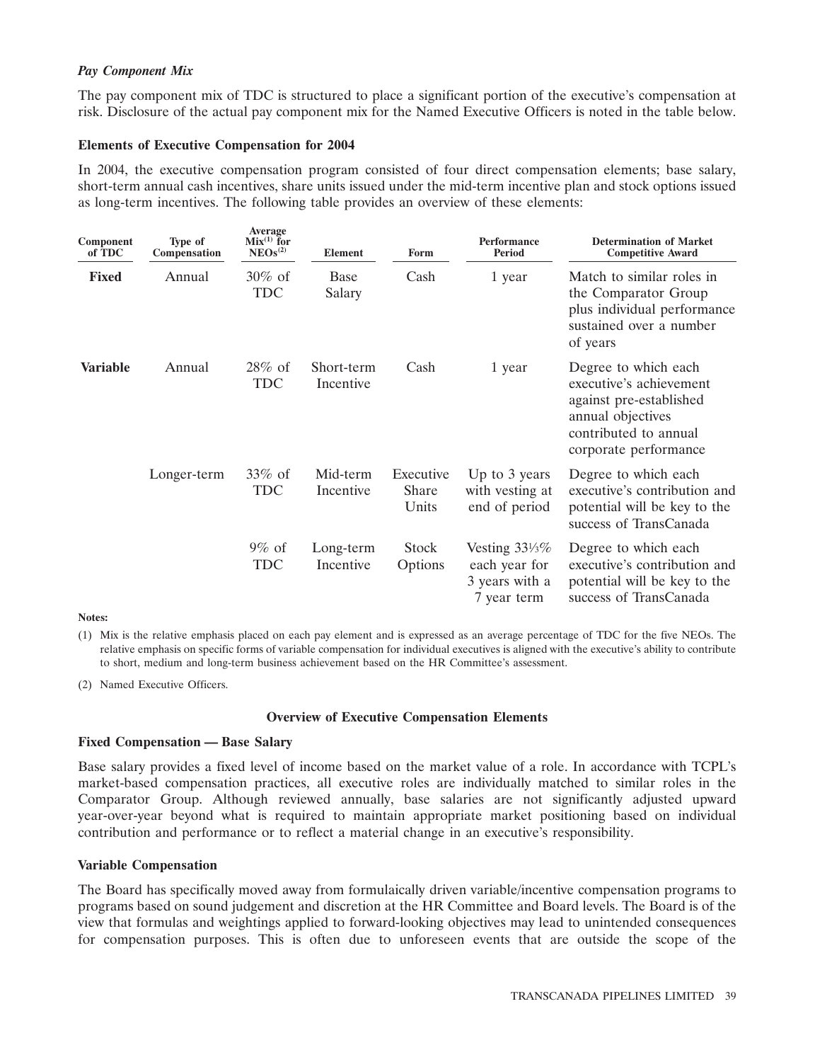### *Pay Component Mix*

The pay component mix of TDC is structured to place a significant portion of the executive's compensation at risk. Disclosure of the actual pay component mix for the Named Executive Officers is noted in the table below.

**Elements of Executive Compensation for 2004**

In 2004, the executive compensation program consisted of four direct compensation elements; base salary, short-term annual cash incentives, share units issued under the mid-term incentive plan and stock options issued as long-term incentives. The following table provides an overview of these elements:

| Component of TDC | Type of Compensation | Average Mix[1] for NEOs[2] | Element | Form | Performance Period | Determination of Market Competitive Award |
|---|---|---|---|---|---|---|
| **Fixed** | Annual | 30% of TDC | Base Salary | Cash | 1 year | Match to similar roles in the Comparator Group plus individual performance sustained over a number of years |
| **Variable** | Annual | 28% of TDC | Short-term Incentive | Cash | 1 year | Degree to which each executive's achievement against pre-established annual objectives contributed to annual corporate performance |
| | Longer-term | 33% of TDC | Mid-term Incentive | Executive Share Units | Up to 3 years with vesting at end of period | Degree to which each executive's contribution and potential will be key to the success of TransCanada |
| | | 9% of TDC | Long-term Incentive | Stock Options | Vesting 33⅓% each year for 3 years with a 7 year term | Degree to which each executive's contribution and potential will be key to the success of TransCanada |

**Notes:**

(1) Mix is the relative emphasis placed on each pay element and is expressed as an average percentage of TDC for the five NEOs. The relative emphasis on specific forms of variable compensation for individual executives is aligned with the executive's ability to contribute to short, medium and long-term business achievement based on the HR Committee's assessment.

(2) Named Executive Officers.

**Overview of Executive Compensation Elements**

**Fixed Compensation — Base Salary**

Base salary provides a fixed level of income based on the market value of a role. In accordance with TCPL's market-based compensation practices, all executive roles are individually matched to similar roles in the Comparator Group. Although reviewed annually, base salaries are not significantly adjusted upward year-over-year beyond what is required to maintain appropriate market positioning based on individual contribution and performance or to reflect a material change in an executive's responsibility.

**Variable Compensation**

The Board has specifically moved away from formulaically driven variable/incentive compensation programs to programs based on sound judgement and discretion at the HR Committee and Board levels. The Board is of the view that formulas and weightings applied to forward-looking objectives may lead to unintended consequences for compensation purposes. This is often due to unforeseen events that are outside the scope of the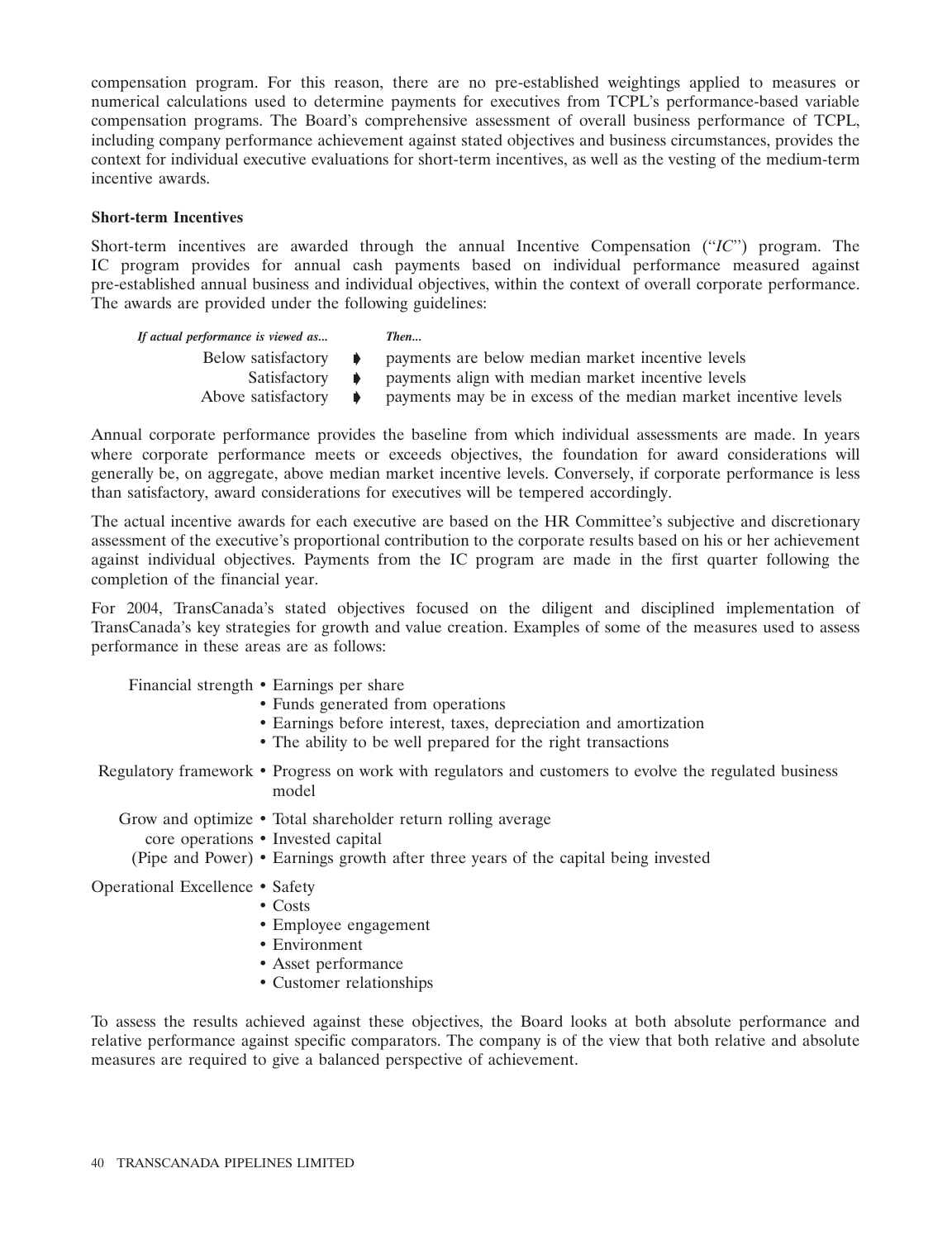compensation program. For this reason, there are no pre-established weightings applied to measures or numerical calculations used to determine payments for executives from TCPL's performance-based variable compensation programs. The Board's comprehensive assessment of overall business performance of TCPL, including company performance achievement against stated objectives and business circumstances, provides the context for individual executive evaluations for short-term incentives, as well as the vesting of the medium-term incentive awards.

**Short-term Incentives**

Short-term incentives are awarded through the annual Incentive Compensation ("*IC*") program. The IC program provides for annual cash payments based on individual performance measured against pre-established annual business and individual objectives, within the context of overall corporate performance. The awards are provided under the following guidelines:

| *If actual performance is viewed as...* | | *Then...* |
|---|---|---|
| Below satisfactory | ➧ | payments are below median market incentive levels |
| Satisfactory | ➧ | payments align with median market incentive levels |
| Above satisfactory | ➧ | payments may be in excess of the median market incentive levels |

Annual corporate performance provides the baseline from which individual assessments are made. In years where corporate performance meets or exceeds objectives, the foundation for award considerations will generally be, on aggregate, above median market incentive levels. Conversely, if corporate performance is less than satisfactory, award considerations for executives will be tempered accordingly.

The actual incentive awards for each executive are based on the HR Committee's subjective and discretionary assessment of the executive's proportional contribution to the corporate results based on his or her achievement against individual objectives. Payments from the IC program are made in the first quarter following the completion of the financial year.

For 2004, TransCanada's stated objectives focused on the diligent and disciplined implementation of TransCanada's key strategies for growth and value creation. Examples of some of the measures used to assess performance in these areas are as follows:

| | |
|---|---|
| Financial strength | • Earnings per share<br>• Funds generated from operations<br>• Earnings before interest, taxes, depreciation and amortization<br>• The ability to be well prepared for the right transactions |
| Regulatory framework | • Progress on work with regulators and customers to evolve the regulated business model |
| Grow and optimize core operations (Pipe and Power) | • Total shareholder return rolling average<br>• Invested capital<br>• Earnings growth after three years of the capital being invested |
| Operational Excellence | • Safety<br>• Costs<br>• Employee engagement<br>• Environment<br>• Asset performance<br>• Customer relationships |

To assess the results achieved against these objectives, the Board looks at both absolute performance and relative performance against specific comparators. The company is of the view that both relative and absolute measures are required to give a balanced perspective of achievement.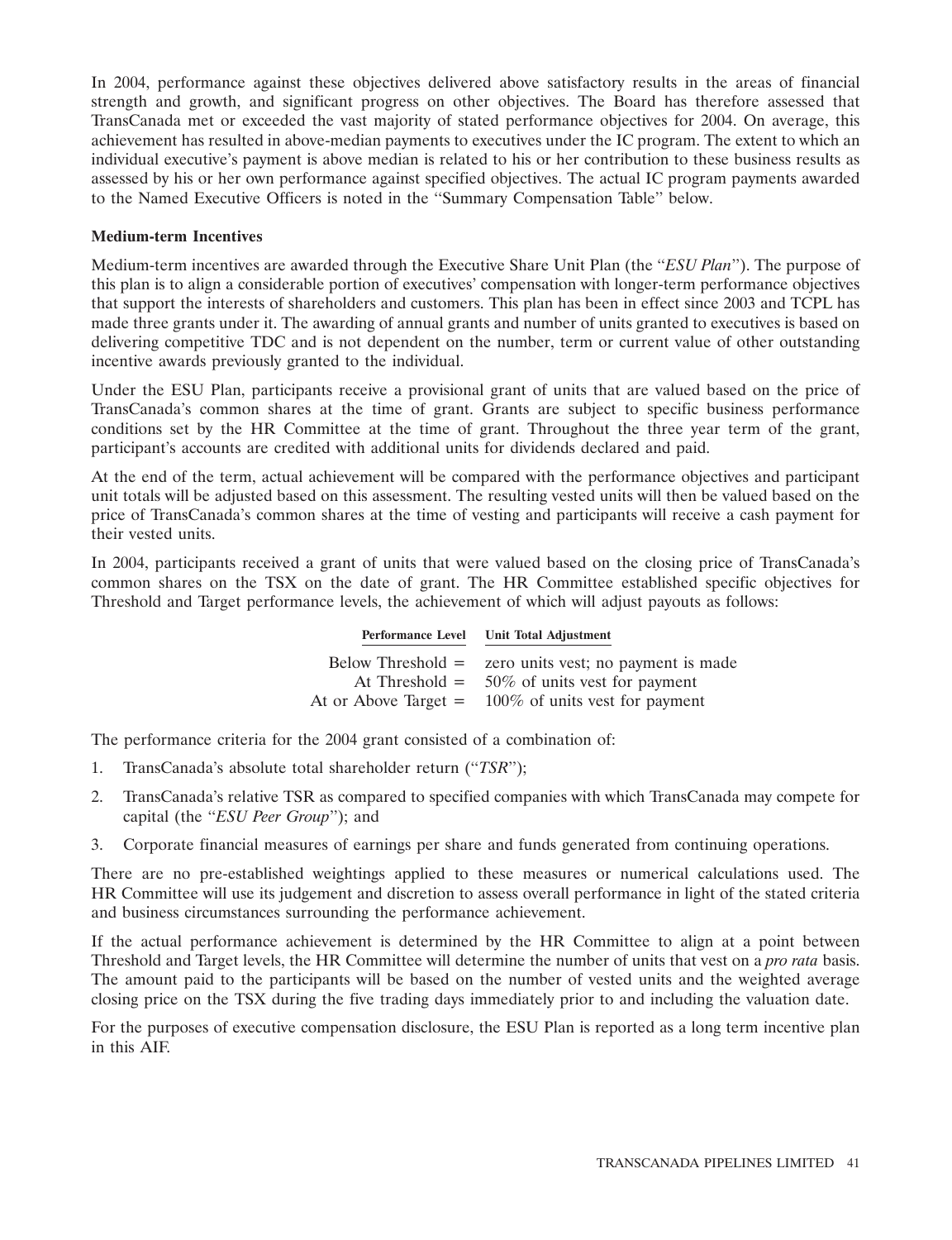In 2004, performance against these objectives delivered above satisfactory results in the areas of financial strength and growth, and significant progress on other objectives. The Board has therefore assessed that TransCanada met or exceeded the vast majority of stated performance objectives for 2004. On average, this achievement has resulted in above-median payments to executives under the IC program. The extent to which an individual executive's payment is above median is related to his or her contribution to these business results as assessed by his or her own performance against specified objectives. The actual IC program payments awarded to the Named Executive Officers is noted in the ''Summary Compensation Table'' below.

**Medium-term Incentives**

Medium-term incentives are awarded through the Executive Share Unit Plan (the ''*ESU Plan*''). The purpose of this plan is to align a considerable portion of executives' compensation with longer-term performance objectives that support the interests of shareholders and customers. This plan has been in effect since 2003 and TCPL has made three grants under it. The awarding of annual grants and number of units granted to executives is based on delivering competitive TDC and is not dependent on the number, term or current value of other outstanding incentive awards previously granted to the individual.

Under the ESU Plan, participants receive a provisional grant of units that are valued based on the price of TransCanada's common shares at the time of grant. Grants are subject to specific business performance conditions set by the HR Committee at the time of grant. Throughout the three year term of the grant, participant's accounts are credited with additional units for dividends declared and paid.

At the end of the term, actual achievement will be compared with the performance objectives and participant unit totals will be adjusted based on this assessment. The resulting vested units will then be valued based on the price of TransCanada's common shares at the time of vesting and participants will receive a cash payment for their vested units.

In 2004, participants received a grant of units that were valued based on the closing price of TransCanada's common shares on the TSX on the date of grant. The HR Committee established specific objectives for Threshold and Target performance levels, the achievement of which will adjust payouts as follows:

| Performance Level | Unit Total Adjustment |
|---|---|
| Below Threshold = | zero units vest; no payment is made |
| At Threshold = | 50% of units vest for payment |
| At or Above Target = | 100% of units vest for payment |

The performance criteria for the 2004 grant consisted of a combination of:

1. TransCanada's absolute total shareholder return (''*TSR*'');
2. TransCanada's relative TSR as compared to specified companies with which TransCanada may compete for capital (the ''*ESU Peer Group*''); and
3. Corporate financial measures of earnings per share and funds generated from continuing operations.

There are no pre-established weightings applied to these measures or numerical calculations used. The HR Committee will use its judgement and discretion to assess overall performance in light of the stated criteria and business circumstances surrounding the performance achievement.

If the actual performance achievement is determined by the HR Committee to align at a point between Threshold and Target levels, the HR Committee will determine the number of units that vest on a *pro rata* basis. The amount paid to the participants will be based on the number of vested units and the weighted average closing price on the TSX during the five trading days immediately prior to and including the valuation date.

For the purposes of executive compensation disclosure, the ESU Plan is reported as a long term incentive plan in this AIF.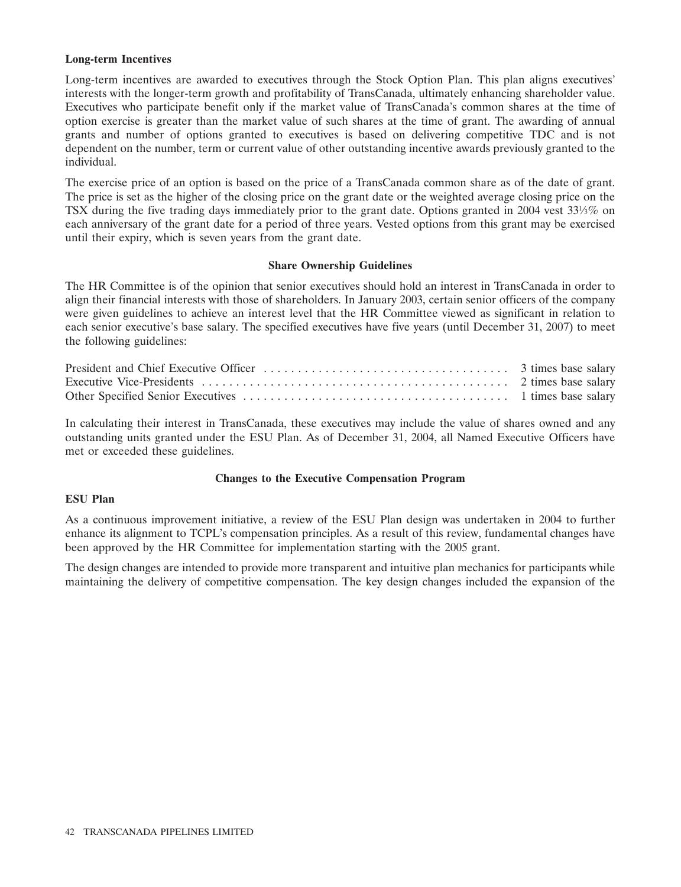**Long-term Incentives**

Long-term incentives are awarded to executives through the Stock Option Plan. This plan aligns executives' interests with the longer-term growth and profitability of TransCanada, ultimately enhancing shareholder value. Executives who participate benefit only if the market value of TransCanada's common shares at the time of option exercise is greater than the market value of such shares at the time of grant. The awarding of annual grants and number of options granted to executives is based on delivering competitive TDC and is not dependent on the number, term or current value of other outstanding incentive awards previously granted to the individual.

The exercise price of an option is based on the price of a TransCanada common share as of the date of grant. The price is set as the higher of the closing price on the grant date or the weighted average closing price on the TSX during the five trading days immediately prior to the grant date. Options granted in 2004 vest 33⅓% on each anniversary of the grant date for a period of three years. Vested options from this grant may be exercised until their expiry, which is seven years from the grant date.

**Share Ownership Guidelines**

The HR Committee is of the opinion that senior executives should hold an interest in TransCanada in order to align their financial interests with those of shareholders. In January 2003, certain senior officers of the company were given guidelines to achieve an interest level that the HR Committee viewed as significant in relation to each senior executive's base salary. The specified executives have five years (until December 31, 2007) to meet the following guidelines:

| | |
|---|---|
| President and Chief Executive Officer | 3 times base salary |
| Executive Vice-Presidents | 2 times base salary |
| Other Specified Senior Executives | 1 times base salary |

In calculating their interest in TransCanada, these executives may include the value of shares owned and any outstanding units granted under the ESU Plan. As of December 31, 2004, all Named Executive Officers have met or exceeded these guidelines.

**Changes to the Executive Compensation Program**

**ESU Plan**

As a continuous improvement initiative, a review of the ESU Plan design was undertaken in 2004 to further enhance its alignment to TCPL's compensation principles. As a result of this review, fundamental changes have been approved by the HR Committee for implementation starting with the 2005 grant.

The design changes are intended to provide more transparent and intuitive plan mechanics for participants while maintaining the delivery of competitive compensation. The key design changes included the expansion of the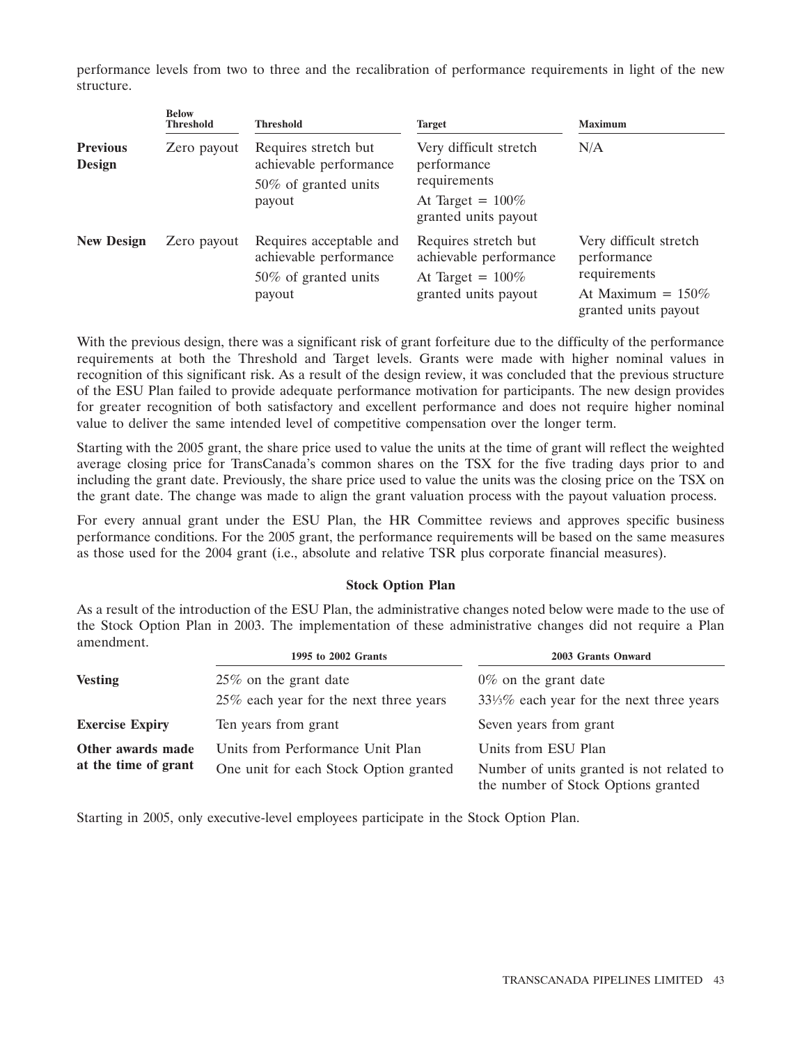performance levels from two to three and the recalibration of performance requirements in light of the new structure.

| | Below Threshold | Threshold | Target | Maximum |
|---|---|---|---|---|
| **Previous Design** | Zero payout | Requires stretch but achievable performance<br>50% of granted units payout | Very difficult stretch performance requirements<br>At Target = 100% granted units payout | N/A |
| **New Design** | Zero payout | Requires acceptable and achievable performance<br>50% of granted units payout | Requires stretch but achievable performance<br>At Target = 100% granted units payout | Very difficult stretch performance requirements<br>At Maximum = 150% granted units payout |

With the previous design, there was a significant risk of grant forfeiture due to the difficulty of the performance requirements at both the Threshold and Target levels. Grants were made with higher nominal values in recognition of this significant risk. As a result of the design review, it was concluded that the previous structure of the ESU Plan failed to provide adequate performance motivation for participants. The new design provides for greater recognition of both satisfactory and excellent performance and does not require higher nominal value to deliver the same intended level of competitive compensation over the longer term.

Starting with the 2005 grant, the share price used to value the units at the time of grant will reflect the weighted average closing price for TransCanada's common shares on the TSX for the five trading days prior to and including the grant date. Previously, the share price used to value the units was the closing price on the TSX on the grant date. The change was made to align the grant valuation process with the payout valuation process.

For every annual grant under the ESU Plan, the HR Committee reviews and approves specific business performance conditions. For the 2005 grant, the performance requirements will be based on the same measures as those used for the 2004 grant (i.e., absolute and relative TSR plus corporate financial measures).

### Stock Option Plan

As a result of the introduction of the ESU Plan, the administrative changes noted below were made to the use of the Stock Option Plan in 2003. The implementation of these administrative changes did not require a Plan amendment.

| | 1995 to 2002 Grants | 2003 Grants Onward |
|---|---|---|
| **Vesting** | 25% on the grant date<br>25% each year for the next three years | 0% on the grant date<br>33⅓% each year for the next three years |
| **Exercise Expiry** | Ten years from grant | Seven years from grant |
| **Other awards made at the time of grant** | Units from Performance Unit Plan<br>One unit for each Stock Option granted | Units from ESU Plan<br>Number of units granted is not related to the number of Stock Options granted |

Starting in 2005, only executive-level employees participate in the Stock Option Plan.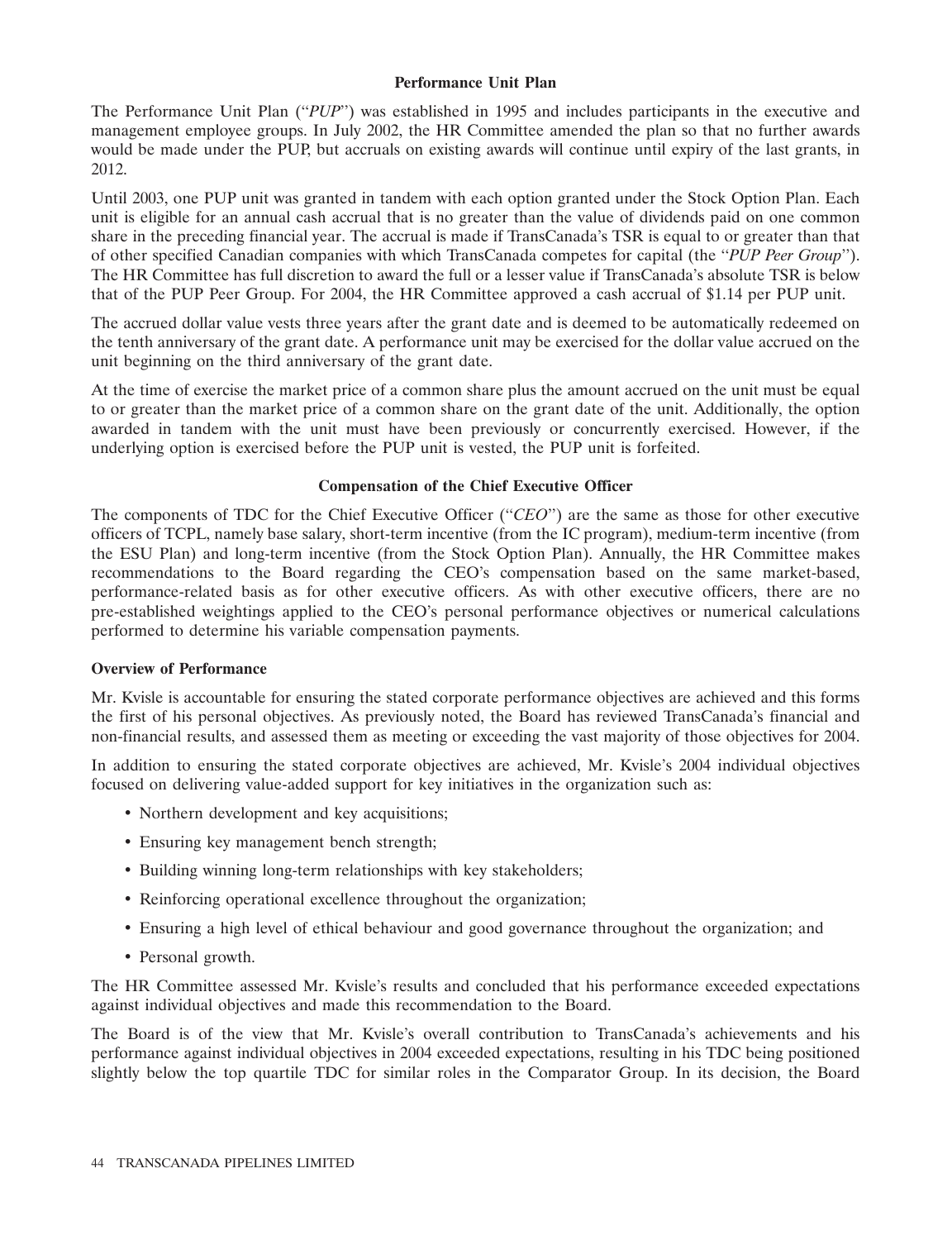## Performance Unit Plan

The Performance Unit Plan (“*PUP*”) was established in 1995 and includes participants in the executive and management employee groups. In July 2002, the HR Committee amended the plan so that no further awards would be made under the PUP, but accruals on existing awards will continue until expiry of the last grants, in 2012.

Until 2003, one PUP unit was granted in tandem with each option granted under the Stock Option Plan. Each unit is eligible for an annual cash accrual that is no greater than the value of dividends paid on one common share in the preceding financial year. The accrual is made if TransCanada’s TSR is equal to or greater than that of other specified Canadian companies with which TransCanada competes for capital (the “*PUP Peer Group*”). The HR Committee has full discretion to award the full or a lesser value if TransCanada’s absolute TSR is below that of the PUP Peer Group. For 2004, the HR Committee approved a cash accrual of $1.14 per PUP unit.

The accrued dollar value vests three years after the grant date and is deemed to be automatically redeemed on the tenth anniversary of the grant date. A performance unit may be exercised for the dollar value accrued on the unit beginning on the third anniversary of the grant date.

At the time of exercise the market price of a common share plus the amount accrued on the unit must be equal to or greater than the market price of a common share on the grant date of the unit. Additionally, the option awarded in tandem with the unit must have been previously or concurrently exercised. However, if the underlying option is exercised before the PUP unit is vested, the PUP unit is forfeited.

## Compensation of the Chief Executive Officer

The components of TDC for the Chief Executive Officer (“*CEO*”) are the same as those for other executive officers of TCPL, namely base salary, short-term incentive (from the IC program), medium-term incentive (from the ESU Plan) and long-term incentive (from the Stock Option Plan). Annually, the HR Committee makes recommendations to the Board regarding the CEO’s compensation based on the same market-based, performance-related basis as for other executive officers. As with other executive officers, there are no pre-established weightings applied to the CEO’s personal performance objectives or numerical calculations performed to determine his variable compensation payments.

### Overview of Performance

Mr. Kvisle is accountable for ensuring the stated corporate performance objectives are achieved and this forms the first of his personal objectives. As previously noted, the Board has reviewed TransCanada’s financial and non-financial results, and assessed them as meeting or exceeding the vast majority of those objectives for 2004.

In addition to ensuring the stated corporate objectives are achieved, Mr. Kvisle’s 2004 individual objectives focused on delivering value-added support for key initiatives in the organization such as:

- Northern development and key acquisitions;
- Ensuring key management bench strength;
- Building winning long-term relationships with key stakeholders;
- Reinforcing operational excellence throughout the organization;
- Ensuring a high level of ethical behaviour and good governance throughout the organization; and
- Personal growth.

The HR Committee assessed Mr. Kvisle’s results and concluded that his performance exceeded expectations against individual objectives and made this recommendation to the Board.

The Board is of the view that Mr. Kvisle’s overall contribution to TransCanada’s achievements and his performance against individual objectives in 2004 exceeded expectations, resulting in his TDC being positioned slightly below the top quartile TDC for similar roles in the Comparator Group. In its decision, the Board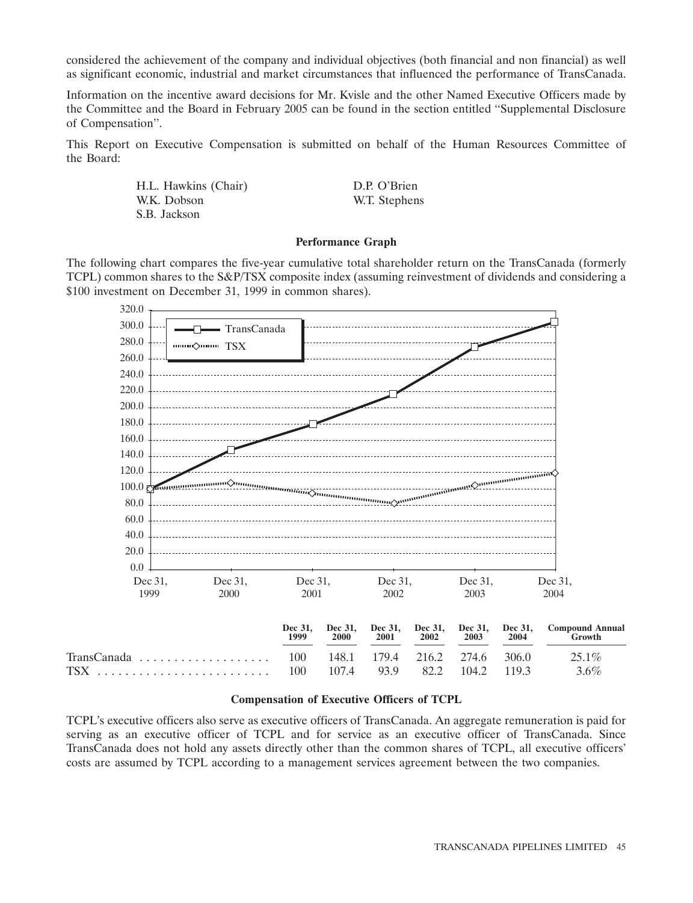considered the achievement of the company and individual objectives (both financial and non financial) as well as significant economic, industrial and market circumstances that influenced the performance of TransCanada.

Information on the incentive award decisions for Mr. Kvisle and the other Named Executive Officers made by the Committee and the Board in February 2005 can be found in the section entitled "Supplemental Disclosure of Compensation".

This Report on Executive Compensation is submitted on behalf of the Human Resources Committee of the Board:

H.L. Hawkins (Chair)
W.K. Dobson
S.B. Jackson
D.P. O'Brien
W.T. Stephens

### Performance Graph

The following chart compares the five-year cumulative total shareholder return on the TransCanada (formerly TCPL) common shares to the S&P/TSX composite index (assuming reinvestment of dividends and considering a $100 investment on December 31, 1999 in common shares).

| | Dec 31, 1999 | Dec 31, 2000 | Dec 31, 2001 | Dec 31, 2002 | Dec 31, 2003 | Dec 31, 2004 | Compound Annual Growth |
|---|---|---|---|---|---|---|---|
| TransCanada | 100 | 148.1 | 179.4 | 216.2 | 274.6 | 306.0 | 25.1% |
| TSX | 100 | 107.4 | 93.9 | 82.2 | 104.2 | 119.3 | 3.6% |

### Compensation of Executive Officers of TCPL

TCPL's executive officers also serve as executive officers of TransCanada. An aggregate remuneration is paid for serving as an executive officer of TCPL and for service as an executive officer of TransCanada. Since TransCanada does not hold any assets directly other than the common shares of TCPL, all executive officers' costs are assumed by TCPL according to a management services agreement between the two companies.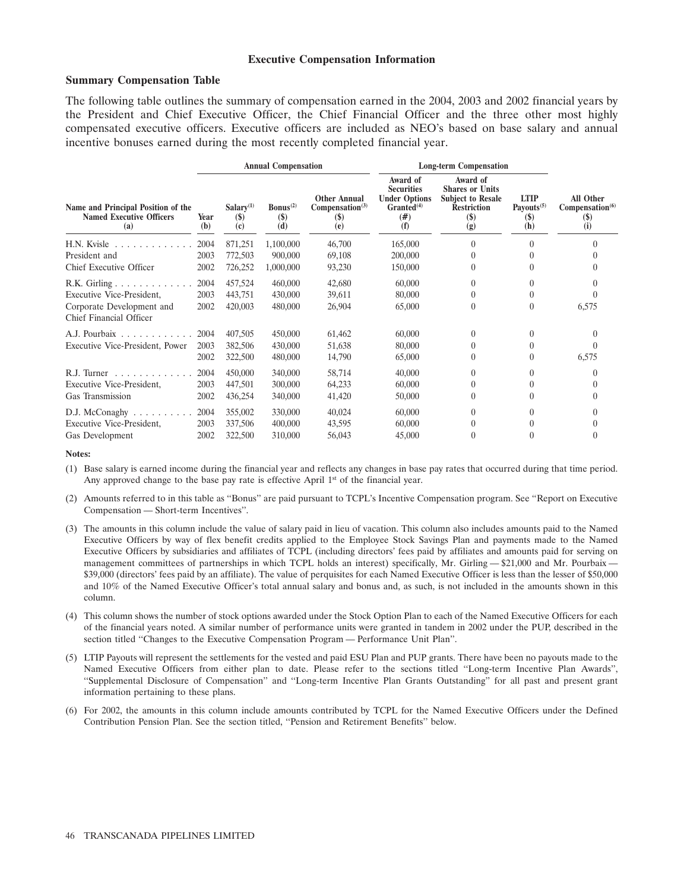## Executive Compensation Information

### Summary Compensation Table

The following table outlines the summary of compensation earned in the 2004, 2003 and 2002 financial years by the President and Chief Executive Officer, the Chief Financial Officer and the three other most highly compensated executive officers. Executive officers are included as NEO's based on base salary and annual incentive bonuses earned during the most recently completed financial year.

| | | Annual Compensation | | | Long-term Compensation | | | |
|---|---|---|---|---|---|---|---|---|
| Name and Principal Position of the Named Executive Officers (a) | Year (b) | Salary[(1)] ($) (c) | Bonus[(2)] ($) (d) | Other Annual Compensation[(3)] ($) (e) | Award of Securities Under Options Granted[(4)] (#) (f) | Award of Shares or Units Subject to Resale Restriction ($) (g) | LTIP Payouts[(5)] ($) (h) | All Other Compensation[(6)] ($) (i) |
| H.N. Kvisle | 2004 | 871,251 | 1,100,000 | 46,700 | 165,000 | 0 | 0 | 0 |
| President and | 2003 | 772,503 | 900,000 | 69,108 | 200,000 | 0 | 0 | 0 |
| Chief Executive Officer | 2002 | 726,252 | 1,000,000 | 93,230 | 150,000 | 0 | 0 | 0 |
| R.K. Girling | 2004 | 457,524 | 460,000 | 42,680 | 60,000 | 0 | 0 | 0 |
| Executive Vice-President, | 2003 | 443,751 | 430,000 | 39,611 | 80,000 | 0 | 0 | 0 |
| Corporate Development and Chief Financial Officer | 2002 | 420,003 | 480,000 | 26,904 | 65,000 | 0 | 0 | 6,575 |
| A.J. Pourbaix | 2004 | 407,505 | 450,000 | 61,462 | 60,000 | 0 | 0 | 0 |
| Executive Vice-President, Power | 2003 | 382,506 | 430,000 | 51,638 | 80,000 | 0 | 0 | 0 |
| | 2002 | 322,500 | 480,000 | 14,790 | 65,000 | 0 | 0 | 6,575 |
| R.J. Turner | 2004 | 450,000 | 340,000 | 58,714 | 40,000 | 0 | 0 | 0 |
| Executive Vice-President, | 2003 | 447,501 | 300,000 | 64,233 | 60,000 | 0 | 0 | 0 |
| Gas Transmission | 2002 | 436,254 | 340,000 | 41,420 | 50,000 | 0 | 0 | 0 |
| D.J. McConaghy | 2004 | 355,002 | 330,000 | 40,024 | 60,000 | 0 | 0 | 0 |
| Executive Vice-President, | 2003 | 337,506 | 400,000 | 43,595 | 60,000 | 0 | 0 | 0 |
| Gas Development | 2002 | 322,500 | 310,000 | 56,043 | 45,000 | 0 | 0 | 0 |

**Notes:**

(1) Base salary is earned income during the financial year and reflects any changes in base pay rates that occurred during that time period. Any approved change to the base pay rate is effective April 1st of the financial year.

(2) Amounts referred to in this table as "Bonus" are paid pursuant to TCPL's Incentive Compensation program. See "Report on Executive Compensation — Short-term Incentives".

(3) The amounts in this column include the value of salary paid in lieu of vacation. This column also includes amounts paid to the Named Executive Officers by way of flex benefit credits applied to the Employee Stock Savings Plan and payments made to the Named Executive Officers by subsidiaries and affiliates of TCPL (including directors' fees paid by affiliates and amounts paid for serving on management committees of partnerships in which TCPL holds an interest) specifically, Mr. Girling — $21,000 and Mr. Pourbaix — $39,000 (directors' fees paid by an affiliate). The value of perquisites for each Named Executive Officer is less than the lesser of $50,000 and 10% of the Named Executive Officer's total annual salary and bonus and, as such, is not included in the amounts shown in this column.

(4) This column shows the number of stock options awarded under the Stock Option Plan to each of the Named Executive Officers for each of the financial years noted. A similar number of performance units were granted in tandem in 2002 under the PUP, described in the section titled "Changes to the Executive Compensation Program — Performance Unit Plan".

(5) LTIP Payouts will represent the settlements for the vested and paid ESU Plan and PUP grants. There have been no payouts made to the Named Executive Officers from either plan to date. Please refer to the sections titled "Long-term Incentive Plan Awards", "Supplemental Disclosure of Compensation" and "Long-term Incentive Plan Grants Outstanding" for all past and present grant information pertaining to these plans.

(6) For 2002, the amounts in this column include amounts contributed by TCPL for the Named Executive Officers under the Defined Contribution Pension Plan. See the section titled, "Pension and Retirement Benefits" below.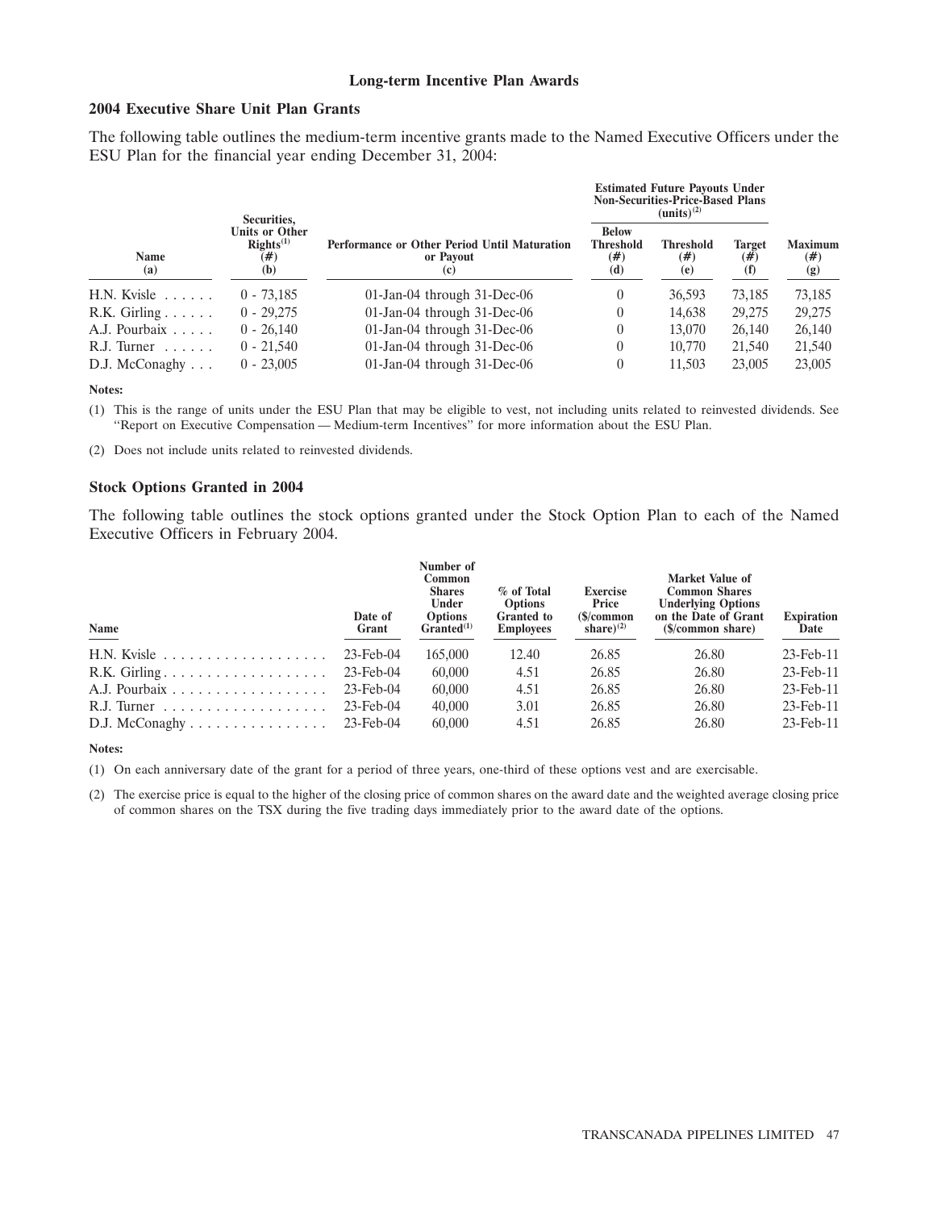### Long-term Incentive Plan Awards

#### 2004 Executive Share Unit Plan Grants

The following table outlines the medium-term incentive grants made to the Named Executive Officers under the ESU Plan for the financial year ending December 31, 2004:

| Name (a) | Securities, Units or Other Rights[(1)] (#) (b) | Performance or Other Period Until Maturation or Payout (c) | Estimated Future Payouts Under Non-Securities-Price-Based Plans (units)[(2)] | | | |
|---|---|---|---|---|---|---|
| | | | Below Threshold (#) (d) | Threshold (#) (e) | Target (#) (f) | Maximum (#) (g) |
| H.N. Kvisle | 0 - 73,185 | 01-Jan-04 through 31-Dec-06 | 0 | 36,593 | 73,185 | 73,185 |
| R.K. Girling | 0 - 29,275 | 01-Jan-04 through 31-Dec-06 | 0 | 14,638 | 29,275 | 29,275 |
| A.J. Pourbaix | 0 - 26,140 | 01-Jan-04 through 31-Dec-06 | 0 | 13,070 | 26,140 | 26,140 |
| R.J. Turner | 0 - 21,540 | 01-Jan-04 through 31-Dec-06 | 0 | 10,770 | 21,540 | 21,540 |
| D.J. McConaghy | 0 - 23,005 | 01-Jan-04 through 31-Dec-06 | 0 | 11,503 | 23,005 | 23,005 |

**Notes:**

(1) This is the range of units under the ESU Plan that may be eligible to vest, not including units related to reinvested dividends. See "Report on Executive Compensation — Medium-term Incentives" for more information about the ESU Plan.

(2) Does not include units related to reinvested dividends.

#### Stock Options Granted in 2004

The following table outlines the stock options granted under the Stock Option Plan to each of the Named Executive Officers in February 2004.

| Name | Date of Grant | Number of Common Shares Under Options Granted[(1)] | % of Total Options Granted to Employees | Exercise Price ($/common share)[(2)] | Market Value of Common Shares Underlying Options on the Date of Grant ($/common share) | Expiration Date |
|---|---|---|---|---|---|---|
| H.N. Kvisle | 23-Feb-04 | 165,000 | 12.40 | 26.85 | 26.80 | 23-Feb-11 |
| R.K. Girling | 23-Feb-04 | 60,000 | 4.51 | 26.85 | 26.80 | 23-Feb-11 |
| A.J. Pourbaix | 23-Feb-04 | 60,000 | 4.51 | 26.85 | 26.80 | 23-Feb-11 |
| R.J. Turner | 23-Feb-04 | 40,000 | 3.01 | 26.85 | 26.80 | 23-Feb-11 |
| D.J. McConaghy | 23-Feb-04 | 60,000 | 4.51 | 26.85 | 26.80 | 23-Feb-11 |

**Notes:**

(1) On each anniversary date of the grant for a period of three years, one-third of these options vest and are exercisable.

(2) The exercise price is equal to the higher of the closing price of common shares on the award date and the weighted average closing price of common shares on the TSX during the five trading days immediately prior to the award date of the options.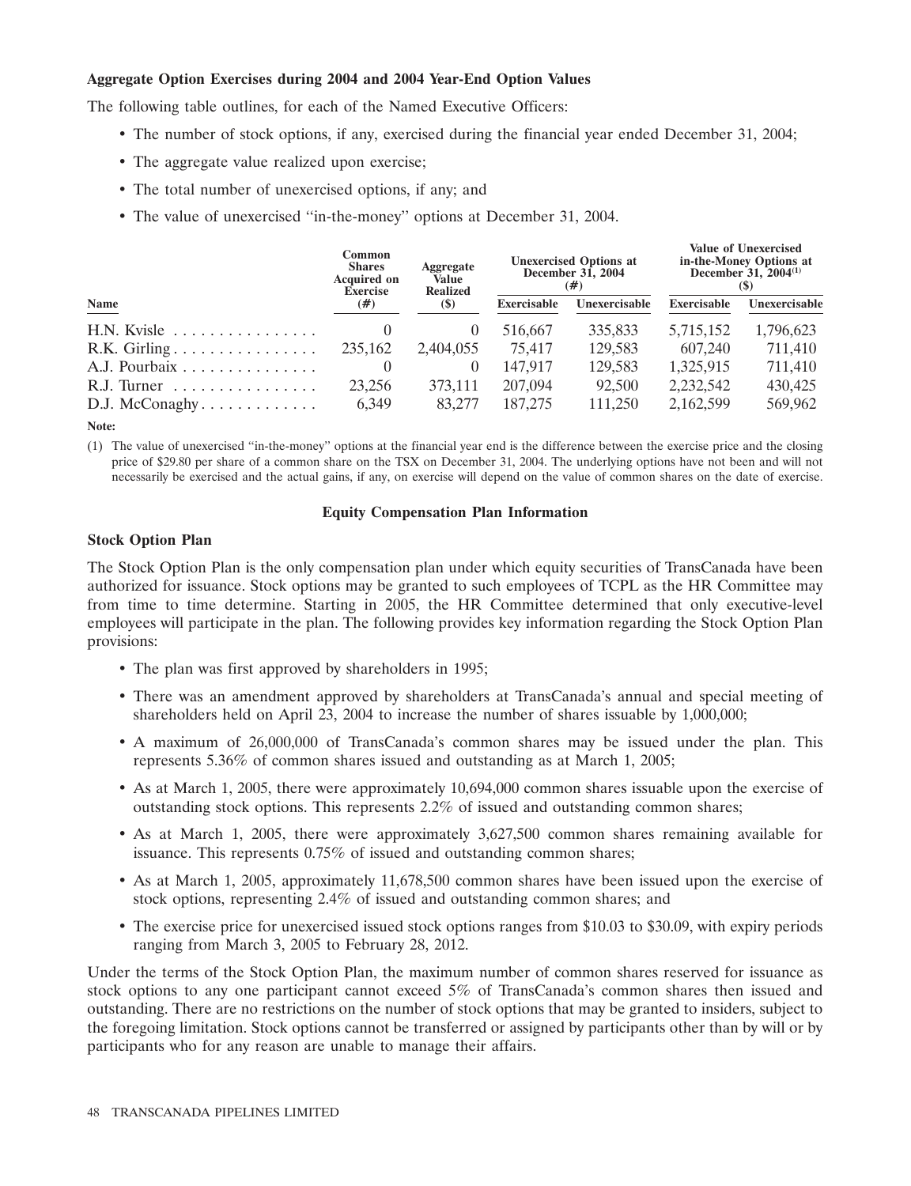**Aggregate Option Exercises during 2004 and 2004 Year-End Option Values**

The following table outlines, for each of the Named Executive Officers:

- The number of stock options, if any, exercised during the financial year ended December 31, 2004;
- The aggregate value realized upon exercise;
- The total number of unexercised options, if any; and
- The value of unexercised "in-the-money" options at December 31, 2004.

| Name | Common Shares Acquired on Exercise (#) | Aggregate Value Realized ($) | Unexercised Options at December 31, 2004 (#) | | Value of Unexercised in-the-Money Options at December 31, 2004[(1)] ($) | |
|---|---|---|---|---|---|---|
| | | | Exercisable | Unexercisable | Exercisable | Unexercisable |
| H.N. Kvisle | 0 | 0 | 516,667 | 335,833 | 5,715,152 | 1,796,623 |
| R.K. Girling | 235,162 | 2,404,055 | 75,417 | 129,583 | 607,240 | 711,410 |
| A.J. Pourbaix | 0 | 0 | 147,917 | 129,583 | 1,325,915 | 711,410 |
| R.J. Turner | 23,256 | 373,111 | 207,094 | 92,500 | 2,232,542 | 430,425 |
| D.J. McConaghy | 6,349 | 83,277 | 187,275 | 111,250 | 2,162,599 | 569,962 |

**Note:**

(1) The value of unexercised "in-the-money" options at the financial year end is the difference between the exercise price and the closing price of $29.80 per share of a common share on the TSX on December 31, 2004. The underlying options have not been and will not necessarily be exercised and the actual gains, if any, on exercise will depend on the value of common shares on the date of exercise.

## Equity Compensation Plan Information

**Stock Option Plan**

The Stock Option Plan is the only compensation plan under which equity securities of TransCanada have been authorized for issuance. Stock options may be granted to such employees of TCPL as the HR Committee may from time to time determine. Starting in 2005, the HR Committee determined that only executive-level employees will participate in the plan. The following provides key information regarding the Stock Option Plan provisions:

- The plan was first approved by shareholders in 1995;
- There was an amendment approved by shareholders at TransCanada's annual and special meeting of shareholders held on April 23, 2004 to increase the number of shares issuable by 1,000,000;
- A maximum of 26,000,000 of TransCanada's common shares may be issued under the plan. This represents 5.36% of common shares issued and outstanding as at March 1, 2005;
- As at March 1, 2005, there were approximately 10,694,000 common shares issuable upon the exercise of outstanding stock options. This represents 2.2% of issued and outstanding common shares;
- As at March 1, 2005, there were approximately 3,627,500 common shares remaining available for issuance. This represents 0.75% of issued and outstanding common shares;
- As at March 1, 2005, approximately 11,678,500 common shares have been issued upon the exercise of stock options, representing 2.4% of issued and outstanding common shares; and
- The exercise price for unexercised issued stock options ranges from $10.03 to $30.09, with expiry periods ranging from March 3, 2005 to February 28, 2012.

Under the terms of the Stock Option Plan, the maximum number of common shares reserved for issuance as stock options to any one participant cannot exceed 5% of TransCanada's common shares then issued and outstanding. There are no restrictions on the number of stock options that may be granted to insiders, subject to the foregoing limitation. Stock options cannot be transferred or assigned by participants other than by will or by participants who for any reason are unable to manage their affairs.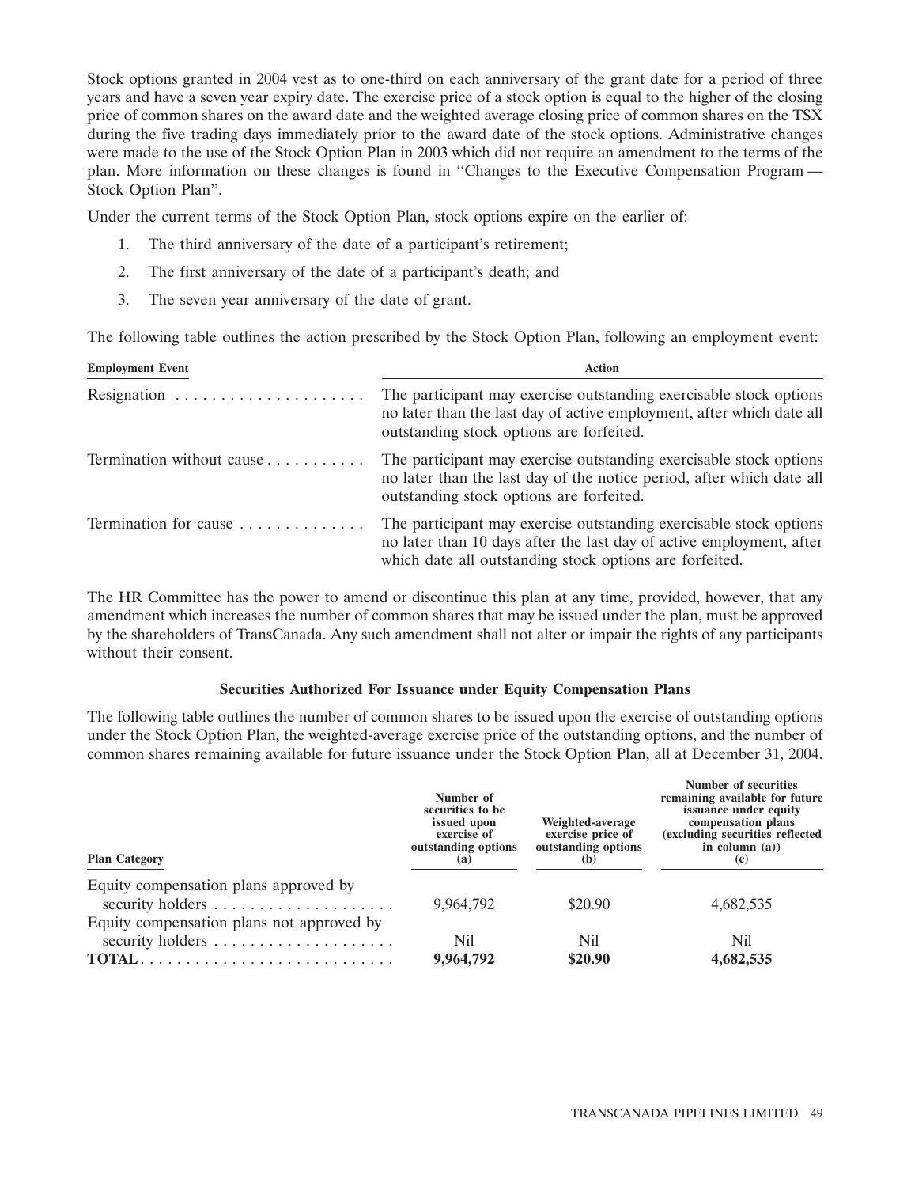Stock options granted in 2004 vest as to one-third on each anniversary of the grant date for a period of three years and have a seven year expiry date. The exercise price of a stock option is equal to the higher of the closing price of common shares on the award date and the weighted average closing price of common shares on the TSX during the five trading days immediately prior to the award date of the stock options. Administrative changes were made to the use of the Stock Option Plan in 2003 which did not require an amendment to the terms of the plan. More information on these changes is found in ''Changes to the Executive Compensation Program — Stock Option Plan''.

Under the current terms of the Stock Option Plan, stock options expire on the earlier of:

1. The third anniversary of the date of a participant's retirement;
2. The first anniversary of the date of a participant's death; and
3. The seven year anniversary of the date of grant.

The following table outlines the action prescribed by the Stock Option Plan, following an employment event:

| Employment Event | Action |
|---|---|
| Resignation | The participant may exercise outstanding exercisable stock options no later than the last day of active employment, after which date all outstanding stock options are forfeited. |
| Termination without cause | The participant may exercise outstanding exercisable stock options no later than the last day of the notice period, after which date all outstanding stock options are forfeited. |
| Termination for cause | The participant may exercise outstanding exercisable stock options no later than 10 days after the last day of active employment, after which date all outstanding stock options are forfeited. |

The HR Committee has the power to amend or discontinue this plan at any time, provided, however, that any amendment which increases the number of common shares that may be issued under the plan, must be approved by the shareholders of TransCanada. Any such amendment shall not alter or impair the rights of any participants without their consent.

### Securities Authorized For Issuance under Equity Compensation Plans

The following table outlines the number of common shares to be issued upon the exercise of outstanding options under the Stock Option Plan, the weighted-average exercise price of the outstanding options, and the number of common shares remaining available for future issuance under the Stock Option Plan, all at December 31, 2004.

| Plan Category | Number of securities to be issued upon exercise of outstanding options (a) | Weighted-average exercise price of outstanding options (b) | Number of securities remaining available for future issuance under equity compensation plans (excluding securities reflected in column (a)) (c) |
|---|---|---|---|
| Equity compensation plans approved by security holders | 9,964,792 | $20.90 | 4,682,535 |
| Equity compensation plans not approved by security holders | Nil | Nil | Nil |
| **TOTAL** | **9,964,792** | **$20.90** | **4,682,535** |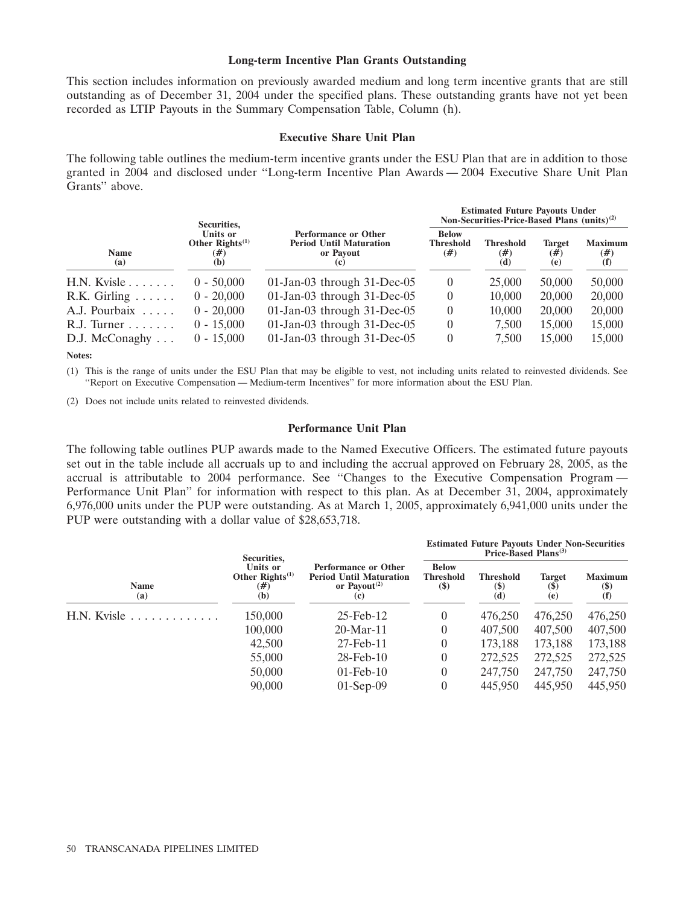### Long-term Incentive Plan Grants Outstanding

This section includes information on previously awarded medium and long term incentive grants that are still outstanding as of December 31, 2004 under the specified plans. These outstanding grants have not yet been recorded as LTIP Payouts in the Summary Compensation Table, Column (h).

### Executive Share Unit Plan

The following table outlines the medium-term incentive grants under the ESU Plan that are in addition to those granted in 2004 and disclosed under "Long-term Incentive Plan Awards — 2004 Executive Share Unit Plan Grants" above.

| Name (a) | Securities, Units or Other Rights[(1)] (#) (b) | Performance or Other Period Until Maturation or Payout (c) | Estimated Future Payouts Under Non-Securities-Price-Based Plans (units)[(2)] | | | |
|---|---|---|---|---|---|---|
| | | | Below Threshold (#) | Threshold (#) (d) | Target (#) (e) | Maximum (#) (f) |
| H.N. Kvisle | 0 - 50,000 | 01-Jan-03 through 31-Dec-05 | 0 | 25,000 | 50,000 | 50,000 |
| R.K. Girling | 0 - 20,000 | 01-Jan-03 through 31-Dec-05 | 0 | 10,000 | 20,000 | 20,000 |
| A.J. Pourbaix | 0 - 20,000 | 01-Jan-03 through 31-Dec-05 | 0 | 10,000 | 20,000 | 20,000 |
| R.J. Turner | 0 - 15,000 | 01-Jan-03 through 31-Dec-05 | 0 | 7,500 | 15,000 | 15,000 |
| D.J. McConaghy | 0 - 15,000 | 01-Jan-03 through 31-Dec-05 | 0 | 7,500 | 15,000 | 15,000 |

**Notes:**

(1) This is the range of units under the ESU Plan that may be eligible to vest, not including units related to reinvested dividends. See "Report on Executive Compensation — Medium-term Incentives" for more information about the ESU Plan.

(2) Does not include units related to reinvested dividends.

### Performance Unit Plan

The following table outlines PUP awards made to the Named Executive Officers. The estimated future payouts set out in the table include all accruals up to and including the accrual approved on February 28, 2005, as the accrual is attributable to 2004 performance. See "Changes to the Executive Compensation Program — Performance Unit Plan" for information with respect to this plan. As at December 31, 2004, approximately 6,976,000 units under the PUP were outstanding. As at March 1, 2005, approximately 6,941,000 units under the PUP were outstanding with a dollar value of $28,653,718.

| Name (a) | Securities, Units or Other Rights[(1)] (#) (b) | Performance or Other Period Until Maturation or Payout[(2)] (c) | Estimated Future Payouts Under Non-Securities Price-Based Plans[(3)] | | | |
|---|---|---|---|---|---|---|
| | | | Below Threshold ($) | Threshold ($) (d) | Target ($) (e) | Maximum ($) (f) |
| H.N. Kvisle | 150,000 | 25-Feb-12 | 0 | 476,250 | 476,250 | 476,250 |
| | 100,000 | 20-Mar-11 | 0 | 407,500 | 407,500 | 407,500 |
| | 42,500 | 27-Feb-11 | 0 | 173,188 | 173,188 | 173,188 |
| | 55,000 | 28-Feb-10 | 0 | 272,525 | 272,525 | 272,525 |
| | 50,000 | 01-Feb-10 | 0 | 247,750 | 247,750 | 247,750 |
| | 90,000 | 01-Sep-09 | 0 | 445,950 | 445,950 | 445,950 |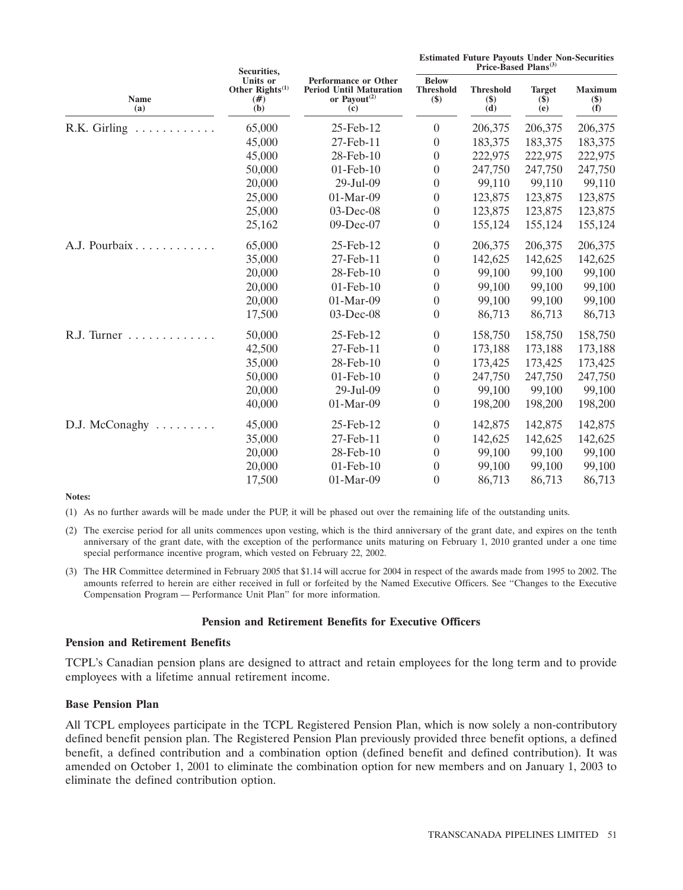| Name (a) | Securities, Units or Other Rights[(1)] (#) (b) | Performance or Other Period Until Maturation or Payout[(2)] (c) | Estimated Future Payouts Under Non-Securities Price-Based Plans[(3)] Below Threshold ($) | Threshold ($) (d) | Target ($) (e) | Maximum ($) (f) |
|---|---|---|---|---|---|---|
| R.K. Girling | 65,000 | 25-Feb-12 | 0 | 206,375 | 206,375 | 206,375 |
| | 45,000 | 27-Feb-11 | 0 | 183,375 | 183,375 | 183,375 |
| | 45,000 | 28-Feb-10 | 0 | 222,975 | 222,975 | 222,975 |
| | 50,000 | 01-Feb-10 | 0 | 247,750 | 247,750 | 247,750 |
| | 20,000 | 29-Jul-09 | 0 | 99,110 | 99,110 | 99,110 |
| | 25,000 | 01-Mar-09 | 0 | 123,875 | 123,875 | 123,875 |
| | 25,000 | 03-Dec-08 | 0 | 123,875 | 123,875 | 123,875 |
| | 25,162 | 09-Dec-07 | 0 | 155,124 | 155,124 | 155,124 |
| A.J. Pourbaix | 65,000 | 25-Feb-12 | 0 | 206,375 | 206,375 | 206,375 |
| | 35,000 | 27-Feb-11 | 0 | 142,625 | 142,625 | 142,625 |
| | 20,000 | 28-Feb-10 | 0 | 99,100 | 99,100 | 99,100 |
| | 20,000 | 01-Feb-10 | 0 | 99,100 | 99,100 | 99,100 |
| | 20,000 | 01-Mar-09 | 0 | 99,100 | 99,100 | 99,100 |
| | 17,500 | 03-Dec-08 | 0 | 86,713 | 86,713 | 86,713 |
| R.J. Turner | 50,000 | 25-Feb-12 | 0 | 158,750 | 158,750 | 158,750 |
| | 42,500 | 27-Feb-11 | 0 | 173,188 | 173,188 | 173,188 |
| | 35,000 | 28-Feb-10 | 0 | 173,425 | 173,425 | 173,425 |
| | 50,000 | 01-Feb-10 | 0 | 247,750 | 247,750 | 247,750 |
| | 20,000 | 29-Jul-09 | 0 | 99,100 | 99,100 | 99,100 |
| | 40,000 | 01-Mar-09 | 0 | 198,200 | 198,200 | 198,200 |
| D.J. McConaghy | 45,000 | 25-Feb-12 | 0 | 142,875 | 142,875 | 142,875 |
| | 35,000 | 27-Feb-11 | 0 | 142,625 | 142,625 | 142,625 |
| | 20,000 | 28-Feb-10 | 0 | 99,100 | 99,100 | 99,100 |
| | 20,000 | 01-Feb-10 | 0 | 99,100 | 99,100 | 99,100 |
| | 17,500 | 01-Mar-09 | 0 | 86,713 | 86,713 | 86,713 |

**Notes:**

(1) As no further awards will be made under the PUP, it will be phased out over the remaining life of the outstanding units.

(2) The exercise period for all units commences upon vesting, which is the third anniversary of the grant date, and expires on the tenth anniversary of the grant date, with the exception of the performance units maturing on February 1, 2010 granted under a one time special performance incentive program, which vested on February 22, 2002.

(3) The HR Committee determined in February 2005 that $1.14 will accrue for 2004 in respect of the awards made from 1995 to 2002. The amounts referred to herein are either received in full or forfeited by the Named Executive Officers. See "Changes to the Executive Compensation Program — Performance Unit Plan" for more information.

## Pension and Retirement Benefits for Executive Officers

### Pension and Retirement Benefits

TCPL's Canadian pension plans are designed to attract and retain employees for the long term and to provide employees with a lifetime annual retirement income.

### Base Pension Plan

All TCPL employees participate in the TCPL Registered Pension Plan, which is now solely a non-contributory defined benefit pension plan. The Registered Pension Plan previously provided three benefit options, a defined benefit, a defined contribution and a combination option (defined benefit and defined contribution). It was amended on October 1, 2001 to eliminate the combination option for new members and on January 1, 2003 to eliminate the defined contribution option.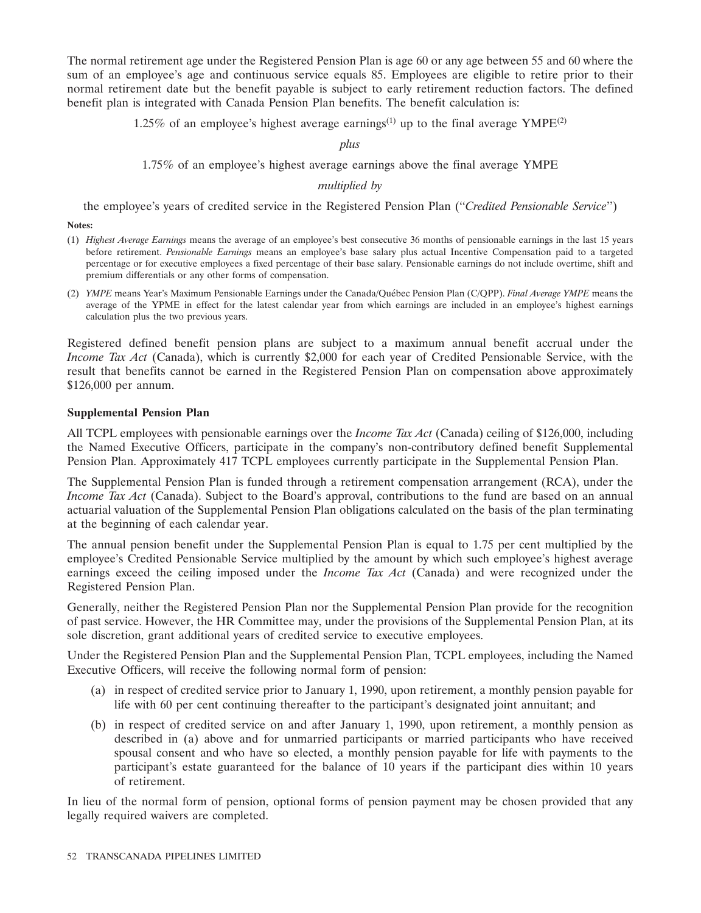The normal retirement age under the Registered Pension Plan is age 60 or any age between 55 and 60 where the sum of an employee's age and continuous service equals 85. Employees are eligible to retire prior to their normal retirement date but the benefit payable is subject to early retirement reduction factors. The defined benefit plan is integrated with Canada Pension Plan benefits. The benefit calculation is:

1.25% of an employee's highest average earnings[1] up to the final average YMPE[2]

*plus*

1.75% of an employee's highest average earnings above the final average YMPE

*multiplied by*

the employee's years of credited service in the Registered Pension Plan ("*Credited Pensionable Service*")

**Notes:**

(1) *Highest Average Earnings* means the average of an employee's best consecutive 36 months of pensionable earnings in the last 15 years before retirement. *Pensionable Earnings* means an employee's base salary plus actual Incentive Compensation paid to a targeted percentage or for executive employees a fixed percentage of their base salary. Pensionable earnings do not include overtime, shift and premium differentials or any other forms of compensation.

(2) *YMPE* means Year's Maximum Pensionable Earnings under the Canada/Québec Pension Plan (C/QPP). *Final Average YMPE* means the average of the YPME in effect for the latest calendar year from which earnings are included in an employee's highest earnings calculation plus the two previous years.

Registered defined benefit pension plans are subject to a maximum annual benefit accrual under the *Income Tax Act* (Canada), which is currently $2,000 for each year of Credited Pensionable Service, with the result that benefits cannot be earned in the Registered Pension Plan on compensation above approximately $126,000 per annum.

**Supplemental Pension Plan**

All TCPL employees with pensionable earnings over the *Income Tax Act* (Canada) ceiling of $126,000, including the Named Executive Officers, participate in the company's non-contributory defined benefit Supplemental Pension Plan. Approximately 417 TCPL employees currently participate in the Supplemental Pension Plan.

The Supplemental Pension Plan is funded through a retirement compensation arrangement (RCA), under the *Income Tax Act* (Canada). Subject to the Board's approval, contributions to the fund are based on an annual actuarial valuation of the Supplemental Pension Plan obligations calculated on the basis of the plan terminating at the beginning of each calendar year.

The annual pension benefit under the Supplemental Pension Plan is equal to 1.75 per cent multiplied by the employee's Credited Pensionable Service multiplied by the amount by which such employee's highest average earnings exceed the ceiling imposed under the *Income Tax Act* (Canada) and were recognized under the Registered Pension Plan.

Generally, neither the Registered Pension Plan nor the Supplemental Pension Plan provide for the recognition of past service. However, the HR Committee may, under the provisions of the Supplemental Pension Plan, at its sole discretion, grant additional years of credited service to executive employees.

Under the Registered Pension Plan and the Supplemental Pension Plan, TCPL employees, including the Named Executive Officers, will receive the following normal form of pension:

(a) in respect of credited service prior to January 1, 1990, upon retirement, a monthly pension payable for life with 60 per cent continuing thereafter to the participant's designated joint annuitant; and

(b) in respect of credited service on and after January 1, 1990, upon retirement, a monthly pension as described in (a) above and for unmarried participants or married participants who have received spousal consent and who have so elected, a monthly pension payable for life with payments to the participant's estate guaranteed for the balance of 10 years if the participant dies within 10 years of retirement.

In lieu of the normal form of pension, optional forms of pension payment may be chosen provided that any legally required waivers are completed.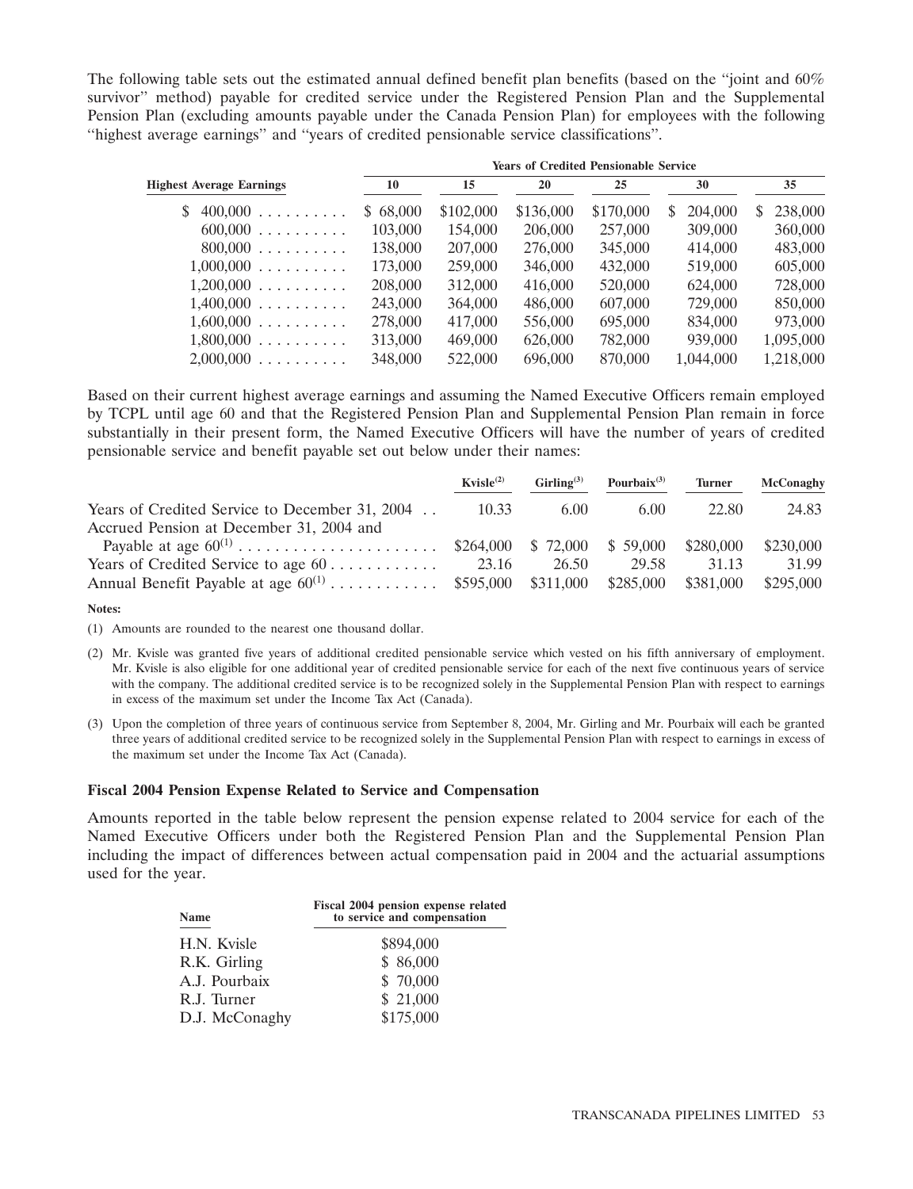The following table sets out the estimated annual defined benefit plan benefits (based on the "joint and 60% survivor" method) payable for credited service under the Registered Pension Plan and the Supplemental Pension Plan (excluding amounts payable under the Canada Pension Plan) for employees with the following "highest average earnings" and "years of credited pensionable service classifications".

| | Years of Credited Pensionable Service | | | | | |
|---|---|---|---|---|---|---|
| **Highest Average Earnings** | **10** | **15** | **20** | **25** | **30** | **35** |
| $ 400,000 | $ 68,000 | $102,000 | $136,000 | $170,000 | $ 204,000 | $ 238,000 |
| 600,000 | 103,000 | 154,000 | 206,000 | 257,000 | 309,000 | 360,000 |
| 800,000 | 138,000 | 207,000 | 276,000 | 345,000 | 414,000 | 483,000 |
| 1,000,000 | 173,000 | 259,000 | 346,000 | 432,000 | 519,000 | 605,000 |
| 1,200,000 | 208,000 | 312,000 | 416,000 | 520,000 | 624,000 | 728,000 |
| 1,400,000 | 243,000 | 364,000 | 486,000 | 607,000 | 729,000 | 850,000 |
| 1,600,000 | 278,000 | 417,000 | 556,000 | 695,000 | 834,000 | 973,000 |
| 1,800,000 | 313,000 | 469,000 | 626,000 | 782,000 | 939,000 | 1,095,000 |
| 2,000,000 | 348,000 | 522,000 | 696,000 | 870,000 | 1,044,000 | 1,218,000 |

Based on their current highest average earnings and assuming the Named Executive Officers remain employed by TCPL until age 60 and that the Registered Pension Plan and Supplemental Pension Plan remain in force substantially in their present form, the Named Executive Officers will have the number of years of credited pensionable service and benefit payable set out below under their names:

| | Kvisle[2] | Girling[3] | Pourbaix[3] | Turner | McConaghy |
|---|---|---|---|---|---|
| Years of Credited Service to December 31, 2004 | 10.33 | 6.00 | 6.00 | 22.80 | 24.83 |
| Accrued Pension at December 31, 2004 and Payable at age 60[1] | $264,000 | $ 72,000 | $ 59,000 | $280,000 | $230,000 |
| Years of Credited Service to age 60 | 23.16 | 26.50 | 29.58 | 31.13 | 31.99 |
| Annual Benefit Payable at age 60[1] | $595,000 | $311,000 | $285,000 | $381,000 | $295,000 |

**Notes:**

(1) Amounts are rounded to the nearest one thousand dollar.

(2) Mr. Kvisle was granted five years of additional credited pensionable service which vested on his fifth anniversary of employment. Mr. Kvisle is also eligible for one additional year of credited pensionable service for each of the next five continuous years of service with the company. The additional credited service is to be recognized solely in the Supplemental Pension Plan with respect to earnings in excess of the maximum set under the Income Tax Act (Canada).

(3) Upon the completion of three years of continuous service from September 8, 2004, Mr. Girling and Mr. Pourbaix will each be granted three years of additional credited service to be recognized solely in the Supplemental Pension Plan with respect to earnings in excess of the maximum set under the Income Tax Act (Canada).

### Fiscal 2004 Pension Expense Related to Service and Compensation

Amounts reported in the table below represent the pension expense related to 2004 service for each of the Named Executive Officers under both the Registered Pension Plan and the Supplemental Pension Plan including the impact of differences between actual compensation paid in 2004 and the actuarial assumptions used for the year.

| Name | Fiscal 2004 pension expense related to service and compensation |
|---|---|
| H.N. Kvisle | $894,000 |
| R.K. Girling | $ 86,000 |
| A.J. Pourbaix | $ 70,000 |
| R.J. Turner | $ 21,000 |
| D.J. McConaghy | $175,000 |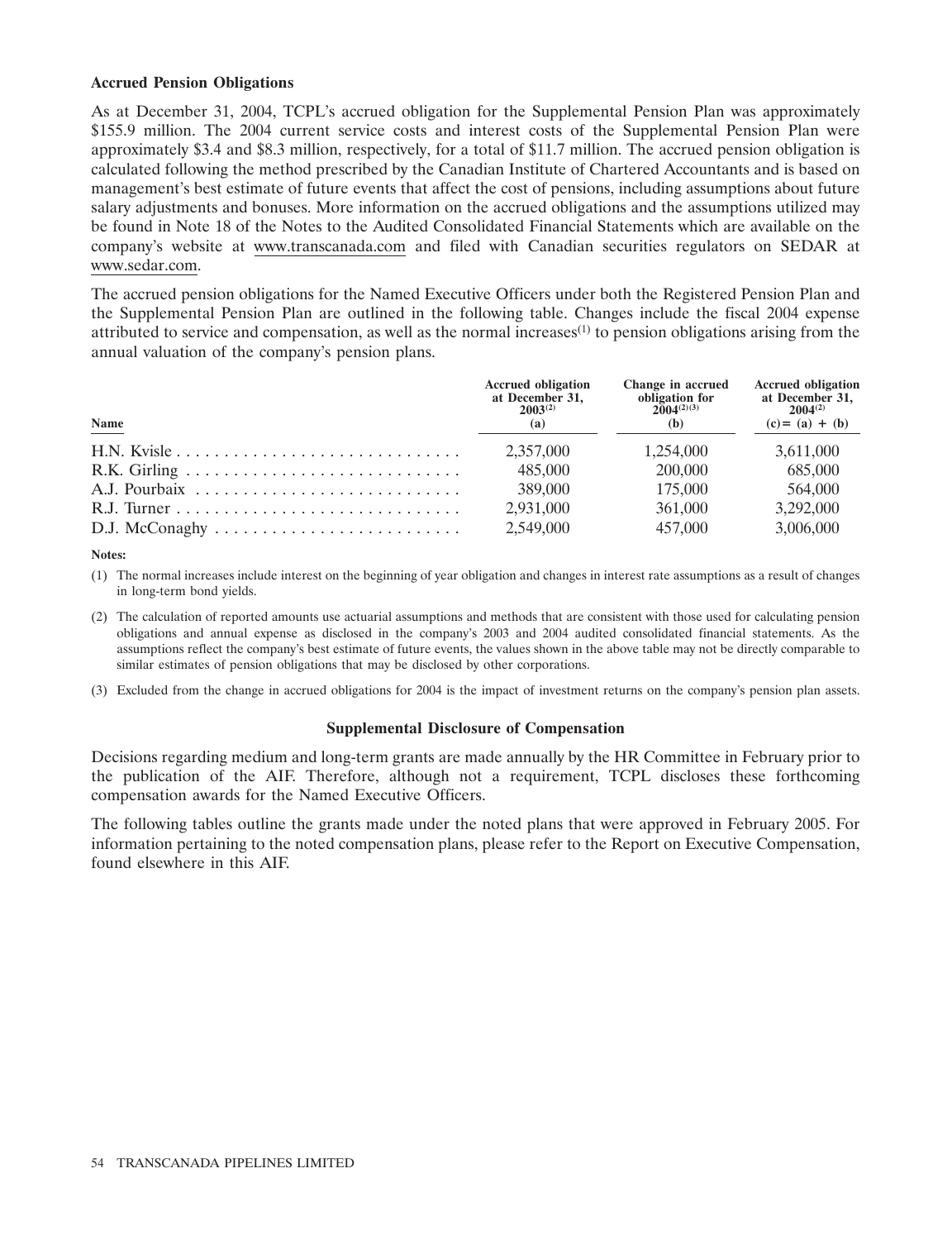**Accrued Pension Obligations**

As at December 31, 2004, TCPL's accrued obligation for the Supplemental Pension Plan was approximately \$155.9 million. The 2004 current service costs and interest costs of the Supplemental Pension Plan were approximately \$3.4 and \$8.3 million, respectively, for a total of \$11.7 million. The accrued pension obligation is calculated following the method prescribed by the Canadian Institute of Chartered Accountants and is based on management's best estimate of future events that affect the cost of pensions, including assumptions about future salary adjustments and bonuses. More information on the accrued obligations and the assumptions utilized may be found in Note 18 of the Notes to the Audited Consolidated Financial Statements which are available on the company's website at www.transcanada.com and filed with Canadian securities regulators on SEDAR at www.sedar.com.

The accrued pension obligations for the Named Executive Officers under both the Registered Pension Plan and the Supplemental Pension Plan are outlined in the following table. Changes include the fiscal 2004 expense attributed to service and compensation, as well as the normal increases[1] to pension obligations arising from the annual valuation of the company's pension plans.

| Name | Accrued obligation at December 31, 2003[2] (a) | Change in accrued obligation for 2004[2][3] (b) | Accrued obligation at December 31, 2004[2] (c) = (a) + (b) |
|---|---|---|---|
| H.N. Kvisle | 2,357,000 | 1,254,000 | 3,611,000 |
| R.K. Girling | 485,000 | 200,000 | 685,000 |
| A.J. Pourbaix | 389,000 | 175,000 | 564,000 |
| R.J. Turner | 2,931,000 | 361,000 | 3,292,000 |
| D.J. McConaghy | 2,549,000 | 457,000 | 3,006,000 |

**Notes:**

(1) The normal increases include interest on the beginning of year obligation and changes in interest rate assumptions as a result of changes in long-term bond yields.

(2) The calculation of reported amounts use actuarial assumptions and methods that are consistent with those used for calculating pension obligations and annual expense as disclosed in the company's 2003 and 2004 audited consolidated financial statements. As the assumptions reflect the company's best estimate of future events, the values shown in the above table may not be directly comparable to similar estimates of pension obligations that may be disclosed by other corporations.

(3) Excluded from the change in accrued obligations for 2004 is the impact of investment returns on the company's pension plan assets.

**Supplemental Disclosure of Compensation**

Decisions regarding medium and long-term grants are made annually by the HR Committee in February prior to the publication of the AIF. Therefore, although not a requirement, TCPL discloses these forthcoming compensation awards for the Named Executive Officers.

The following tables outline the grants made under the noted plans that were approved in February 2005. For information pertaining to the noted compensation plans, please refer to the Report on Executive Compensation, found elsewhere in this AIF.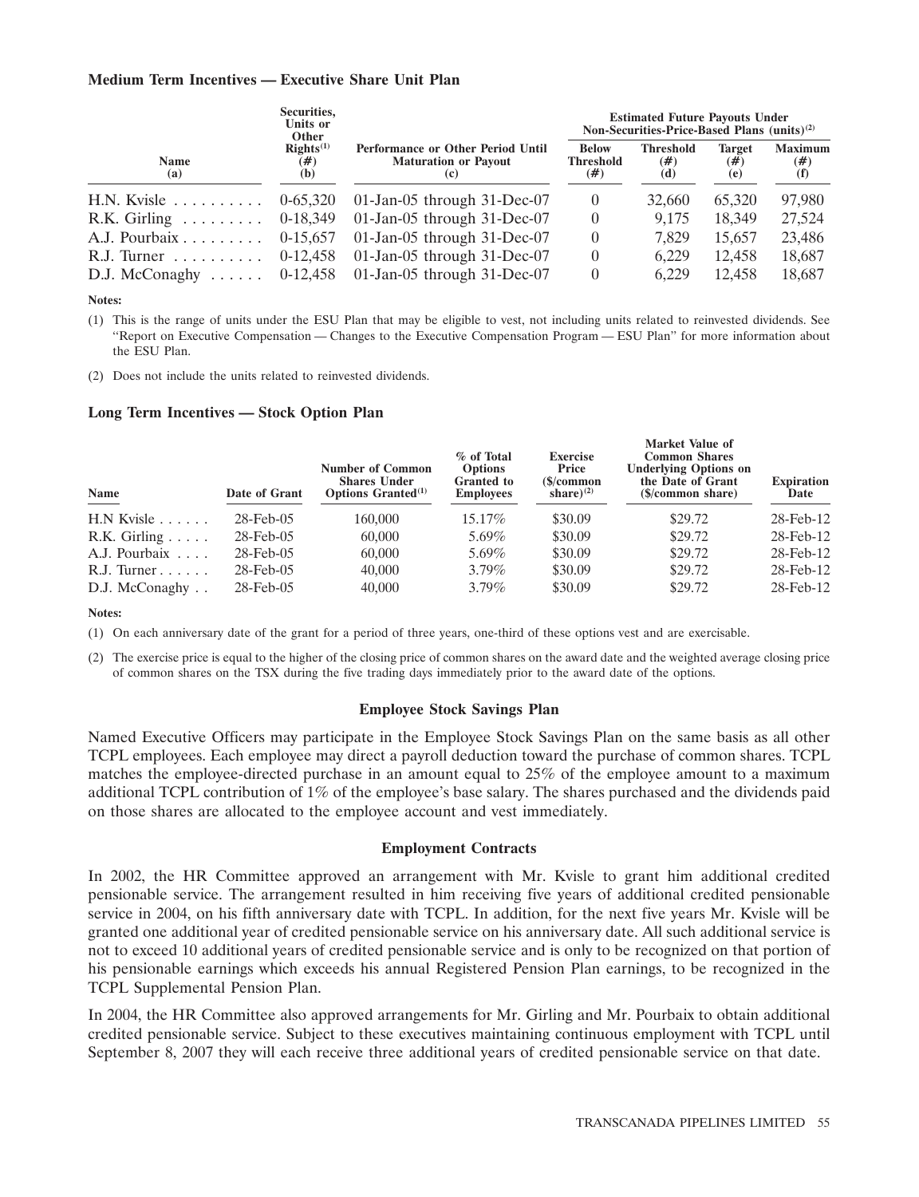### Medium Term Incentives — Executive Share Unit Plan

| Name (a) | Securities, Units or Other Rights[1] (#) (b) | Performance or Other Period Until Maturation or Payout (c) | Estimated Future Payouts Under Non-Securities-Price-Based Plans (units)[2] | | | |
|---|---|---|---|---|---|---|
| | | | Below Threshold (#) | Threshold (#) (d) | Target (#) (e) | Maximum (#) (f) |
| H.N. Kvisle | 0-65,320 | 01-Jan-05 through 31-Dec-07 | 0 | 32,660 | 65,320 | 97,980 |
| R.K. Girling | 0-18,349 | 01-Jan-05 through 31-Dec-07 | 0 | 9,175 | 18,349 | 27,524 |
| A.J. Pourbaix | 0-15,657 | 01-Jan-05 through 31-Dec-07 | 0 | 7,829 | 15,657 | 23,486 |
| R.J. Turner | 0-12,458 | 01-Jan-05 through 31-Dec-07 | 0 | 6,229 | 12,458 | 18,687 |
| D.J. McConaghy | 0-12,458 | 01-Jan-05 through 31-Dec-07 | 0 | 6,229 | 12,458 | 18,687 |

**Notes:**

(1) This is the range of units under the ESU Plan that may be eligible to vest, not including units related to reinvested dividends. See "Report on Executive Compensation — Changes to the Executive Compensation Program — ESU Plan" for more information about the ESU Plan.

(2) Does not include the units related to reinvested dividends.

### Long Term Incentives — Stock Option Plan

| Name | Date of Grant | Number of Common Shares Under Options Granted[1] | % of Total Options Granted to Employees | Exercise Price ($/common share)[2] | Market Value of Common Shares Underlying Options on the Date of Grant ($/common share) | Expiration Date |
|---|---|---|---|---|---|---|
| H.N Kvisle | 28-Feb-05 | 160,000 | 15.17% | $30.09 | $29.72 | 28-Feb-12 |
| R.K. Girling | 28-Feb-05 | 60,000 | 5.69% | $30.09 | $29.72 | 28-Feb-12 |
| A.J. Pourbaix | 28-Feb-05 | 60,000 | 5.69% | $30.09 | $29.72 | 28-Feb-12 |
| R.J. Turner | 28-Feb-05 | 40,000 | 3.79% | $30.09 | $29.72 | 28-Feb-12 |
| D.J. McConaghy | 28-Feb-05 | 40,000 | 3.79% | $30.09 | $29.72 | 28-Feb-12 |

**Notes:**

(1) On each anniversary date of the grant for a period of three years, one-third of these options vest and are exercisable.

(2) The exercise price is equal to the higher of the closing price of common shares on the award date and the weighted average closing price of common shares on the TSX during the five trading days immediately prior to the award date of the options.

#### Employee Stock Savings Plan

Named Executive Officers may participate in the Employee Stock Savings Plan on the same basis as all other TCPL employees. Each employee may direct a payroll deduction toward the purchase of common shares. TCPL matches the employee-directed purchase in an amount equal to 25% of the employee amount to a maximum additional TCPL contribution of 1% of the employee's base salary. The shares purchased and the dividends paid on those shares are allocated to the employee account and vest immediately.

#### Employment Contracts

In 2002, the HR Committee approved an arrangement with Mr. Kvisle to grant him additional credited pensionable service. The arrangement resulted in him receiving five years of additional credited pensionable service in 2004, on his fifth anniversary date with TCPL. In addition, for the next five years Mr. Kvisle will be granted one additional year of credited pensionable service on his anniversary date. All such additional service is not to exceed 10 additional years of credited pensionable service and is only to be recognized on that portion of his pensionable earnings which exceeds his annual Registered Pension Plan earnings, to be recognized in the TCPL Supplemental Pension Plan.

In 2004, the HR Committee also approved arrangements for Mr. Girling and Mr. Pourbaix to obtain additional credited pensionable service. Subject to these executives maintaining continuous employment with TCPL until September 8, 2007 they will each receive three additional years of credited pensionable service on that date.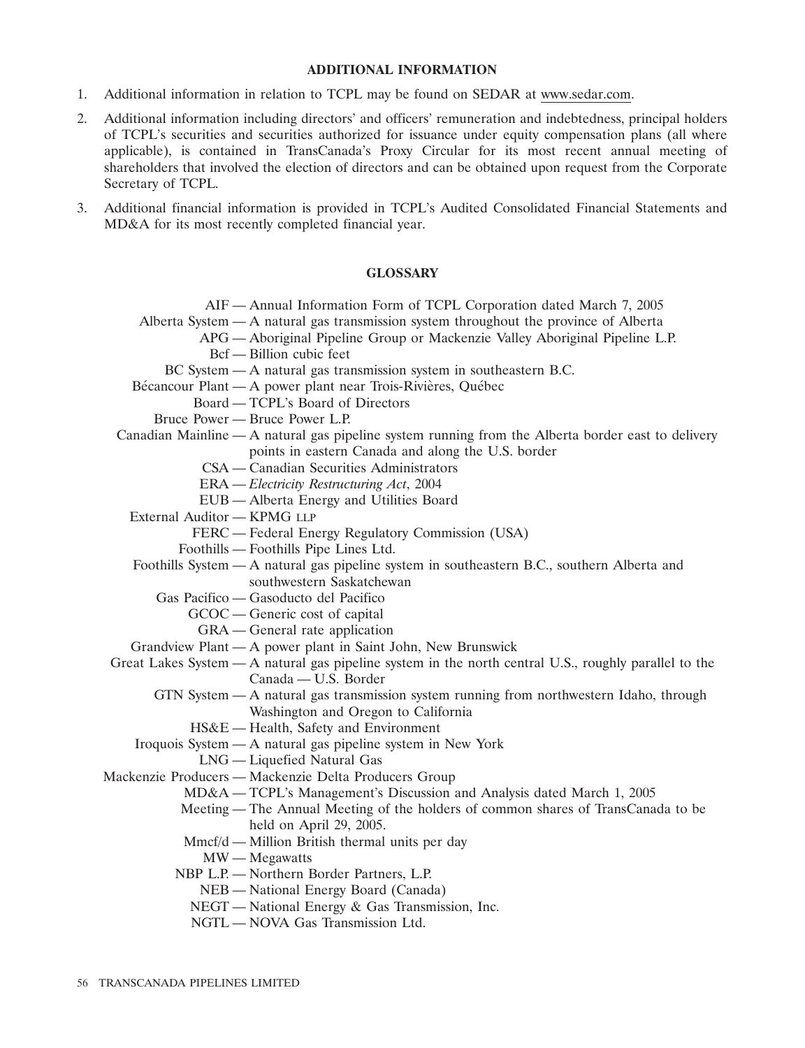## ADDITIONAL INFORMATION

1. Additional information in relation to TCPL may be found on SEDAR at www.sedar.com.
2. Additional information including directors' and officers' remuneration and indebtedness, principal holders of TCPL's securities and securities authorized for issuance under equity compensation plans (all where applicable), is contained in TransCanada's Proxy Circular for its most recent annual meeting of shareholders that involved the election of directors and can be obtained upon request from the Corporate Secretary of TCPL.
3. Additional financial information is provided in TCPL's Audited Consolidated Financial Statements and MD&A for its most recently completed financial year.

## GLOSSARY

AIF — Annual Information Form of TCPL Corporation dated March 7, 2005
Alberta System — A natural gas transmission system throughout the province of Alberta
APG — Aboriginal Pipeline Group or Mackenzie Valley Aboriginal Pipeline L.P.
Bcf — Billion cubic feet
BC System — A natural gas transmission system in southeastern B.C.
Bécancour Plant — A power plant near Trois-Rivières, Québec
Board — TCPL's Board of Directors
Bruce Power — Bruce Power L.P.
Canadian Mainline — A natural gas pipeline system running from the Alberta border east to delivery points in eastern Canada and along the U.S. border
CSA — Canadian Securities Administrators
ERA — *Electricity Restructuring Act*, 2004
EUB — Alberta Energy and Utilities Board
External Auditor — KPMG LLP
FERC — Federal Energy Regulatory Commission (USA)
Foothills — Foothills Pipe Lines Ltd.
Foothills System — A natural gas pipeline system in southeastern B.C., southern Alberta and southwestern Saskatchewan
Gas Pacifico — Gasoducto del Pacifico
GCOC — Generic cost of capital
GRA — General rate application
Grandview Plant — A power plant in Saint John, New Brunswick
Great Lakes System — A natural gas pipeline system in the north central U.S., roughly parallel to the Canada — U.S. Border
GTN System — A natural gas transmission system running from northwestern Idaho, through Washington and Oregon to California
HS&E — Health, Safety and Environment
Iroquois System — A natural gas pipeline system in New York
LNG — Liquefied Natural Gas
Mackenzie Producers — Mackenzie Delta Producers Group
MD&A — TCPL's Management's Discussion and Analysis dated March 1, 2005
Meeting — The Annual Meeting of the holders of common shares of TransCanada to be held on April 29, 2005.
Mmcf/d — Million British thermal units per day
MW — Megawatts
NBP L.P. — Northern Border Partners, L.P.
NEB — National Energy Board (Canada)
NEGT — National Energy & Gas Transmission, Inc.
NGTL — NOVA Gas Transmission Ltd.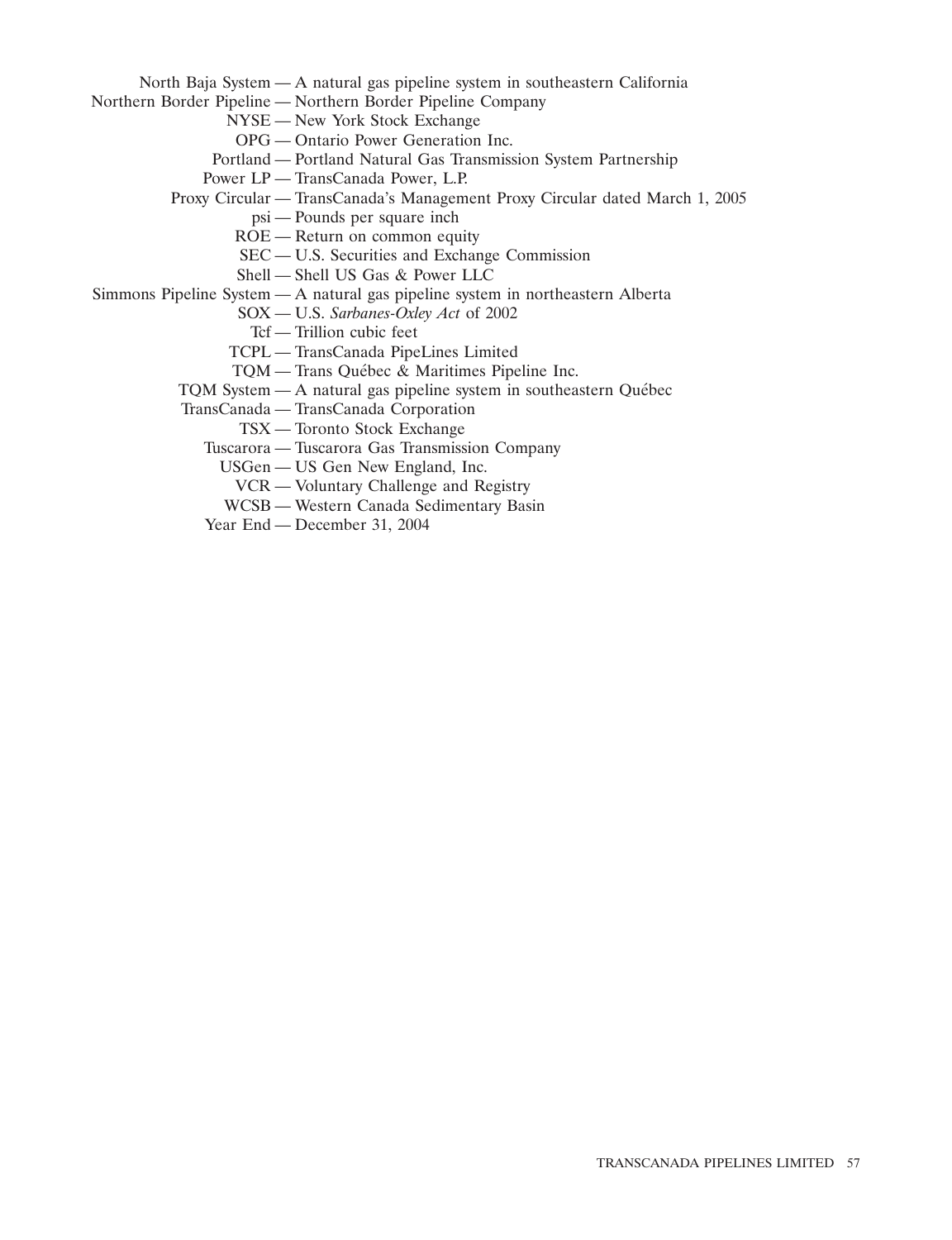North Baja System — A natural gas pipeline system in southeastern California
Northern Border Pipeline — Northern Border Pipeline Company
NYSE — New York Stock Exchange
OPG — Ontario Power Generation Inc.
Portland — Portland Natural Gas Transmission System Partnership
Power LP — TransCanada Power, L.P.
Proxy Circular — TransCanada's Management Proxy Circular dated March 1, 2005
psi — Pounds per square inch
ROE — Return on common equity
SEC — U.S. Securities and Exchange Commission
Shell — Shell US Gas & Power LLC
Simmons Pipeline System — A natural gas pipeline system in northeastern Alberta
SOX — U.S. *Sarbanes-Oxley Act* of 2002
Tcf — Trillion cubic feet
TCPL — TransCanada PipeLines Limited
TQM — Trans Québec & Maritimes Pipeline Inc.
TQM System — A natural gas pipeline system in southeastern Québec
TransCanada — TransCanada Corporation
TSX — Toronto Stock Exchange
Tuscarora — Tuscarora Gas Transmission Company
USGen — US Gen New England, Inc.
VCR — Voluntary Challenge and Registry
WCSB — Western Canada Sedimentary Basin
Year End — December 31, 2004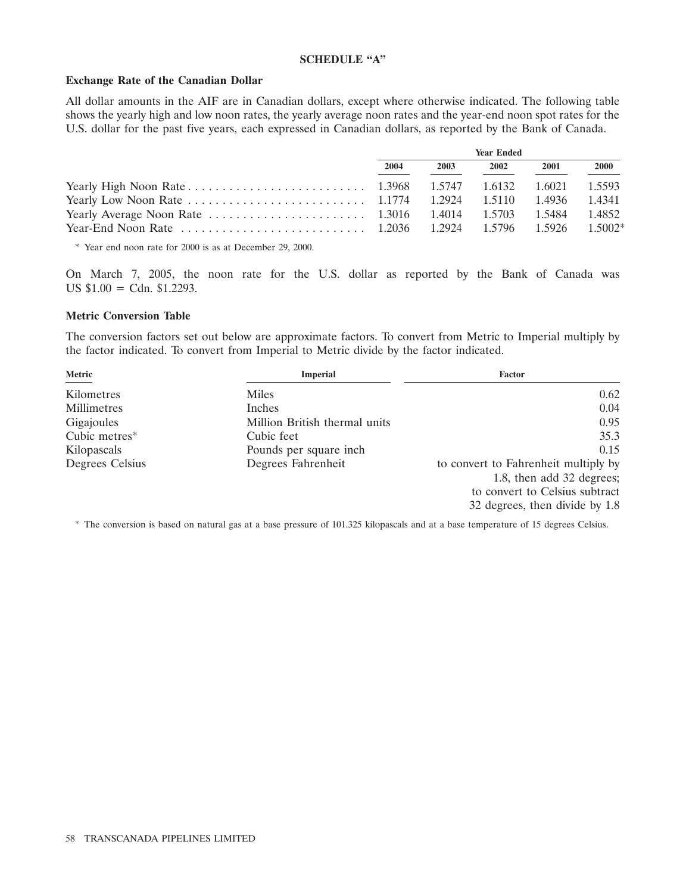**SCHEDULE "A"**

**Exchange Rate of the Canadian Dollar**

All dollar amounts in the AIF are in Canadian dollars, except where otherwise indicated. The following table shows the yearly high and low noon rates, the yearly average noon rates and the year-end noon spot rates for the U.S. dollar for the past five years, each expressed in Canadian dollars, as reported by the Bank of Canada.

| | Year Ended | | | | |
|---|---|---|---|---|---|
| | **2004** | **2003** | **2002** | **2001** | **2000** |
| Yearly High Noon Rate | 1.3968 | 1.5747 | 1.6132 | 1.6021 | 1.5593 |
| Yearly Low Noon Rate | 1.1774 | 1.2924 | 1.5110 | 1.4936 | 1.4341 |
| Yearly Average Noon Rate | 1.3016 | 1.4014 | 1.5703 | 1.5484 | 1.4852 |
| Year-End Noon Rate | 1.2036 | 1.2924 | 1.5796 | 1.5926 | 1.5002* |

\* Year end noon rate for 2000 is as at December 29, 2000.

On March 7, 2005, the noon rate for the U.S. dollar as reported by the Bank of Canada was US $1.00 = Cdn. $1.2293.

**Metric Conversion Table**

The conversion factors set out below are approximate factors. To convert from Metric to Imperial multiply by the factor indicated. To convert from Imperial to Metric divide by the factor indicated.

| Metric | Imperial | Factor |
|---|---|---|
| Kilometres | Miles | 0.62 |
| Millimetres | Inches | 0.04 |
| Gigajoules | Million British thermal units | 0.95 |
| Cubic metres* | Cubic feet | 35.3 |
| Kilopascals | Pounds per square inch | 0.15 |
| Degrees Celsius | Degrees Fahrenheit | to convert to Fahrenheit multiply by 1.8, then add 32 degrees; to convert to Celsius subtract 32 degrees, then divide by 1.8 |

\* The conversion is based on natural gas at a base pressure of 101.325 kilopascals and at a base temperature of 15 degrees Celsius.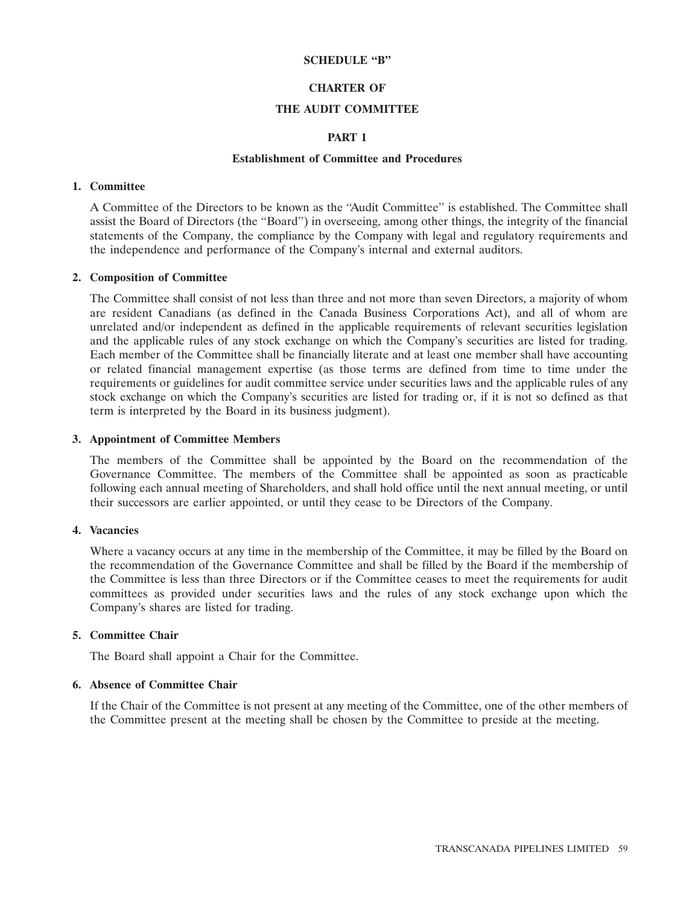# SCHEDULE "B"

## CHARTER OF

## THE AUDIT COMMITTEE

### PART 1

### Establishment of Committee and Procedures

**1. Committee**

A Committee of the Directors to be known as the "Audit Committee" is established. The Committee shall assist the Board of Directors (the "Board") in overseeing, among other things, the integrity of the financial statements of the Company, the compliance by the Company with legal and regulatory requirements and the independence and performance of the Company's internal and external auditors.

**2. Composition of Committee**

The Committee shall consist of not less than three and not more than seven Directors, a majority of whom are resident Canadians (as defined in the Canada Business Corporations Act), and all of whom are unrelated and/or independent as defined in the applicable requirements of relevant securities legislation and the applicable rules of any stock exchange on which the Company's securities are listed for trading. Each member of the Committee shall be financially literate and at least one member shall have accounting or related financial management expertise (as those terms are defined from time to time under the requirements or guidelines for audit committee service under securities laws and the applicable rules of any stock exchange on which the Company's securities are listed for trading or, if it is not so defined as that term is interpreted by the Board in its business judgment).

**3. Appointment of Committee Members**

The members of the Committee shall be appointed by the Board on the recommendation of the Governance Committee. The members of the Committee shall be appointed as soon as practicable following each annual meeting of Shareholders, and shall hold office until the next annual meeting, or until their successors are earlier appointed, or until they cease to be Directors of the Company.

**4. Vacancies**

Where a vacancy occurs at any time in the membership of the Committee, it may be filled by the Board on the recommendation of the Governance Committee and shall be filled by the Board if the membership of the Committee is less than three Directors or if the Committee ceases to meet the requirements for audit committees as provided under securities laws and the rules of any stock exchange upon which the Company's shares are listed for trading.

**5. Committee Chair**

The Board shall appoint a Chair for the Committee.

**6. Absence of Committee Chair**

If the Chair of the Committee is not present at any meeting of the Committee, one of the other members of the Committee present at the meeting shall be chosen by the Committee to preside at the meeting.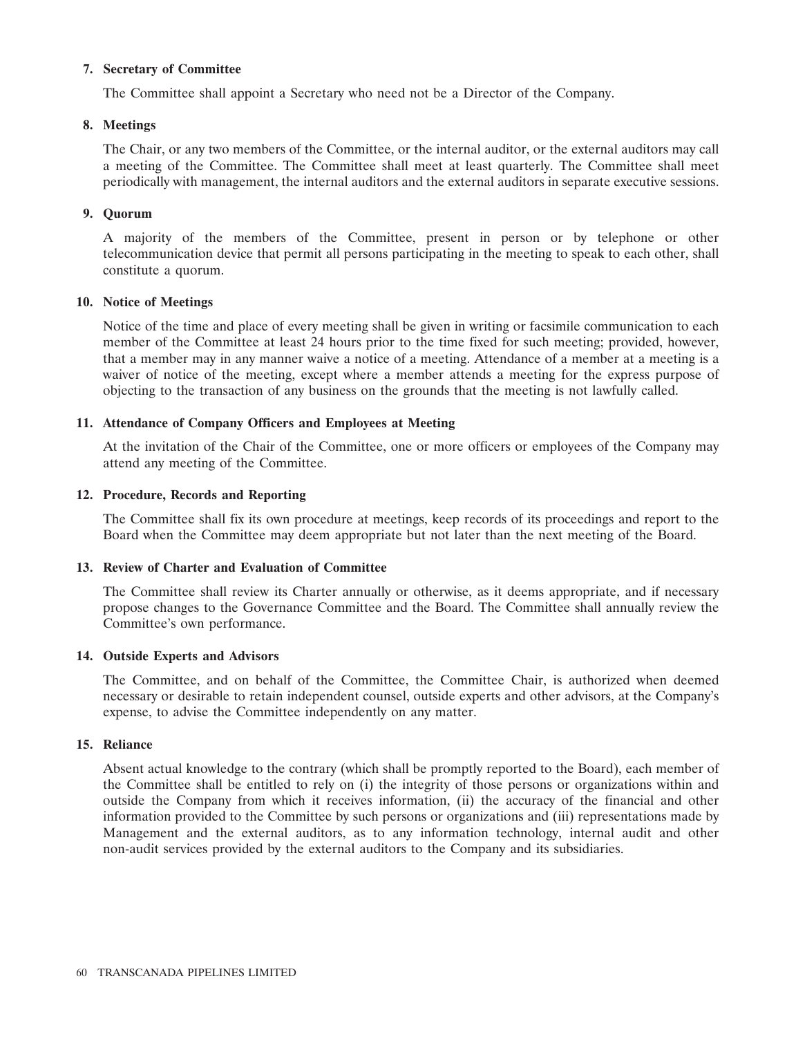**7. Secretary of Committee**

The Committee shall appoint a Secretary who need not be a Director of the Company.

**8. Meetings**

The Chair, or any two members of the Committee, or the internal auditor, or the external auditors may call a meeting of the Committee. The Committee shall meet at least quarterly. The Committee shall meet periodically with management, the internal auditors and the external auditors in separate executive sessions.

**9. Quorum**

A majority of the members of the Committee, present in person or by telephone or other telecommunication device that permit all persons participating in the meeting to speak to each other, shall constitute a quorum.

**10. Notice of Meetings**

Notice of the time and place of every meeting shall be given in writing or facsimile communication to each member of the Committee at least 24 hours prior to the time fixed for such meeting; provided, however, that a member may in any manner waive a notice of a meeting. Attendance of a member at a meeting is a waiver of notice of the meeting, except where a member attends a meeting for the express purpose of objecting to the transaction of any business on the grounds that the meeting is not lawfully called.

**11. Attendance of Company Officers and Employees at Meeting**

At the invitation of the Chair of the Committee, one or more officers or employees of the Company may attend any meeting of the Committee.

**12. Procedure, Records and Reporting**

The Committee shall fix its own procedure at meetings, keep records of its proceedings and report to the Board when the Committee may deem appropriate but not later than the next meeting of the Board.

**13. Review of Charter and Evaluation of Committee**

The Committee shall review its Charter annually or otherwise, as it deems appropriate, and if necessary propose changes to the Governance Committee and the Board. The Committee shall annually review the Committee's own performance.

**14. Outside Experts and Advisors**

The Committee, and on behalf of the Committee, the Committee Chair, is authorized when deemed necessary or desirable to retain independent counsel, outside experts and other advisors, at the Company's expense, to advise the Committee independently on any matter.

**15. Reliance**

Absent actual knowledge to the contrary (which shall be promptly reported to the Board), each member of the Committee shall be entitled to rely on (i) the integrity of those persons or organizations within and outside the Company from which it receives information, (ii) the accuracy of the financial and other information provided to the Committee by such persons or organizations and (iii) representations made by Management and the external auditors, as to any information technology, internal audit and other non-audit services provided by the external auditors to the Company and its subsidiaries.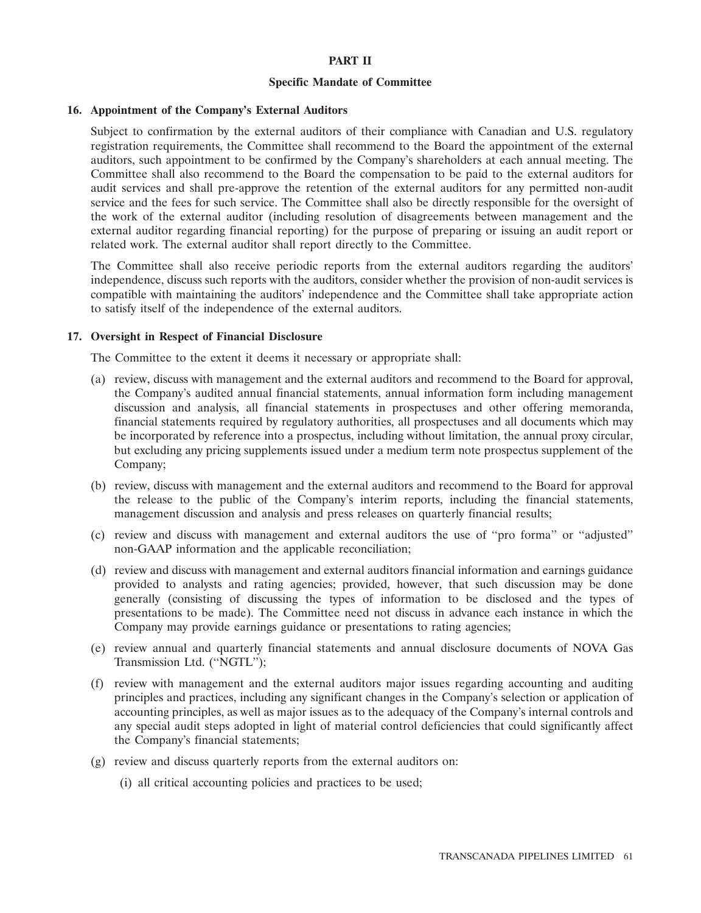## PART II

### Specific Mandate of Committee

**16. Appointment of the Company's External Auditors**

Subject to confirmation by the external auditors of their compliance with Canadian and U.S. regulatory registration requirements, the Committee shall recommend to the Board the appointment of the external auditors, such appointment to be confirmed by the Company's shareholders at each annual meeting. The Committee shall also recommend to the Board the compensation to be paid to the external auditors for audit services and shall pre-approve the retention of the external auditors for any permitted non-audit service and the fees for such service. The Committee shall also be directly responsible for the oversight of the work of the external auditor (including resolution of disagreements between management and the external auditor regarding financial reporting) for the purpose of preparing or issuing an audit report or related work. The external auditor shall report directly to the Committee.

The Committee shall also receive periodic reports from the external auditors regarding the auditors' independence, discuss such reports with the auditors, consider whether the provision of non-audit services is compatible with maintaining the auditors' independence and the Committee shall take appropriate action to satisfy itself of the independence of the external auditors.

**17. Oversight in Respect of Financial Disclosure**

The Committee to the extent it deems it necessary or appropriate shall:

(a) review, discuss with management and the external auditors and recommend to the Board for approval, the Company's audited annual financial statements, annual information form including management discussion and analysis, all financial statements in prospectuses and other offering memoranda, financial statements required by regulatory authorities, all prospectuses and all documents which may be incorporated by reference into a prospectus, including without limitation, the annual proxy circular, but excluding any pricing supplements issued under a medium term note prospectus supplement of the Company;

(b) review, discuss with management and the external auditors and recommend to the Board for approval the release to the public of the Company's interim reports, including the financial statements, management discussion and analysis and press releases on quarterly financial results;

(c) review and discuss with management and external auditors the use of "pro forma" or "adjusted" non-GAAP information and the applicable reconciliation;

(d) review and discuss with management and external auditors financial information and earnings guidance provided to analysts and rating agencies; provided, however, that such discussion may be done generally (consisting of discussing the types of information to be disclosed and the types of presentations to be made). The Committee need not discuss in advance each instance in which the Company may provide earnings guidance or presentations to rating agencies;

(e) review annual and quarterly financial statements and annual disclosure documents of NOVA Gas Transmission Ltd. ("NGTL");

(f) review with management and the external auditors major issues regarding accounting and auditing principles and practices, including any significant changes in the Company's selection or application of accounting principles, as well as major issues as to the adequacy of the Company's internal controls and any special audit steps adopted in light of material control deficiencies that could significantly affect the Company's financial statements;

(g) review and discuss quarterly reports from the external auditors on:

(i) all critical accounting policies and practices to be used;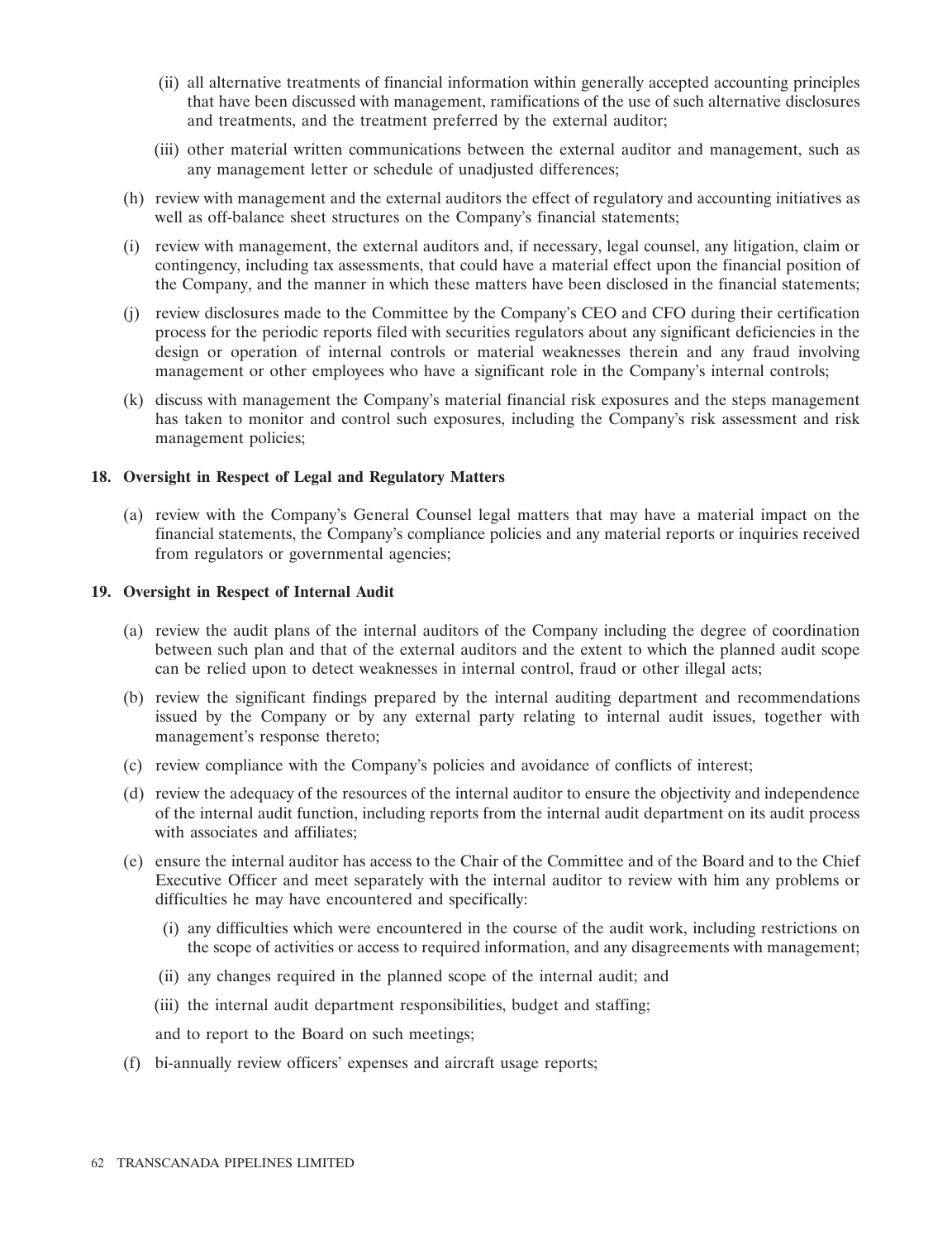(ii) all alternative treatments of financial information within generally accepted accounting principles that have been discussed with management, ramifications of the use of such alternative disclosures and treatments, and the treatment preferred by the external auditor;

(iii) other material written communications between the external auditor and management, such as any management letter or schedule of unadjusted differences;

(h) review with management and the external auditors the effect of regulatory and accounting initiatives as well as off-balance sheet structures on the Company's financial statements;

(i) review with management, the external auditors and, if necessary, legal counsel, any litigation, claim or contingency, including tax assessments, that could have a material effect upon the financial position of the Company, and the manner in which these matters have been disclosed in the financial statements;

(j) review disclosures made to the Committee by the Company's CEO and CFO during their certification process for the periodic reports filed with securities regulators about any significant deficiencies in the design or operation of internal controls or material weaknesses therein and any fraud involving management or other employees who have a significant role in the Company's internal controls;

(k) discuss with management the Company's material financial risk exposures and the steps management has taken to monitor and control such exposures, including the Company's risk assessment and risk management policies;

**18. Oversight in Respect of Legal and Regulatory Matters**

(a) review with the Company's General Counsel legal matters that may have a material impact on the financial statements, the Company's compliance policies and any material reports or inquiries received from regulators or governmental agencies;

**19. Oversight in Respect of Internal Audit**

(a) review the audit plans of the internal auditors of the Company including the degree of coordination between such plan and that of the external auditors and the extent to which the planned audit scope can be relied upon to detect weaknesses in internal control, fraud or other illegal acts;

(b) review the significant findings prepared by the internal auditing department and recommendations issued by the Company or by any external party relating to internal audit issues, together with management's response thereto;

(c) review compliance with the Company's policies and avoidance of conflicts of interest;

(d) review the adequacy of the resources of the internal auditor to ensure the objectivity and independence of the internal audit function, including reports from the internal audit department on its audit process with associates and affiliates;

(e) ensure the internal auditor has access to the Chair of the Committee and of the Board and to the Chief Executive Officer and meet separately with the internal auditor to review with him any problems or difficulties he may have encountered and specifically:

(i) any difficulties which were encountered in the course of the audit work, including restrictions on the scope of activities or access to required information, and any disagreements with management;

(ii) any changes required in the planned scope of the internal audit; and

(iii) the internal audit department responsibilities, budget and staffing;

and to report to the Board on such meetings;

(f) bi-annually review officers' expenses and aircraft usage reports;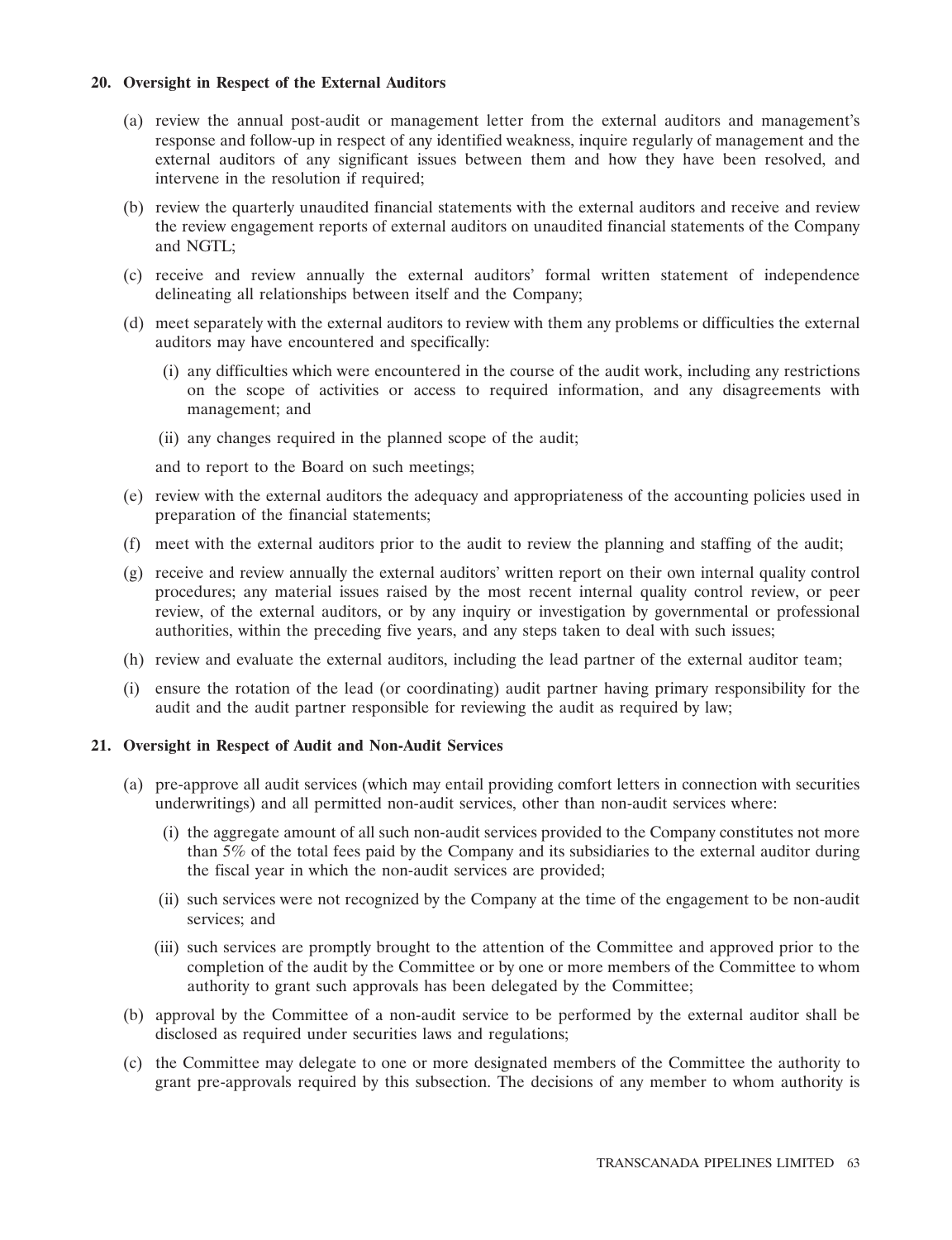### 20. Oversight in Respect of the External Auditors

(a) review the annual post-audit or management letter from the external auditors and management's response and follow-up in respect of any identified weakness, inquire regularly of management and the external auditors of any significant issues between them and how they have been resolved, and intervene in the resolution if required;

(b) review the quarterly unaudited financial statements with the external auditors and receive and review the review engagement reports of external auditors on unaudited financial statements of the Company and NGTL;

(c) receive and review annually the external auditors' formal written statement of independence delineating all relationships between itself and the Company;

(d) meet separately with the external auditors to review with them any problems or difficulties the external auditors may have encountered and specifically:

  (i) any difficulties which were encountered in the course of the audit work, including any restrictions on the scope of activities or access to required information, and any disagreements with management; and

  (ii) any changes required in the planned scope of the audit;

  and to report to the Board on such meetings;

(e) review with the external auditors the adequacy and appropriateness of the accounting policies used in preparation of the financial statements;

(f) meet with the external auditors prior to the audit to review the planning and staffing of the audit;

(g) receive and review annually the external auditors' written report on their own internal quality control procedures; any material issues raised by the most recent internal quality control review, or peer review, of the external auditors, or by any inquiry or investigation by governmental or professional authorities, within the preceding five years, and any steps taken to deal with such issues;

(h) review and evaluate the external auditors, including the lead partner of the external auditor team;

(i) ensure the rotation of the lead (or coordinating) audit partner having primary responsibility for the audit and the audit partner responsible for reviewing the audit as required by law;

### 21. Oversight in Respect of Audit and Non-Audit Services

(a) pre-approve all audit services (which may entail providing comfort letters in connection with securities underwritings) and all permitted non-audit services, other than non-audit services where:

  (i) the aggregate amount of all such non-audit services provided to the Company constitutes not more than 5% of the total fees paid by the Company and its subsidiaries to the external auditor during the fiscal year in which the non-audit services are provided;

  (ii) such services were not recognized by the Company at the time of the engagement to be non-audit services; and

  (iii) such services are promptly brought to the attention of the Committee and approved prior to the completion of the audit by the Committee or by one or more members of the Committee to whom authority to grant such approvals has been delegated by the Committee;

(b) approval by the Committee of a non-audit service to be performed by the external auditor shall be disclosed as required under securities laws and regulations;

(c) the Committee may delegate to one or more designated members of the Committee the authority to grant pre-approvals required by this subsection. The decisions of any member to whom authority is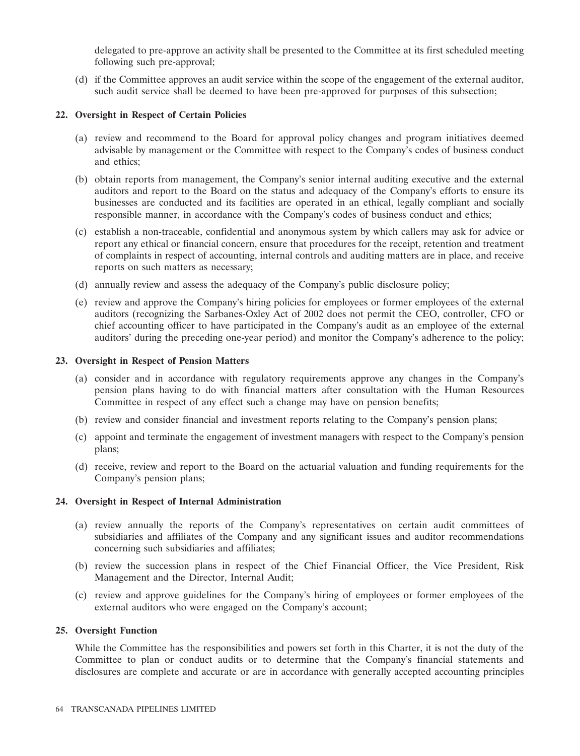delegated to pre-approve an activity shall be presented to the Committee at its first scheduled meeting following such pre-approval;

(d) if the Committee approves an audit service within the scope of the engagement of the external auditor, such audit service shall be deemed to have been pre-approved for purposes of this subsection;

**22. Oversight in Respect of Certain Policies**

(a) review and recommend to the Board for approval policy changes and program initiatives deemed advisable by management or the Committee with respect to the Company's codes of business conduct and ethics;

(b) obtain reports from management, the Company's senior internal auditing executive and the external auditors and report to the Board on the status and adequacy of the Company's efforts to ensure its businesses are conducted and its facilities are operated in an ethical, legally compliant and socially responsible manner, in accordance with the Company's codes of business conduct and ethics;

(c) establish a non-traceable, confidential and anonymous system by which callers may ask for advice or report any ethical or financial concern, ensure that procedures for the receipt, retention and treatment of complaints in respect of accounting, internal controls and auditing matters are in place, and receive reports on such matters as necessary;

(d) annually review and assess the adequacy of the Company's public disclosure policy;

(e) review and approve the Company's hiring policies for employees or former employees of the external auditors (recognizing the Sarbanes-Oxley Act of 2002 does not permit the CEO, controller, CFO or chief accounting officer to have participated in the Company's audit as an employee of the external auditors' during the preceding one-year period) and monitor the Company's adherence to the policy;

**23. Oversight in Respect of Pension Matters**

(a) consider and in accordance with regulatory requirements approve any changes in the Company's pension plans having to do with financial matters after consultation with the Human Resources Committee in respect of any effect such a change may have on pension benefits;

(b) review and consider financial and investment reports relating to the Company's pension plans;

(c) appoint and terminate the engagement of investment managers with respect to the Company's pension plans;

(d) receive, review and report to the Board on the actuarial valuation and funding requirements for the Company's pension plans;

**24. Oversight in Respect of Internal Administration**

(a) review annually the reports of the Company's representatives on certain audit committees of subsidiaries and affiliates of the Company and any significant issues and auditor recommendations concerning such subsidiaries and affiliates;

(b) review the succession plans in respect of the Chief Financial Officer, the Vice President, Risk Management and the Director, Internal Audit;

(c) review and approve guidelines for the Company's hiring of employees or former employees of the external auditors who were engaged on the Company's account;

**25. Oversight Function**

While the Committee has the responsibilities and powers set forth in this Charter, it is not the duty of the Committee to plan or conduct audits or to determine that the Company's financial statements and disclosures are complete and accurate or are in accordance with generally accepted accounting principles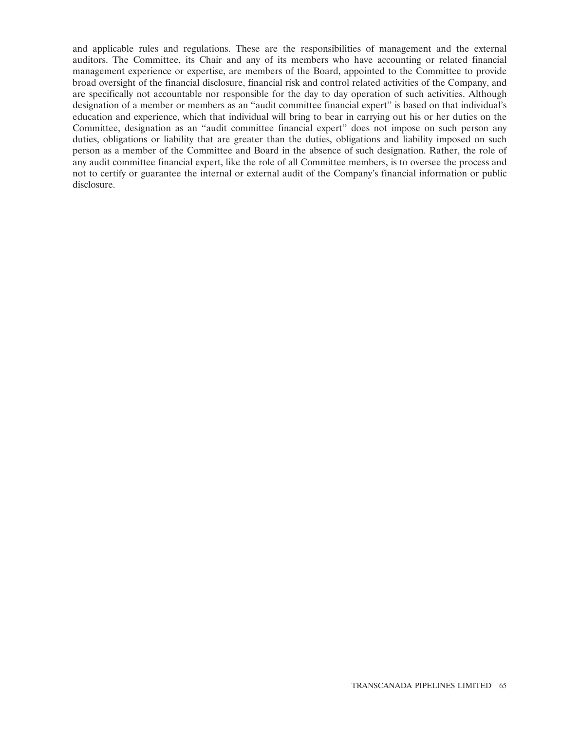and applicable rules and regulations. These are the responsibilities of management and the external auditors. The Committee, its Chair and any of its members who have accounting or related financial management experience or expertise, are members of the Board, appointed to the Committee to provide broad oversight of the financial disclosure, financial risk and control related activities of the Company, and are specifically not accountable nor responsible for the day to day operation of such activities. Although designation of a member or members as an ''audit committee financial expert'' is based on that individual's education and experience, which that individual will bring to bear in carrying out his or her duties on the Committee, designation as an ''audit committee financial expert'' does not impose on such person any duties, obligations or liability that are greater than the duties, obligations and liability imposed on such person as a member of the Committee and Board in the absence of such designation. Rather, the role of any audit committee financial expert, like the role of all Committee members, is to oversee the process and not to certify or guarantee the internal or external audit of the Company's financial information or public disclosure.